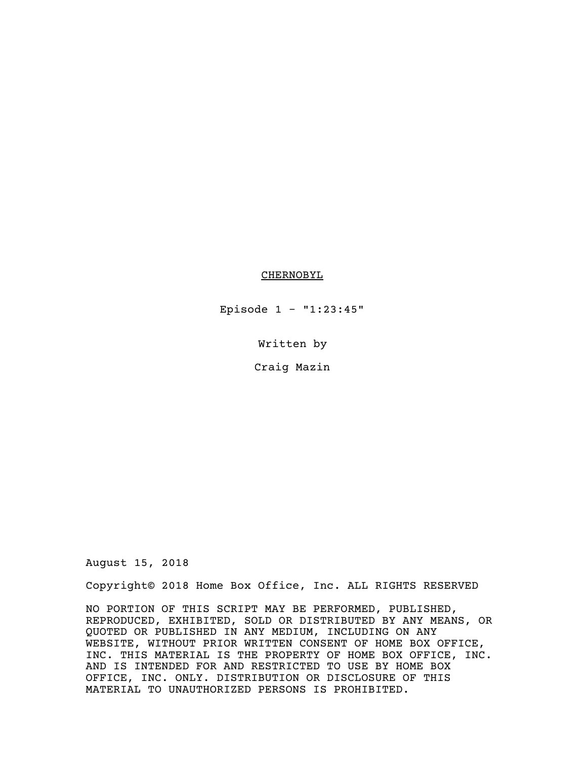# CHERNOBYL

Episode 1 - "1:23:45"

Written by

Craig Mazin

August 15, 2018

Copyright© 2018 Home Box Office, Inc. ALL RIGHTS RESERVED

NO PORTION OF THIS SCRIPT MAY BE PERFORMED, PUBLISHED, REPRODUCED, EXHIBITED, SOLD OR DISTRIBUTED BY ANY MEANS, OR QUOTED OR PUBLISHED IN ANY MEDIUM, INCLUDING ON ANY WEBSITE, WITHOUT PRIOR WRITTEN CONSENT OF HOME BOX OFFICE, INC. THIS MATERIAL IS THE PROPERTY OF HOME BOX OFFICE, INC. AND IS INTENDED FOR AND RESTRICTED TO USE BY HOME BOX OFFICE, INC. ONLY. DISTRIBUTION OR DISCLOSURE OF THIS MATERIAL TO UNAUTHORIZED PERSONS IS PROHIBITED.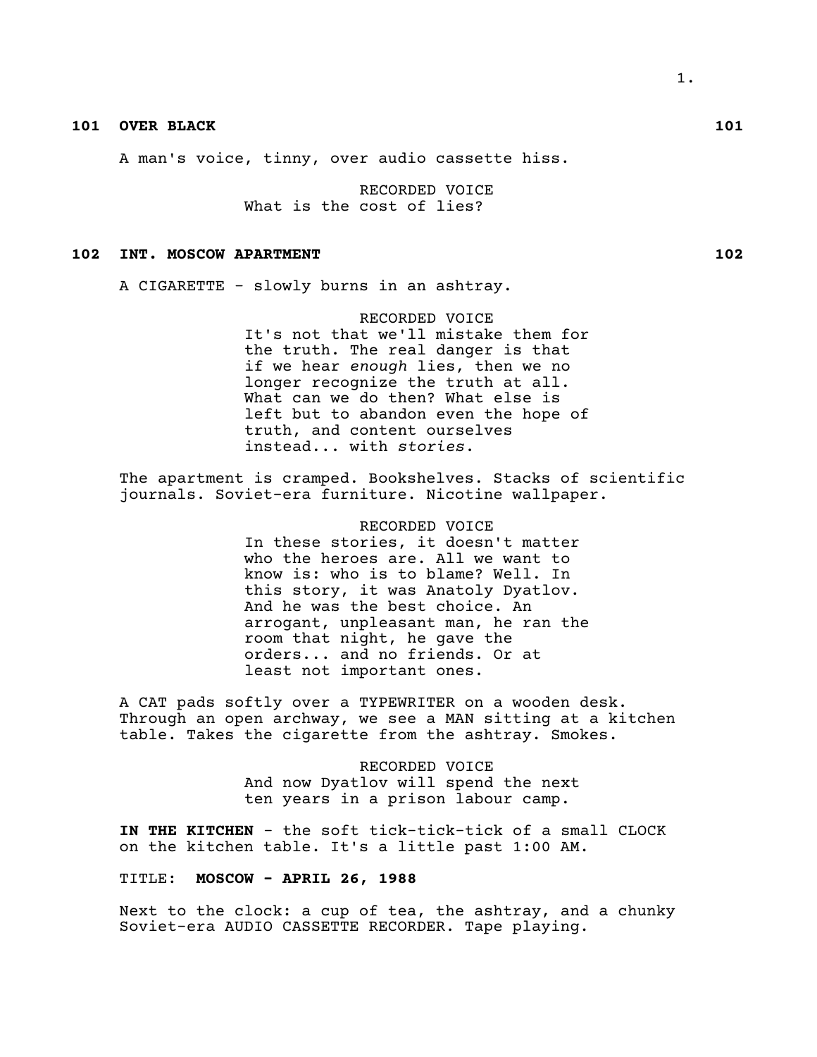**101 OVER BLACK 101**

A man's voice, tinny, over audio cassette hiss.

RECORDED VOICE
What is the cost of lies?

**102 INT. MOSCOW APARTMENT 102**

A CIGARETTE - slowly burns in an ashtray.

RECORDED VOICE
It's not that we'll mistake them for the truth. The real danger is that if we hear *enough* lies, then we no longer recognize the truth at all. What can we do then? What else is left but to abandon even the hope of truth, and content ourselves instead... with *stories*.

The apartment is cramped. Bookshelves. Stacks of scientific journals. Soviet-era furniture. Nicotine wallpaper.

RECORDED VOICE
In these stories, it doesn't matter who the heroes are. All we want to know is: who is to blame? Well. In this story, it was Anatoly Dyatlov. And he was the best choice. An arrogant, unpleasant man, he ran the room that night, he gave the orders... and no friends. Or at least not important ones.

A CAT pads softly over a TYPEWRITER on a wooden desk. Through an open archway, we see a MAN sitting at a kitchen table. Takes the cigarette from the ashtray. Smokes.

RECORDED VOICE
And now Dyatlov will spend the next ten years in a prison labour camp.

**IN THE KITCHEN** - the soft tick-tick-tick of a small CLOCK on the kitchen table. It's a little past 1:00 AM.

TITLE: **MOSCOW - APRIL 26, 1988**

Next to the clock: a cup of tea, the ashtray, and a chunky Soviet-era AUDIO CASSETTE RECORDER. Tape playing.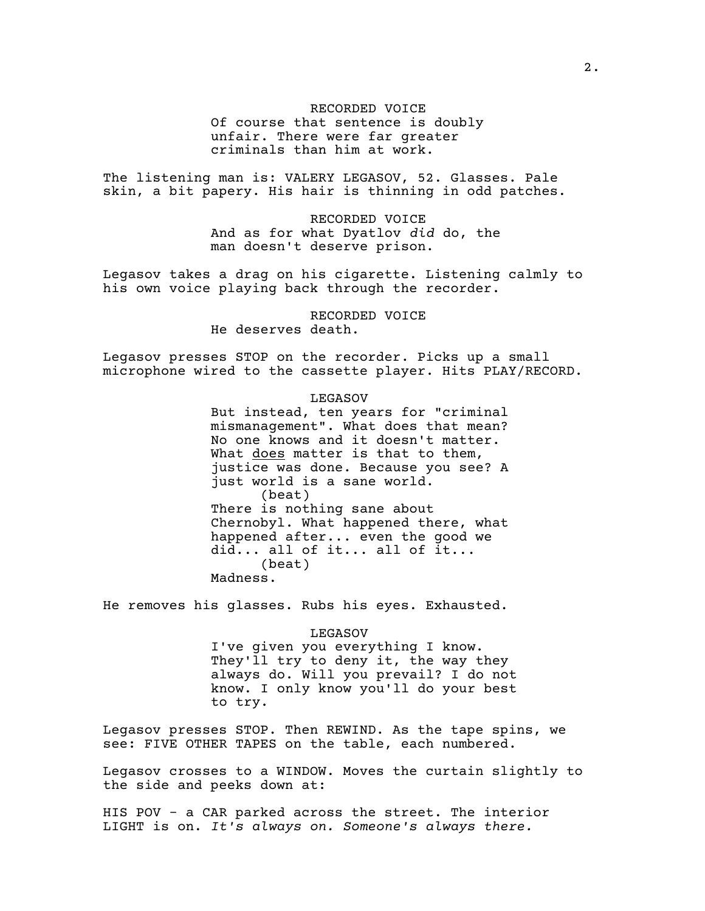RECORDED VOICE
Of course that sentence is doubly unfair. There were far greater criminals than him at work.

The listening man is: VALERY LEGASOV, 52. Glasses. Pale skin, a bit papery. His hair is thinning in odd patches.

RECORDED VOICE
And as for what Dyatlov *did* do, the man doesn't deserve prison.

Legasov takes a drag on his cigarette. Listening calmly to his own voice playing back through the recorder.

RECORDED VOICE
He deserves death.

Legasov presses STOP on the recorder. Picks up a small microphone wired to the cassette player. Hits PLAY/RECORD.

LEGASOV
But instead, ten years for "criminal mismanagement". What does that mean? No one knows and it doesn't matter. What <u>does</u> matter is that to them, justice was done. Because you see? A just world is a sane world.
(beat)
There is nothing sane about Chernobyl. What happened there, what happened after... even the good we did... all of it... all of it...
(beat)
Madness.

He removes his glasses. Rubs his eyes. Exhausted.

LEGASOV
I've given you everything I know. They'll try to deny it, the way they always do. Will you prevail? I do not know. I only know you'll do your best to try.

Legasov presses STOP. Then REWIND. As the tape spins, we see: FIVE OTHER TAPES on the table, each numbered.

Legasov crosses to a WINDOW. Moves the curtain slightly to the side and peeks down at:

HIS POV - a CAR parked across the street. The interior LIGHT is on. *It's always on. Someone's always there.*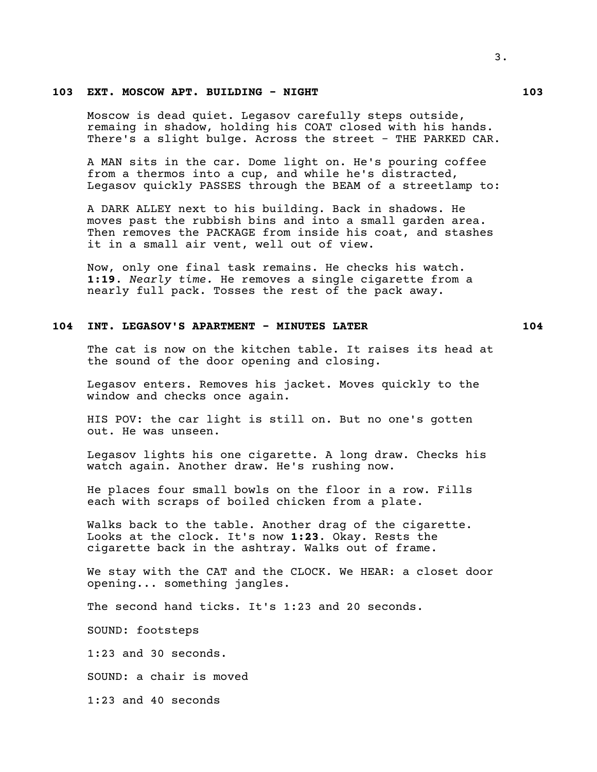**103 EXT. MOSCOW APT. BUILDING - NIGHT 103**

Moscow is dead quiet. Legasov carefully steps outside, remaing in shadow, holding his COAT closed with his hands. There's a slight bulge. Across the street - THE PARKED CAR.

A MAN sits in the car. Dome light on. He's pouring coffee from a thermos into a cup, and while he's distracted, Legasov quickly PASSES through the BEAM of a streetlamp to:

A DARK ALLEY next to his building. Back in shadows. He moves past the rubbish bins and into a small garden area. Then removes the PACKAGE from inside his coat, and stashes it in a small air vent, well out of view.

Now, only one final task remains. He checks his watch. **1:19**. *Nearly time.* He removes a single cigarette from a nearly full pack. Tosses the rest of the pack away.

**104 INT. LEGASOV'S APARTMENT - MINUTES LATER 104**

The cat is now on the kitchen table. It raises its head at the sound of the door opening and closing.

Legasov enters. Removes his jacket. Moves quickly to the window and checks once again.

HIS POV: the car light is still on. But no one's gotten out. He was unseen.

Legasov lights his one cigarette. A long draw. Checks his watch again. Another draw. He's rushing now.

He places four small bowls on the floor in a row. Fills each with scraps of boiled chicken from a plate.

Walks back to the table. Another drag of the cigarette. Looks at the clock. It's now **1:23**. Okay. Rests the cigarette back in the ashtray. Walks out of frame.

We stay with the CAT and the CLOCK. We HEAR: a closet door opening... something jangles.

The second hand ticks. It's 1:23 and 20 seconds.

SOUND: footsteps

1:23 and 30 seconds.

SOUND: a chair is moved

1:23 and 40 seconds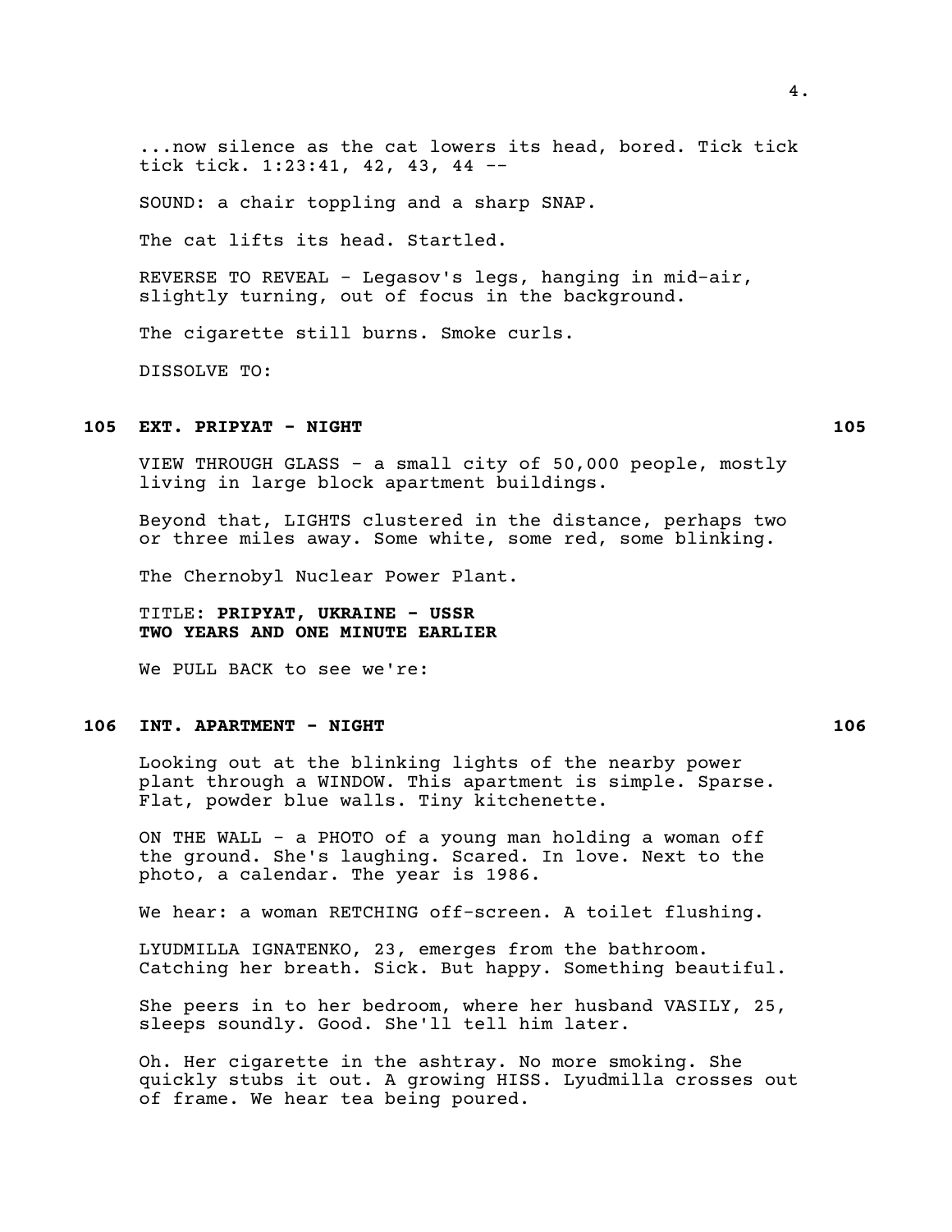...now silence as the cat lowers its head, bored. Tick tick tick tick. 1:23:41, 42, 43, 44 --

SOUND: a chair toppling and a sharp SNAP.

The cat lifts its head. Startled.

REVERSE TO REVEAL - Legasov's legs, hanging in mid-air, slightly turning, out of focus in the background.

The cigarette still burns. Smoke curls.

DISSOLVE TO:

**105 EXT. PRIPYAT - NIGHT 105**

VIEW THROUGH GLASS - a small city of 50,000 people, mostly living in large block apartment buildings.

Beyond that, LIGHTS clustered in the distance, perhaps two or three miles away. Some white, some red, some blinking.

The Chernobyl Nuclear Power Plant.

TITLE: **PRIPYAT, UKRAINE - USSR**
**TWO YEARS AND ONE MINUTE EARLIER**

We PULL BACK to see we're:

**106 INT. APARTMENT - NIGHT 106**

Looking out at the blinking lights of the nearby power plant through a WINDOW. This apartment is simple. Sparse. Flat, powder blue walls. Tiny kitchenette.

ON THE WALL - a PHOTO of a young man holding a woman off the ground. She's laughing. Scared. In love. Next to the photo, a calendar. The year is 1986.

We hear: a woman RETCHING off-screen. A toilet flushing.

LYUDMILLA IGNATENKO, 23, emerges from the bathroom. Catching her breath. Sick. But happy. Something beautiful.

She peers in to her bedroom, where her husband VASILY, 25, sleeps soundly. Good. She'll tell him later.

Oh. Her cigarette in the ashtray. No more smoking. She quickly stubs it out. A growing HISS. Lyudmilla crosses out of frame. We hear tea being poured.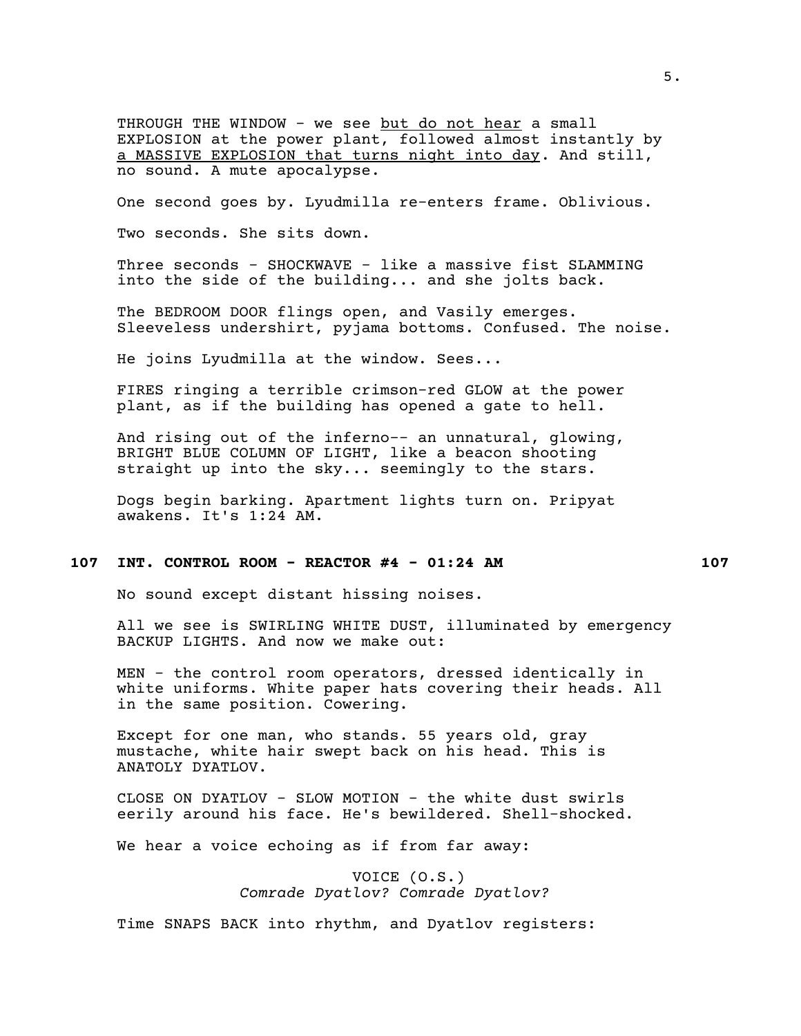THROUGH THE WINDOW - we see <u>but do not hear</u> a small EXPLOSION at the power plant, followed almost instantly by <u>a MASSIVE EXPLOSION that turns night into day</u>. And still, no sound. A mute apocalypse.

One second goes by. Lyudmilla re-enters frame. Oblivious.

Two seconds. She sits down.

Three seconds - SHOCKWAVE - like a massive fist SLAMMING into the side of the building... and she jolts back.

The BEDROOM DOOR flings open, and Vasily emerges. Sleeveless undershirt, pyjama bottoms. Confused. The noise.

He joins Lyudmilla at the window. Sees...

FIRES ringing a terrible crimson-red GLOW at the power plant, as if the building has opened a gate to hell.

And rising out of the inferno-- an unnatural, glowing, BRIGHT BLUE COLUMN OF LIGHT, like a beacon shooting straight up into the sky... seemingly to the stars.

Dogs begin barking. Apartment lights turn on. Pripyat awakens. It's 1:24 AM.

**107 INT. CONTROL ROOM - REACTOR #4 - 01:24 AM 107**

No sound except distant hissing noises.

All we see is SWIRLING WHITE DUST, illuminated by emergency BACKUP LIGHTS. And now we make out:

MEN - the control room operators, dressed identically in white uniforms. White paper hats covering their heads. All in the same position. Cowering.

Except for one man, who stands. 55 years old, gray mustache, white hair swept back on his head. This is ANATOLY DYATLOV.

CLOSE ON DYATLOV - SLOW MOTION - the white dust swirls eerily around his face. He's bewildered. Shell-shocked.

We hear a voice echoing as if from far away:

VOICE (O.S.)
*Comrade Dyatlov? Comrade Dyatlov?*

Time SNAPS BACK into rhythm, and Dyatlov registers: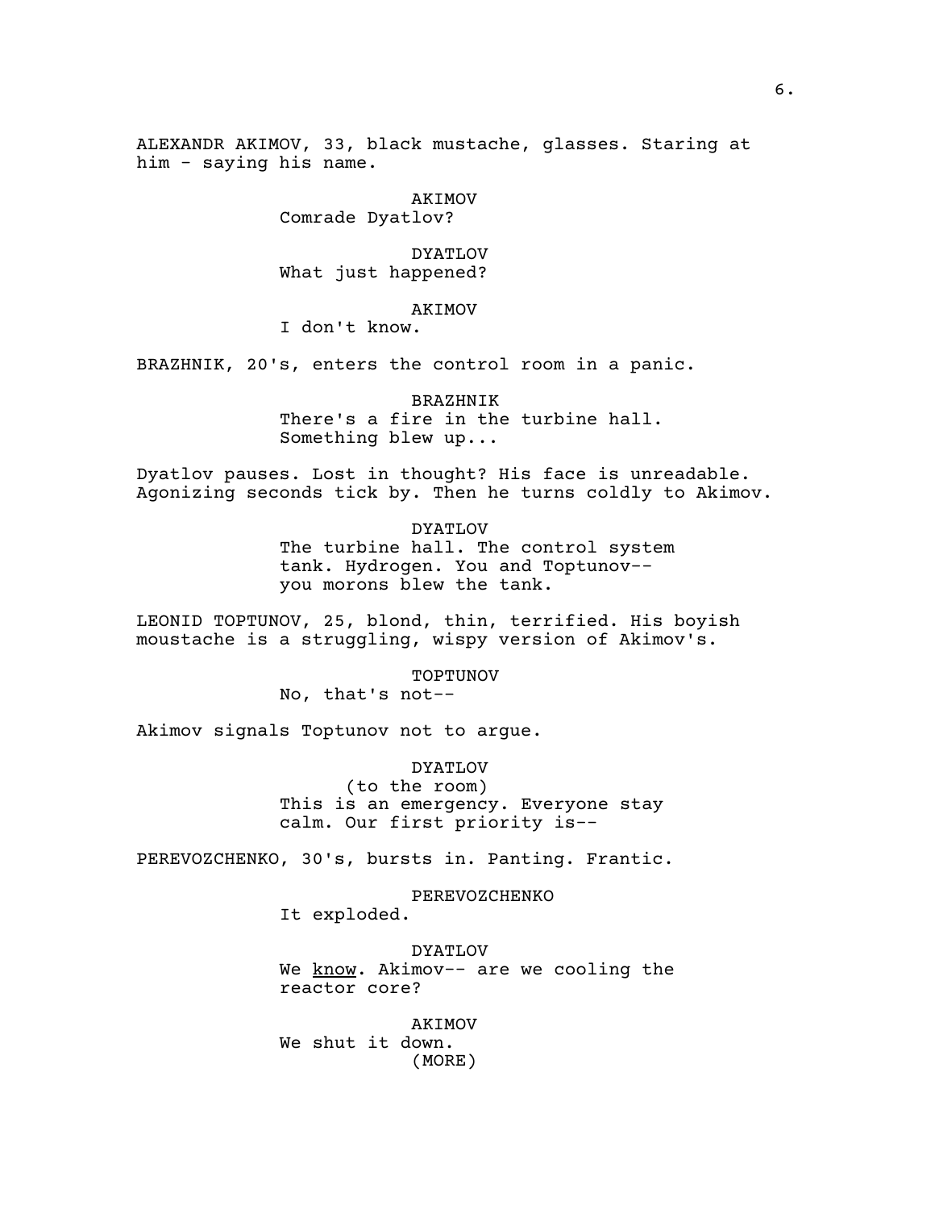ALEXANDR AKIMOV, 33, black mustache, glasses. Staring at him - saying his name.

AKIMOV
Comrade Dyatlov?

DYATLOV
What just happened?

AKIMOV
I don't know.

BRAZHNIK, 20's, enters the control room in a panic.

BRAZHNIK
There's a fire in the turbine hall. Something blew up...

Dyatlov pauses. Lost in thought? His face is unreadable. Agonizing seconds tick by. Then he turns coldly to Akimov.

DYATLOV
The turbine hall. The control system tank. Hydrogen. You and Toptunov-- you morons blew the tank.

LEONID TOPTUNOV, 25, blond, thin, terrified. His boyish moustache is a struggling, wispy version of Akimov's.

TOPTUNOV
No, that's not--

Akimov signals Toptunov not to argue.

DYATLOV
(to the room)
This is an emergency. Everyone stay calm. Our first priority is--

PEREVOZCHENKO, 30's, bursts in. Panting. Frantic.

PEREVOZCHENKO
It exploded.

DYATLOV
We <u>know</u>. Akimov-- are we cooling the reactor core?

AKIMOV
We shut it down.
(MORE)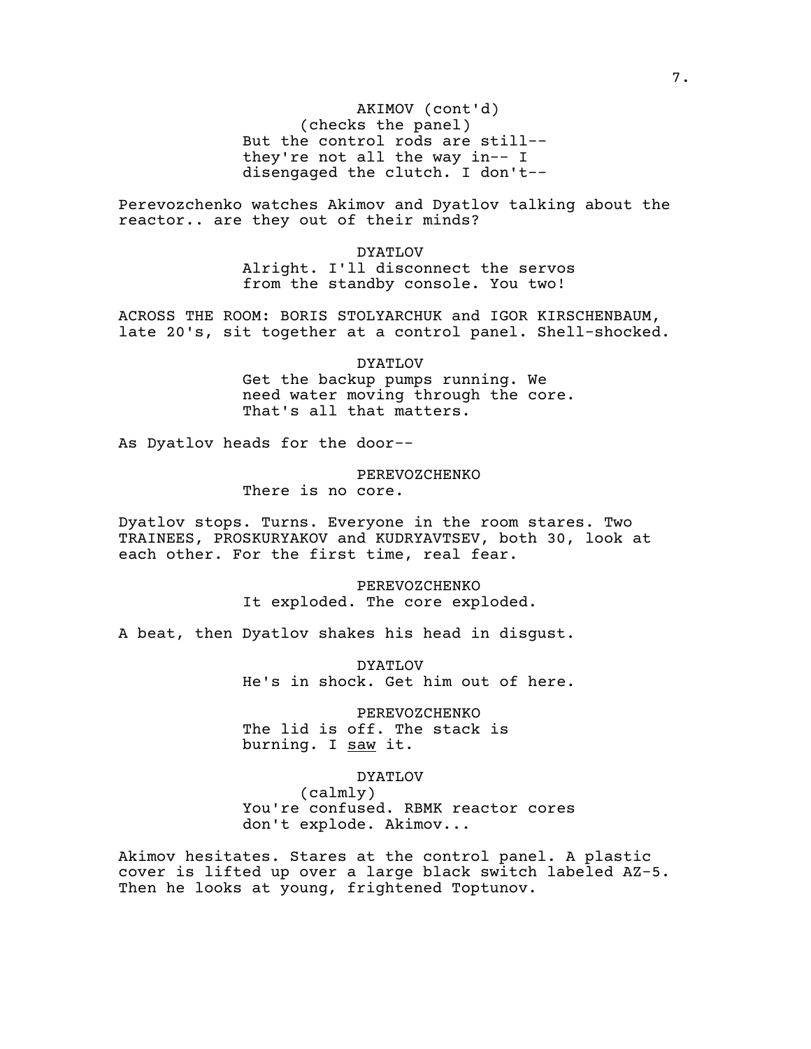AKIMOV (cont'd)
(checks the panel)
But the control rods are still--
they're not all the way in-- I
disengaged the clutch. I don't--

Perevozchenko watches Akimov and Dyatlov talking about the reactor.. are they out of their minds?

DYATLOV
Alright. I'll disconnect the servos
from the standby console. You two!

ACROSS THE ROOM: BORIS STOLYARCHUK and IGOR KIRSCHENBAUM, late 20's, sit together at a control panel. Shell-shocked.

DYATLOV
Get the backup pumps running. We
need water moving through the core.
That's all that matters.

As Dyatlov heads for the door--

PEREVOZCHENKO
There is no core.

Dyatlov stops. Turns. Everyone in the room stares. Two TRAINEES, PROSKURYAKOV and KUDRYAVTSEV, both 30, look at each other. For the first time, real fear.

PEREVOZCHENKO
It exploded. The core exploded.

A beat, then Dyatlov shakes his head in disgust.

DYATLOV
He's in shock. Get him out of here.

PEREVOZCHENKO
The lid is off. The stack is
burning. I <u>saw</u> it.

DYATLOV
(calmly)
You're confused. RBMK reactor cores
don't explode. Akimov...

Akimov hesitates. Stares at the control panel. A plastic cover is lifted up over a large black switch labeled AZ-5. Then he looks at young, frightened Toptunov.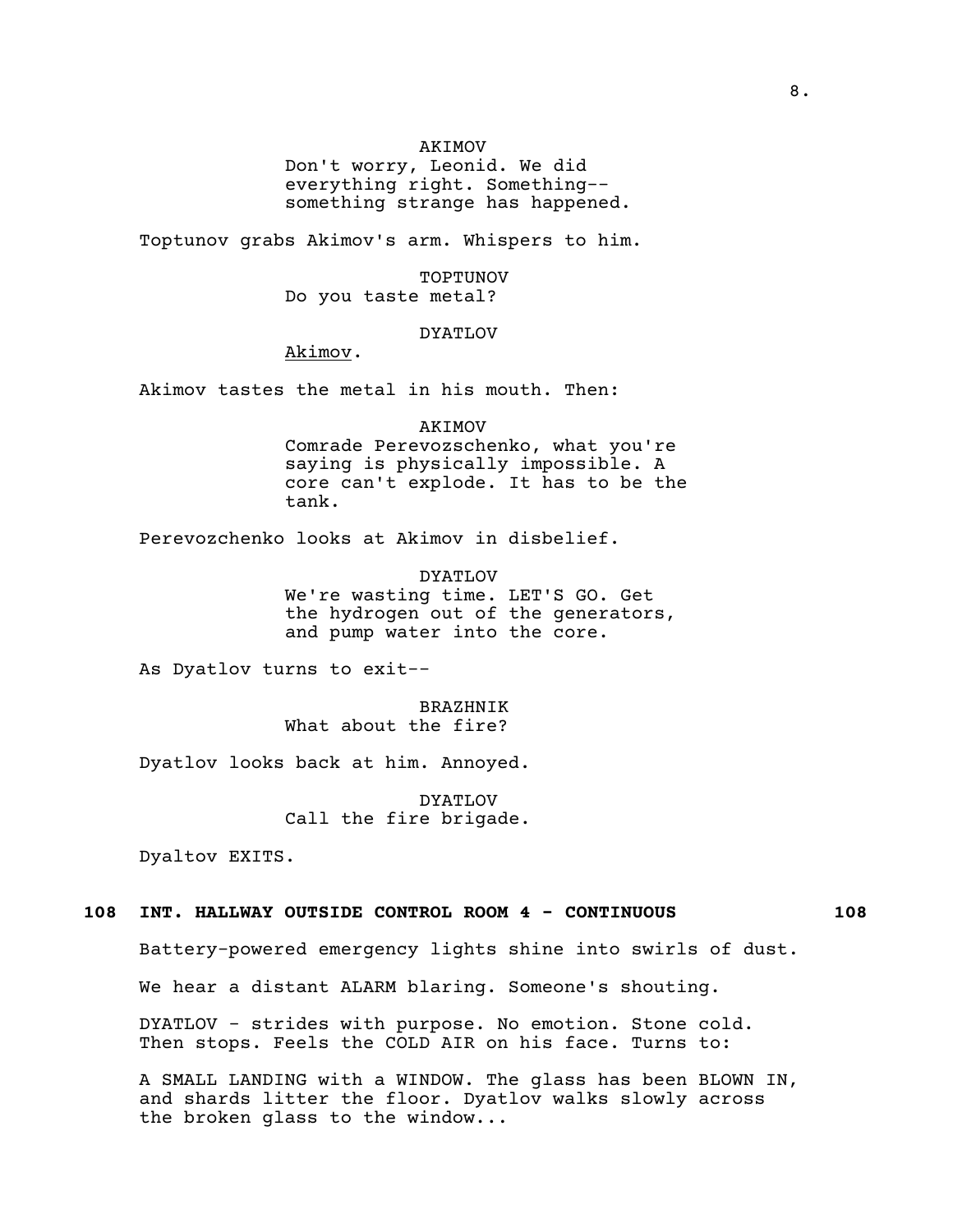AKIMOV
Don't worry, Leonid. We did everything right. Something-- something strange has happened.

Toptunov grabs Akimov's arm. Whispers to him.

TOPTUNOV
Do you taste metal?

DYATLOV
<u>Akimov</u>.

Akimov tastes the metal in his mouth. Then:

AKIMOV
Comrade Perevozschenko, what you're saying is physically impossible. A core can't explode. It has to be the tank.

Perevozchenko looks at Akimov in disbelief.

DYATLOV
We're wasting time. LET'S GO. Get the hydrogen out of the generators, and pump water into the core.

As Dyatlov turns to exit--

BRAZHNIK
What about the fire?

Dyatlov looks back at him. Annoyed.

DYATLOV
Call the fire brigade.

Dyaltov EXITS.

**108 INT. HALLWAY OUTSIDE CONTROL ROOM 4 - CONTINUOUS 108**

Battery-powered emergency lights shine into swirls of dust.

We hear a distant ALARM blaring. Someone's shouting.

DYATLOV - strides with purpose. No emotion. Stone cold. Then stops. Feels the COLD AIR on his face. Turns to:

A SMALL LANDING with a WINDOW. The glass has been BLOWN IN, and shards litter the floor. Dyatlov walks slowly across the broken glass to the window...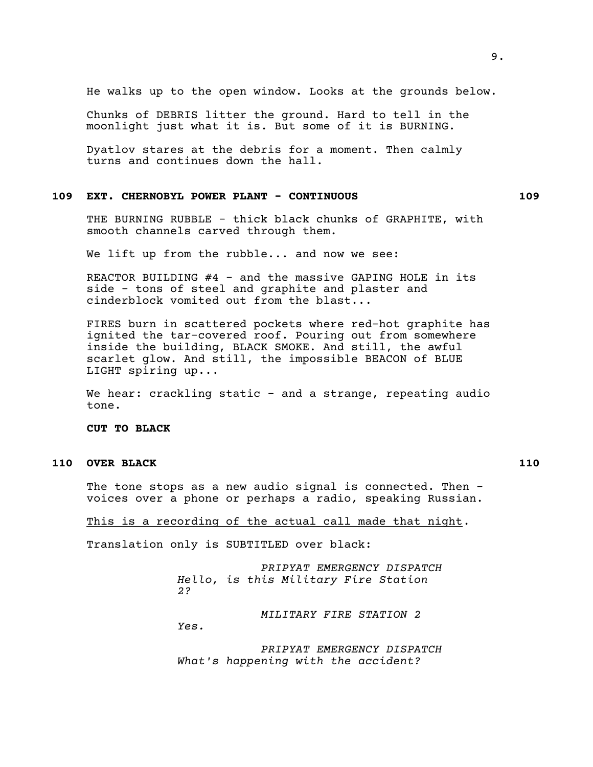He walks up to the open window. Looks at the grounds below.

Chunks of DEBRIS litter the ground. Hard to tell in the moonlight just what it is. But some of it is BURNING.

Dyatlov stares at the debris for a moment. Then calmly turns and continues down the hall.

**109 EXT. CHERNOBYL POWER PLANT - CONTINUOUS 109**

THE BURNING RUBBLE - thick black chunks of GRAPHITE, with smooth channels carved through them.

We lift up from the rubble... and now we see:

REACTOR BUILDING #4 - and the massive GAPING HOLE in its side - tons of steel and graphite and plaster and cinderblock vomited out from the blast...

FIRES burn in scattered pockets where red-hot graphite has ignited the tar-covered roof. Pouring out from somewhere inside the building, BLACK SMOKE. And still, the awful scarlet glow. And still, the impossible BEACON of BLUE LIGHT spiring up...

We hear: crackling static - and a strange, repeating audio tone.

**CUT TO BLACK**

**110 OVER BLACK 110**

The tone stops as a new audio signal is connected. Then - voices over a phone or perhaps a radio, speaking Russian.

<u>This is a recording of the actual call made that night</u>.

Translation only is SUBTITLED over black:

*PRIPYAT EMERGENCY DISPATCH*
*Hello, is this Military Fire Station 2?*

*MILITARY FIRE STATION 2*
*Yes.*

*PRIPYAT EMERGENCY DISPATCH*
*What's happening with the accident?*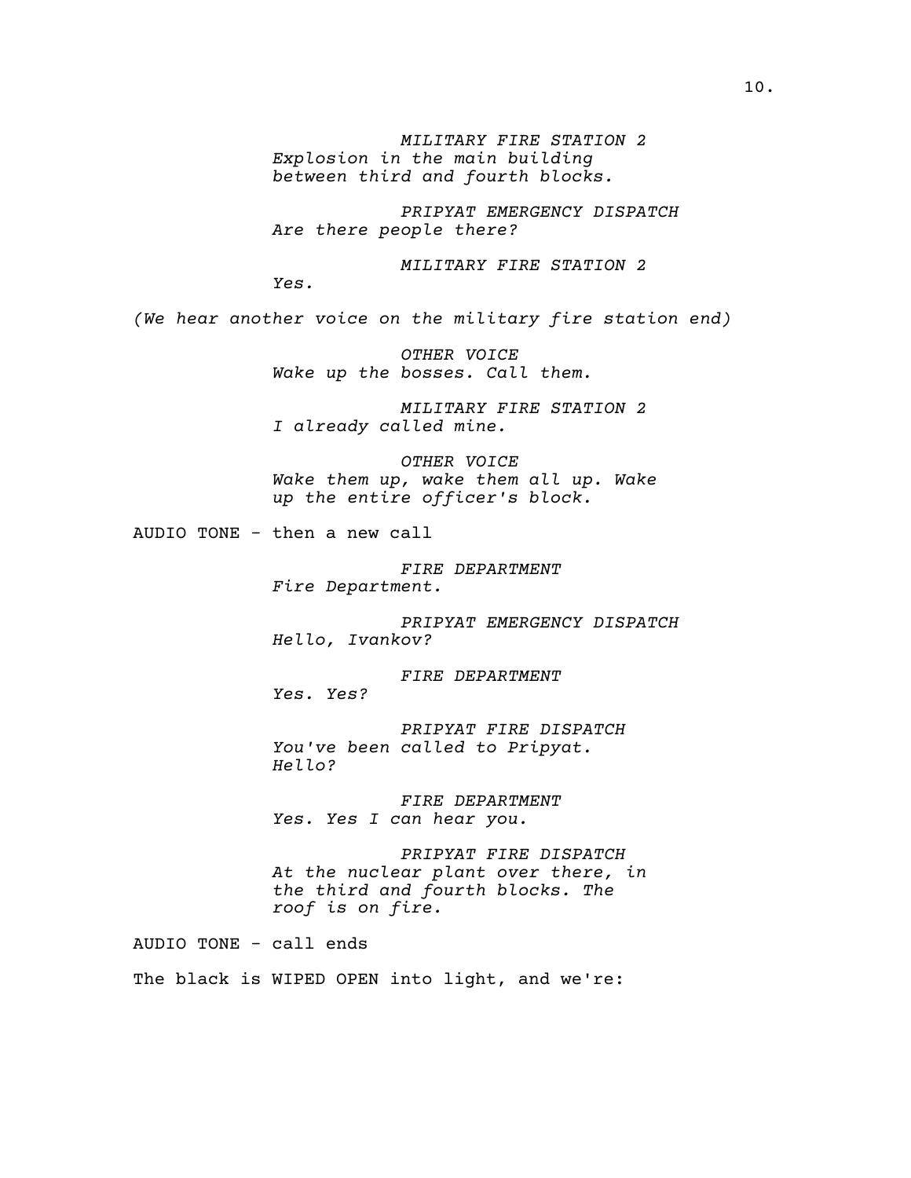*MILITARY FIRE STATION 2*
*Explosion in the main building between third and fourth blocks.*

*PRIPYAT EMERGENCY DISPATCH*
*Are there people there?*

*MILITARY FIRE STATION 2*
*Yes.*

*(We hear another voice on the military fire station end)*

*OTHER VOICE*
*Wake up the bosses. Call them.*

*MILITARY FIRE STATION 2*
*I already called mine.*

*OTHER VOICE*
*Wake them up, wake them all up. Wake up the entire officer's block.*

AUDIO TONE - then a new call

*FIRE DEPARTMENT*
*Fire Department.*

*PRIPYAT EMERGENCY DISPATCH*
*Hello, Ivankov?*

*FIRE DEPARTMENT*
*Yes. Yes?*

*PRIPYAT FIRE DISPATCH*
*You've been called to Pripyat. Hello?*

*FIRE DEPARTMENT*
*Yes. Yes I can hear you.*

*PRIPYAT FIRE DISPATCH*
*At the nuclear plant over there, in the third and fourth blocks. The roof is on fire.*

AUDIO TONE - call ends

The black is WIPED OPEN into light, and we're: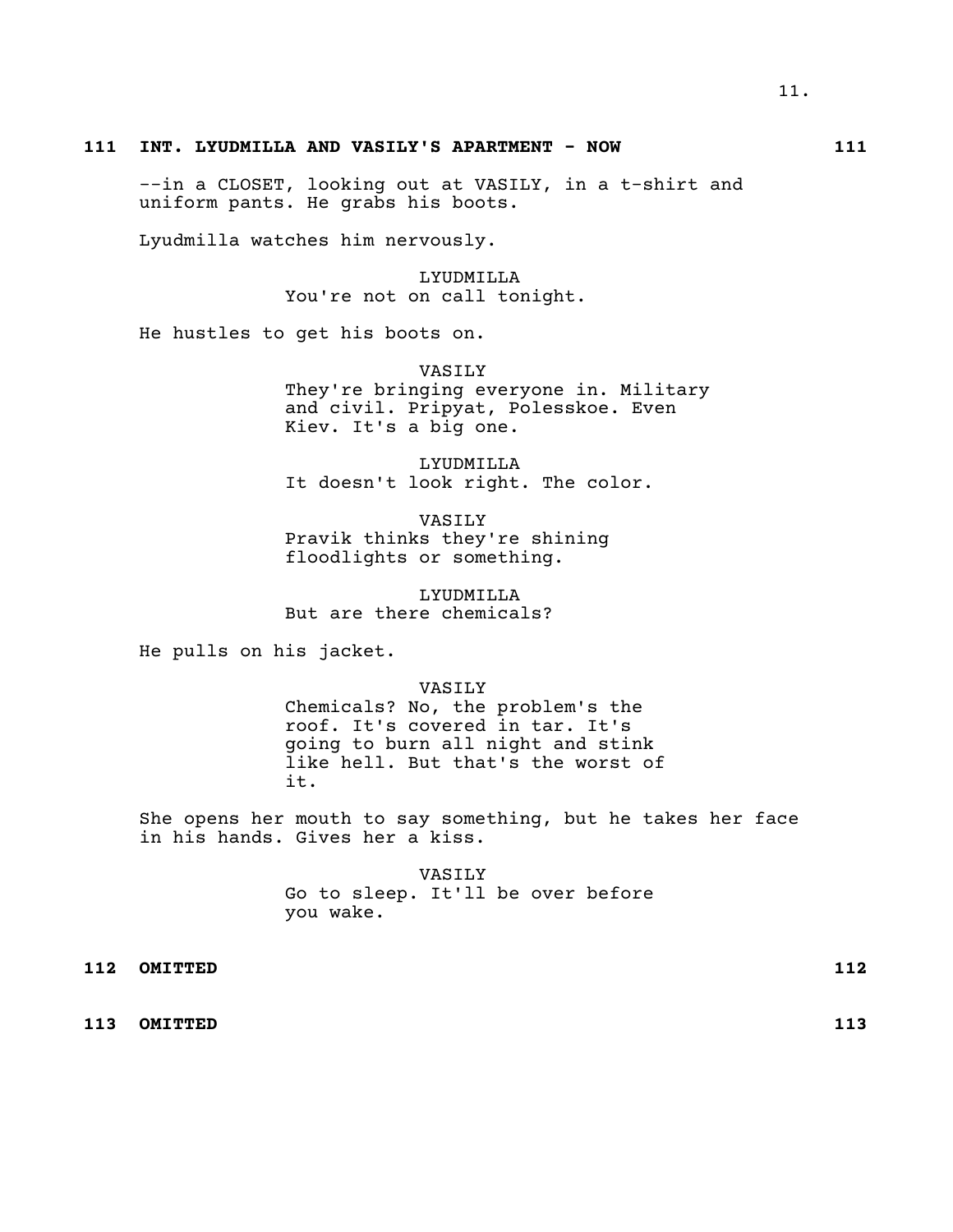**111 INT. LYUDMILLA AND VASILY'S APARTMENT - NOW 111**

--in a CLOSET, looking out at VASILY, in a t-shirt and uniform pants. He grabs his boots.

Lyudmilla watches him nervously.

LYUDMILLA
You're not on call tonight.

He hustles to get his boots on.

VASILY
They're bringing everyone in. Military and civil. Pripyat, Polesskoe. Even Kiev. It's a big one.

LYUDMILLA
It doesn't look right. The color.

VASILY
Pravik thinks they're shining floodlights or something.

LYUDMILLA
But are there chemicals?

He pulls on his jacket.

VASILY
Chemicals? No, the problem's the roof. It's covered in tar. It's going to burn all night and stink like hell. But that's the worst of it.

She opens her mouth to say something, but he takes her face in his hands. Gives her a kiss.

VASILY
Go to sleep. It'll be over before you wake.

**112 OMITTED 112**

**113 OMITTED 113**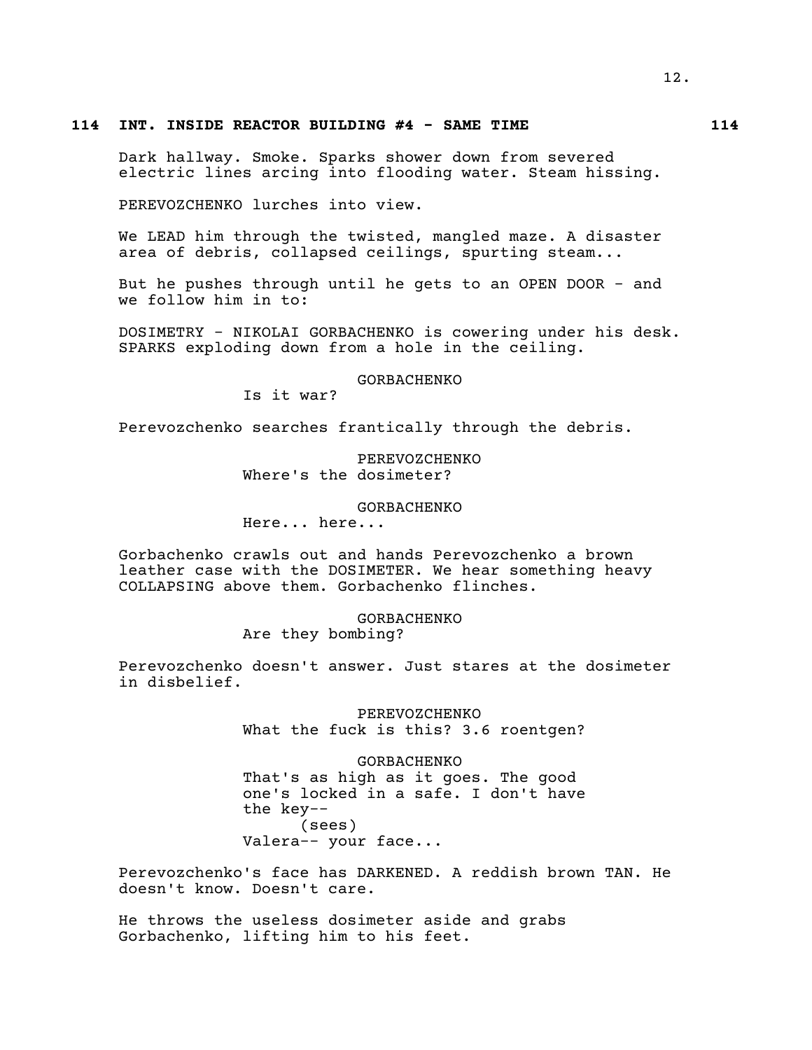## 114 INT. INSIDE REACTOR BUILDING #4 - SAME TIME 114

Dark hallway. Smoke. Sparks shower down from severed electric lines arcing into flooding water. Steam hissing.

PEREVOZCHENKO lurches into view.

We LEAD him through the twisted, mangled maze. A disaster area of debris, collapsed ceilings, spurting steam...

But he pushes through until he gets to an OPEN DOOR - and we follow him in to:

DOSIMETRY - NIKOLAI GORBACHENKO is cowering under his desk. SPARKS exploding down from a hole in the ceiling.

GORBACHENKO
Is it war?

Perevozchenko searches frantically through the debris.

PEREVOZCHENKO
Where's the dosimeter?

GORBACHENKO
Here... here...

Gorbachenko crawls out and hands Perevozchenko a brown leather case with the DOSIMETER. We hear something heavy COLLAPSING above them. Gorbachenko flinches.

GORBACHENKO
Are they bombing?

Perevozchenko doesn't answer. Just stares at the dosimeter in disbelief.

PEREVOZCHENKO
What the fuck is this? 3.6 roentgen?

GORBACHENKO
That's as high as it goes. The good one's locked in a safe. I don't have the key--
(sees)
Valera-- your face...

Perevozchenko's face has DARKENED. A reddish brown TAN. He doesn't know. Doesn't care.

He throws the useless dosimeter aside and grabs Gorbachenko, lifting him to his feet.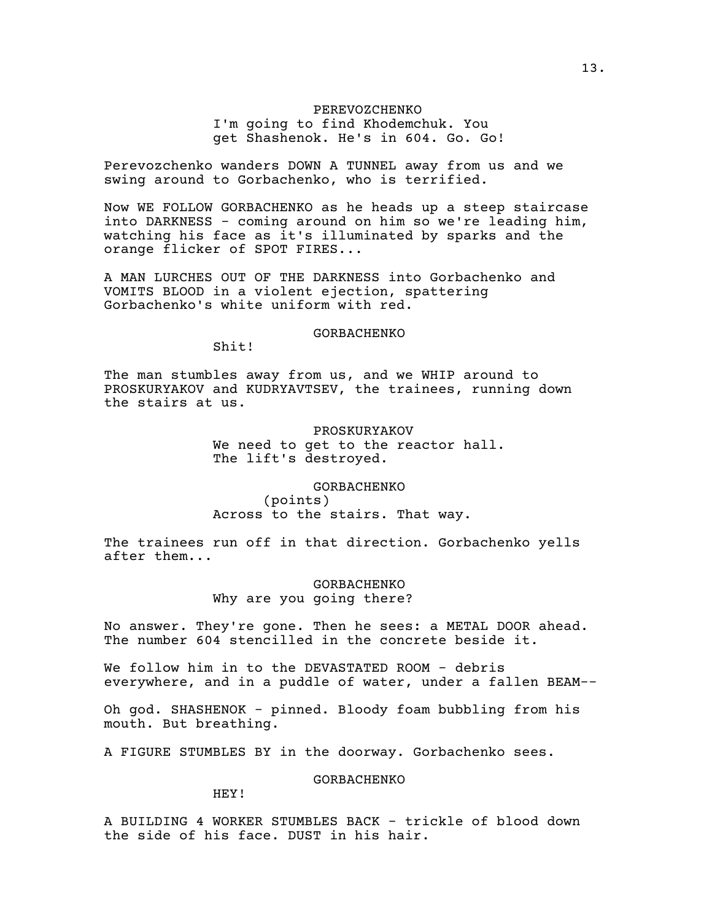PEREVOZCHENKO

I'm going to find Khodemchuk. You get Shashenok. He's in 604. Go. Go!

Perevozchenko wanders DOWN A TUNNEL away from us and we swing around to Gorbachenko, who is terrified.

Now WE FOLLOW GORBACHENKO as he heads up a steep staircase into DARKNESS - coming around on him so we're leading him, watching his face as it's illuminated by sparks and the orange flicker of SPOT FIRES...

A MAN LURCHES OUT OF THE DARKNESS into Gorbachenko and VOMITS BLOOD in a violent ejection, spattering Gorbachenko's white uniform with red.

GORBACHENKO

Shit!

The man stumbles away from us, and we WHIP around to PROSKURYAKOV and KUDRYAVTSEV, the trainees, running down the stairs at us.

PROSKURYAKOV

We need to get to the reactor hall. The lift's destroyed.

GORBACHENKO

(points)

Across to the stairs. That way.

The trainees run off in that direction. Gorbachenko yells after them...

GORBACHENKO

Why are you going there?

No answer. They're gone. Then he sees: a METAL DOOR ahead. The number 604 stencilled in the concrete beside it.

We follow him in to the DEVASTATED ROOM - debris everywhere, and in a puddle of water, under a fallen BEAM--

Oh god. SHASHENOK - pinned. Bloody foam bubbling from his mouth. But breathing.

A FIGURE STUMBLES BY in the doorway. Gorbachenko sees.

GORBACHENKO

HEY!

A BUILDING 4 WORKER STUMBLES BACK - trickle of blood down the side of his face. DUST in his hair.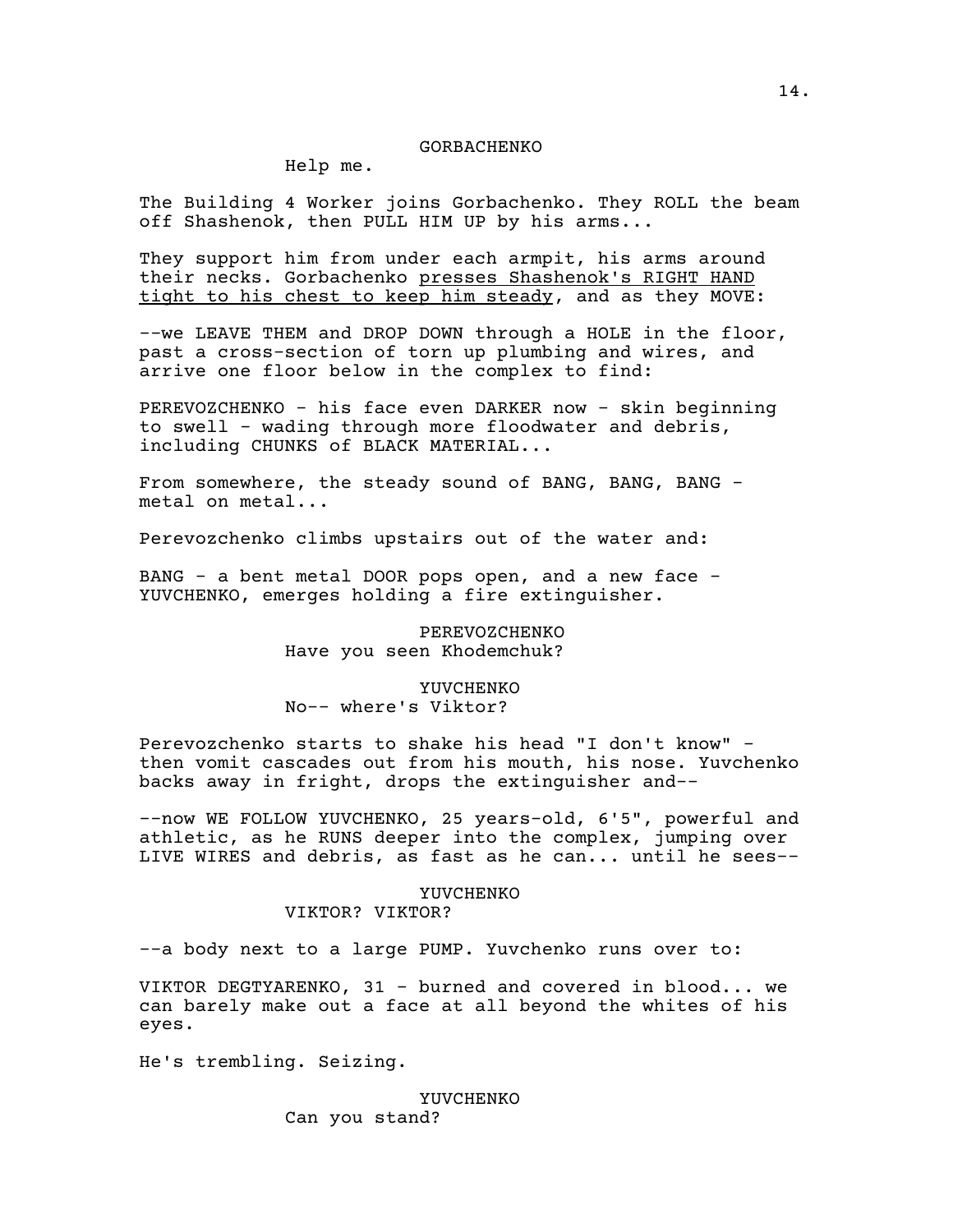GORBACHENKO

Help me.

The Building 4 Worker joins Gorbachenko. They ROLL the beam off Shashenok, then PULL HIM UP by his arms...

They support him from under each armpit, his arms around their necks. Gorbachenko <u>presses Shashenok's RIGHT HAND tight to his chest to keep him steady</u>, and as they MOVE:

--we LEAVE THEM and DROP DOWN through a HOLE in the floor, past a cross-section of torn up plumbing and wires, and arrive one floor below in the complex to find:

PEREVOZCHENKO - his face even DARKER now - skin beginning to swell - wading through more floodwater and debris, including CHUNKS of BLACK MATERIAL...

From somewhere, the steady sound of BANG, BANG, BANG - metal on metal...

Perevozchenko climbs upstairs out of the water and:

BANG - a bent metal DOOR pops open, and a new face - YUVCHENKO, emerges holding a fire extinguisher.

PEREVOZCHENKO

Have you seen Khodemchuk?

YUVCHENKO

No-- where's Viktor?

Perevozchenko starts to shake his head "I don't know" - then vomit cascades out from his mouth, his nose. Yuvchenko backs away in fright, drops the extinguisher and--

--now WE FOLLOW YUVCHENKO, 25 years-old, 6'5", powerful and athletic, as he RUNS deeper into the complex, jumping over LIVE WIRES and debris, as fast as he can... until he sees--

YUVCHENKO

VIKTOR? VIKTOR?

--a body next to a large PUMP. Yuvchenko runs over to:

VIKTOR DEGTYARENKO, 31 - burned and covered in blood... we can barely make out a face at all beyond the whites of his eyes.

He's trembling. Seizing.

YUVCHENKO

Can you stand?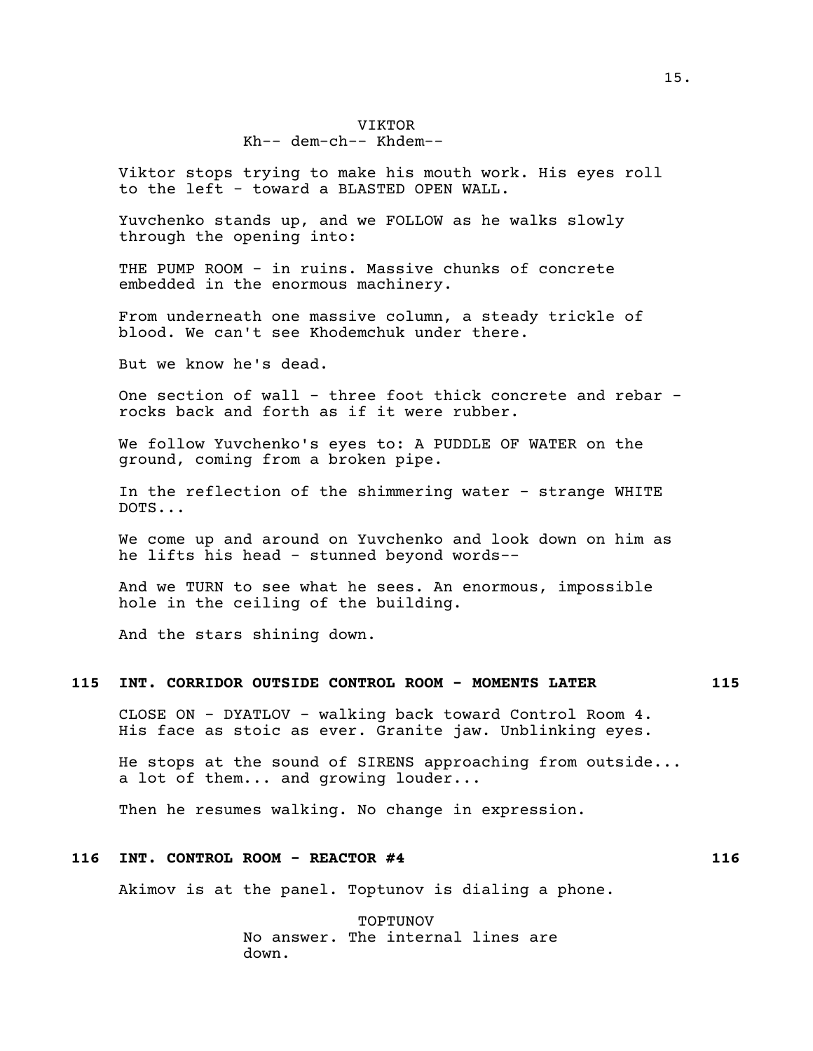VIKTOR
Kh-- dem-ch-- Khdem--

Viktor stops trying to make his mouth work. His eyes roll to the left - toward a BLASTED OPEN WALL.

Yuvchenko stands up, and we FOLLOW as he walks slowly through the opening into:

THE PUMP ROOM - in ruins. Massive chunks of concrete embedded in the enormous machinery.

From underneath one massive column, a steady trickle of blood. We can't see Khodemchuk under there.

But we know he's dead.

One section of wall - three foot thick concrete and rebar - rocks back and forth as if it were rubber.

We follow Yuvchenko's eyes to: A PUDDLE OF WATER on the ground, coming from a broken pipe.

In the reflection of the shimmering water - strange WHITE DOTS...

We come up and around on Yuvchenko and look down on him as he lifts his head - stunned beyond words--

And we TURN to see what he sees. An enormous, impossible hole in the ceiling of the building.

And the stars shining down.

**115 INT. CORRIDOR OUTSIDE CONTROL ROOM - MOMENTS LATER 115**

CLOSE ON - DYATLOV - walking back toward Control Room 4. His face as stoic as ever. Granite jaw. Unblinking eyes.

He stops at the sound of SIRENS approaching from outside... a lot of them... and growing louder...

Then he resumes walking. No change in expression.

**116 INT. CONTROL ROOM - REACTOR #4 116**

Akimov is at the panel. Toptunov is dialing a phone.

TOPTUNOV
No answer. The internal lines are down.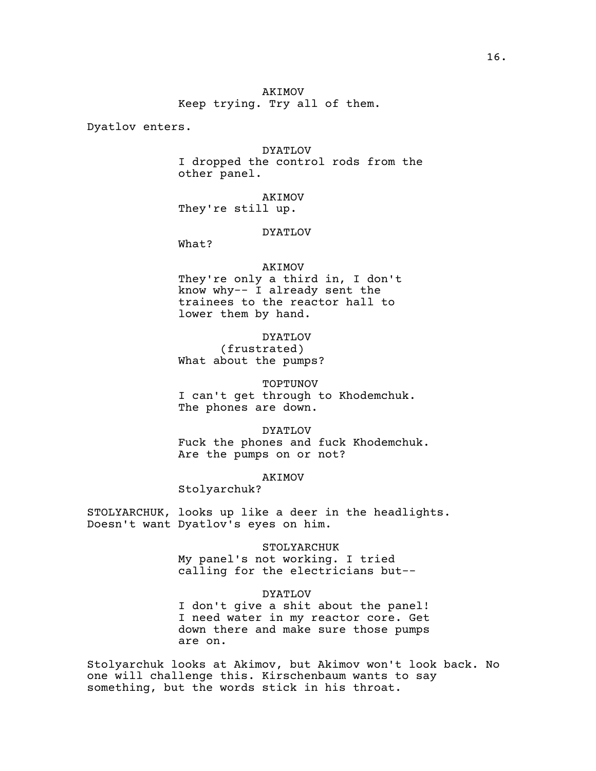AKIMOV
Keep trying. Try all of them.

Dyatlov enters.

DYATLOV
I dropped the control rods from the other panel.

AKIMOV
They're still up.

DYATLOV
What?

AKIMOV
They're only a third in, I don't know why-- I already sent the trainees to the reactor hall to lower them by hand.

DYATLOV
(frustrated)
What about the pumps?

TOPTUNOV
I can't get through to Khodemchuk. The phones are down.

DYATLOV
Fuck the phones and fuck Khodemchuk. Are the pumps on or not?

AKIMOV
Stolyarchuk?

STOLYARCHUK, looks up like a deer in the headlights. Doesn't want Dyatlov's eyes on him.

STOLYARCHUK
My panel's not working. I tried calling for the electricians but--

DYATLOV
I don't give a shit about the panel! I need water in my reactor core. Get down there and make sure those pumps are on.

Stolyarchuk looks at Akimov, but Akimov won't look back. No one will challenge this. Kirschenbaum wants to say something, but the words stick in his throat.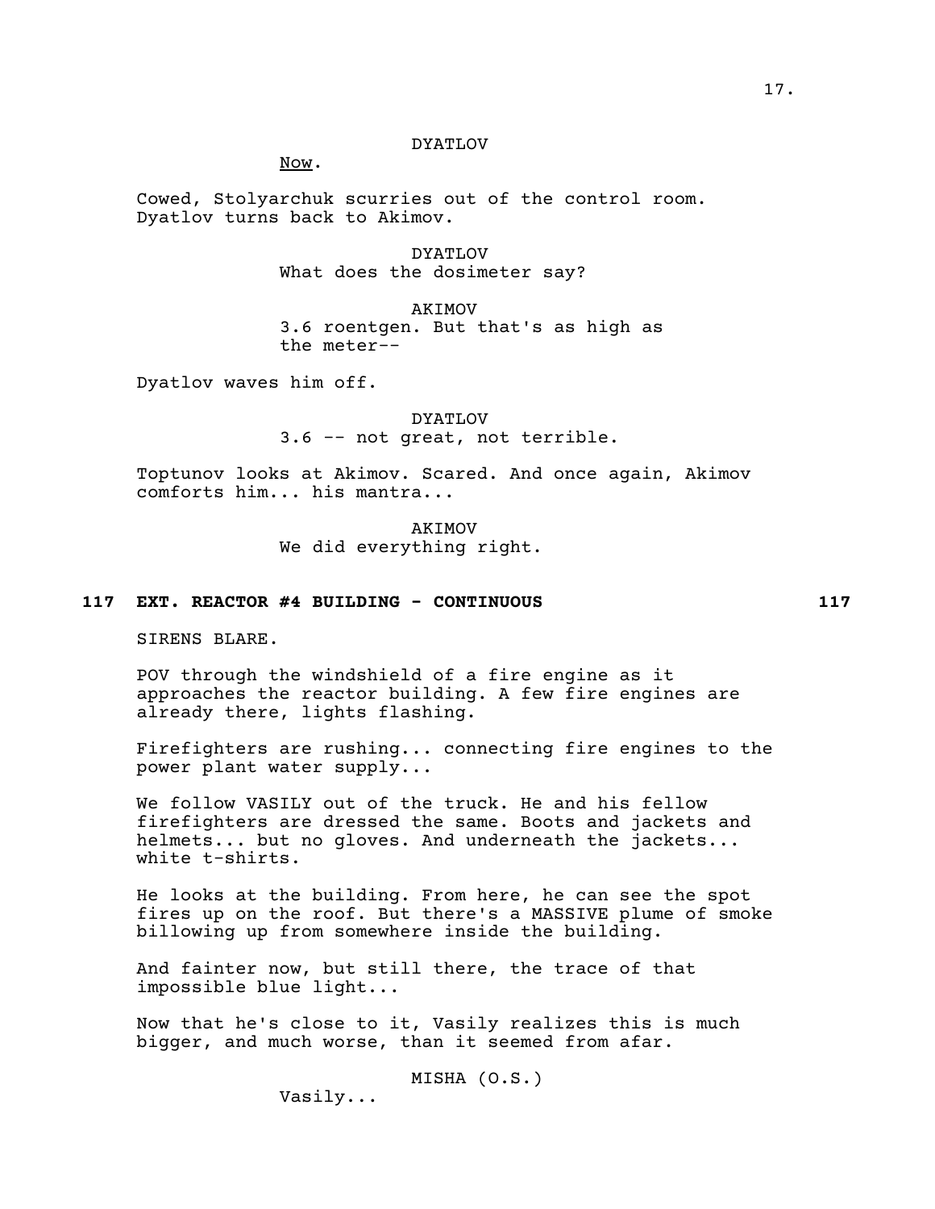DYATLOV

Now.

Cowed, Stolyarchuk scurries out of the control room. Dyatlov turns back to Akimov.

DYATLOV

What does the dosimeter say?

AKIMOV

3.6 roentgen. But that's as high as the meter--

Dyatlov waves him off.

DYATLOV

3.6 -- not great, not terrible.

Toptunov looks at Akimov. Scared. And once again, Akimov comforts him... his mantra...

AKIMOV

We did everything right.

**117 EXT. REACTOR #4 BUILDING - CONTINUOUS 117**

SIRENS BLARE.

POV through the windshield of a fire engine as it approaches the reactor building. A few fire engines are already there, lights flashing.

Firefighters are rushing... connecting fire engines to the power plant water supply...

We follow VASILY out of the truck. He and his fellow firefighters are dressed the same. Boots and jackets and helmets... but no gloves. And underneath the jackets... white t-shirts.

He looks at the building. From here, he can see the spot fires up on the roof. But there's a MASSIVE plume of smoke billowing up from somewhere inside the building.

And fainter now, but still there, the trace of that impossible blue light...

Now that he's close to it, Vasily realizes this is much bigger, and much worse, than it seemed from afar.

MISHA (O.S.)

Vasily...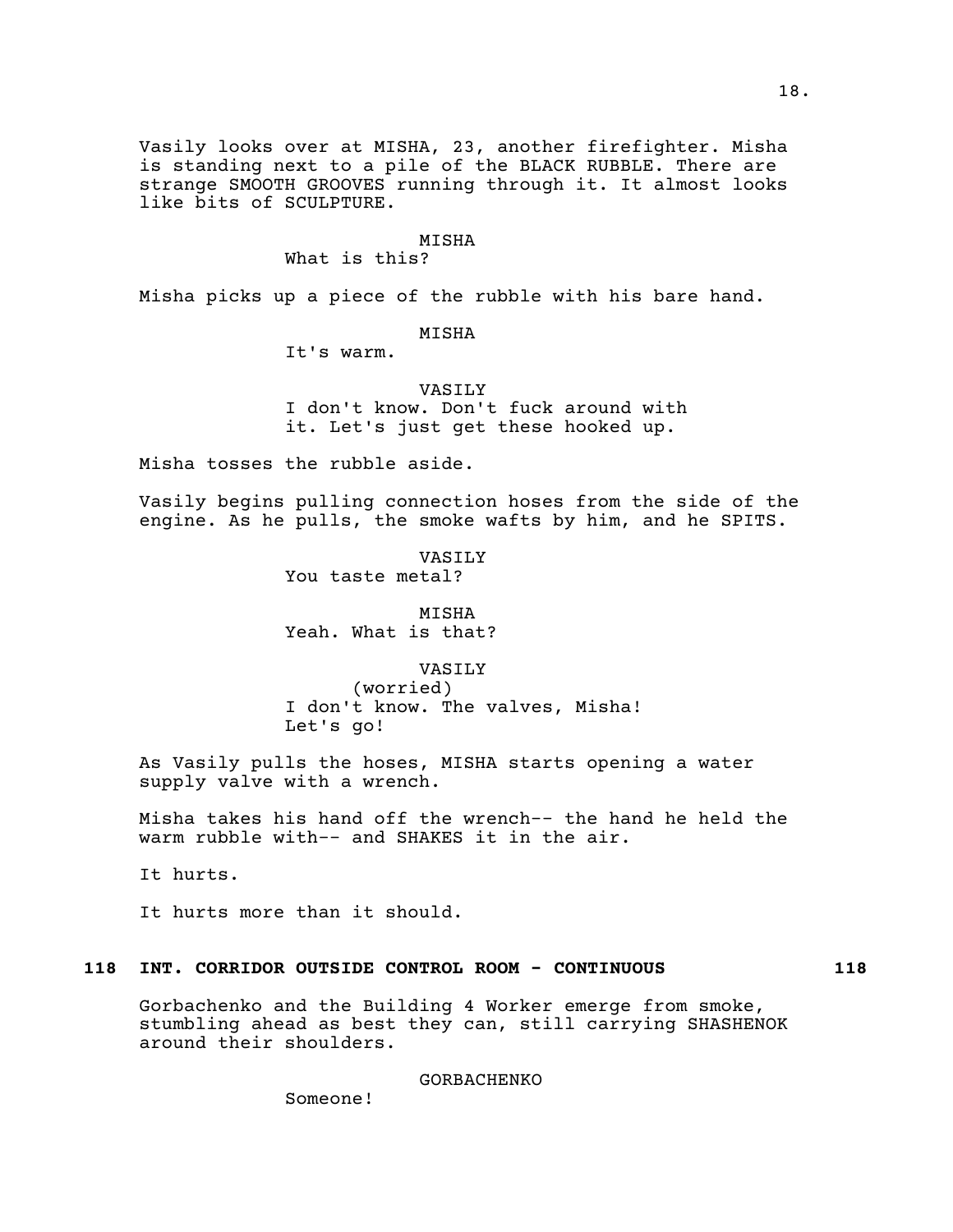Vasily looks over at MISHA, 23, another firefighter. Misha is standing next to a pile of the BLACK RUBBLE. There are strange SMOOTH GROOVES running through it. It almost looks like bits of SCULPTURE.

MISHA
What is this?

Misha picks up a piece of the rubble with his bare hand.

MISHA
It's warm.

VASILY
I don't know. Don't fuck around with it. Let's just get these hooked up.

Misha tosses the rubble aside.

Vasily begins pulling connection hoses from the side of the engine. As he pulls, the smoke wafts by him, and he SPITS.

VASILY
You taste metal?

MISHA
Yeah. What is that?

VASILY
(worried)
I don't know. The valves, Misha! Let's go!

As Vasily pulls the hoses, MISHA starts opening a water supply valve with a wrench.

Misha takes his hand off the wrench-- the hand he held the warm rubble with-- and SHAKES it in the air.

It hurts.

It hurts more than it should.

**118 INT. CORRIDOR OUTSIDE CONTROL ROOM - CONTINUOUS 118**

Gorbachenko and the Building 4 Worker emerge from smoke, stumbling ahead as best they can, still carrying SHASHENOK around their shoulders.

GORBACHENKO
Someone!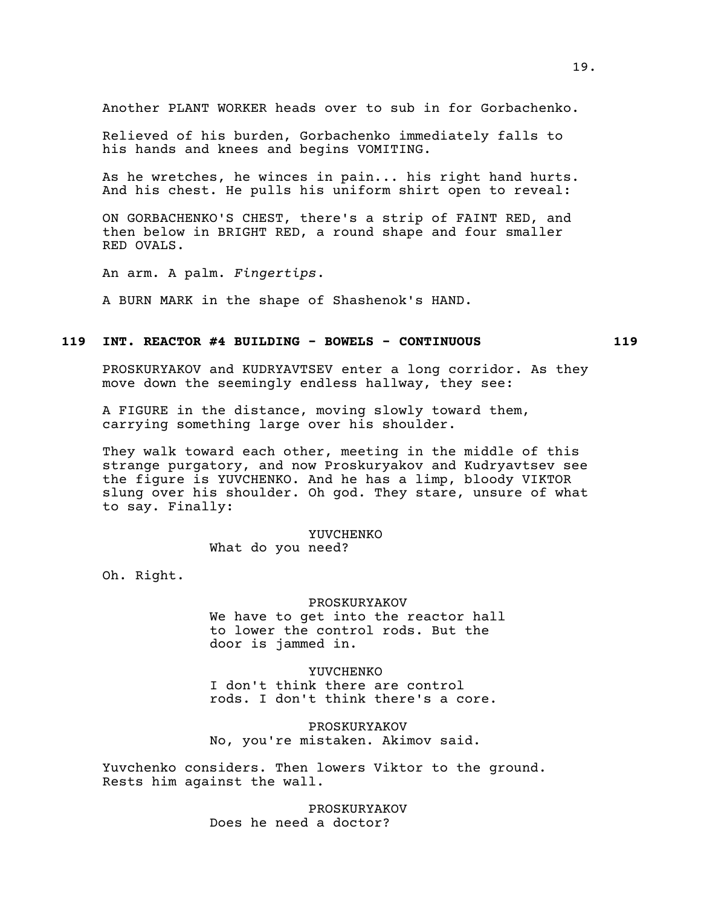Another PLANT WORKER heads over to sub in for Gorbachenko.

Relieved of his burden, Gorbachenko immediately falls to his hands and knees and begins VOMITING.

As he wretches, he winces in pain... his right hand hurts. And his chest. He pulls his uniform shirt open to reveal:

ON GORBACHENKO'S CHEST, there's a strip of FAINT RED, and then below in BRIGHT RED, a round shape and four smaller RED OVALS.

An arm. A palm. *Fingertips*.

A BURN MARK in the shape of Shashenok's HAND.

**119 INT. REACTOR #4 BUILDING - BOWELS - CONTINUOUS 119**

PROSKURYAKOV and KUDRYAVTSEV enter a long corridor. As they move down the seemingly endless hallway, they see:

A FIGURE in the distance, moving slowly toward them, carrying something large over his shoulder.

They walk toward each other, meeting in the middle of this strange purgatory, and now Proskuryakov and Kudryavtsev see the figure is YUVCHENKO. And he has a limp, bloody VIKTOR slung over his shoulder. Oh god. They stare, unsure of what to say. Finally:

YUVCHENKO
What do you need?

Oh. Right.

PROSKURYAKOV
We have to get into the reactor hall to lower the control rods. But the door is jammed in.

YUVCHENKO
I don't think there are control rods. I don't think there's a core.

PROSKURYAKOV
No, you're mistaken. Akimov said.

Yuvchenko considers. Then lowers Viktor to the ground. Rests him against the wall.

PROSKURYAKOV
Does he need a doctor?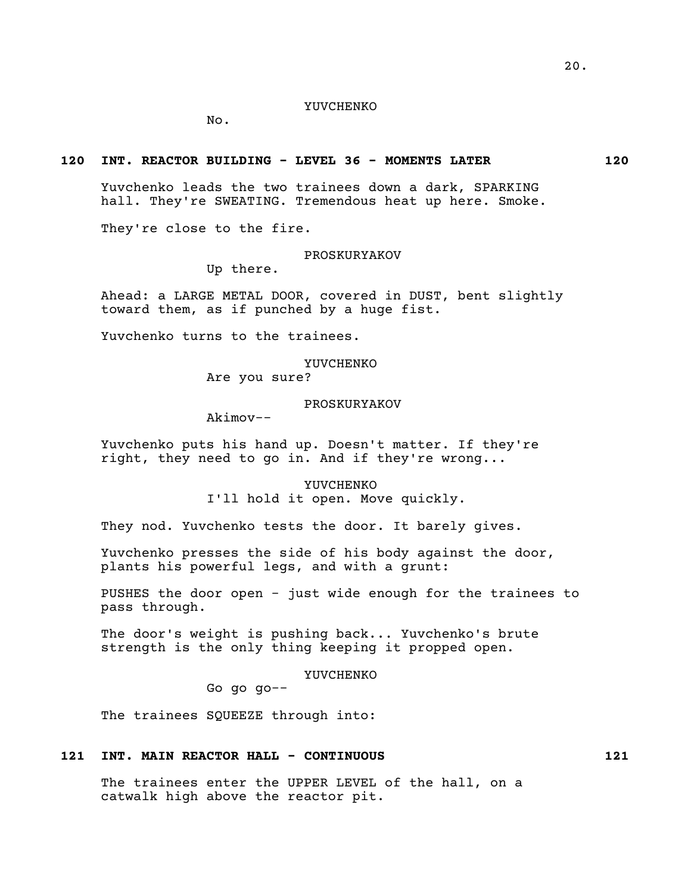YUVCHENKO

No.

**120 INT. REACTOR BUILDING - LEVEL 36 - MOMENTS LATER 120**

Yuvchenko leads the two trainees down a dark, SPARKING hall. They're SWEATING. Tremendous heat up here. Smoke.

They're close to the fire.

PROSKURYAKOV

Up there.

Ahead: a LARGE METAL DOOR, covered in DUST, bent slightly toward them, as if punched by a huge fist.

Yuvchenko turns to the trainees.

YUVCHENKO

Are you sure?

PROSKURYAKOV

Akimov--

Yuvchenko puts his hand up. Doesn't matter. If they're right, they need to go in. And if they're wrong...

YUVCHENKO

I'll hold it open. Move quickly.

They nod. Yuvchenko tests the door. It barely gives.

Yuvchenko presses the side of his body against the door, plants his powerful legs, and with a grunt:

PUSHES the door open - just wide enough for the trainees to pass through.

The door's weight is pushing back... Yuvchenko's brute strength is the only thing keeping it propped open.

YUVCHENKO

Go go go--

The trainees SQUEEZE through into:

**121 INT. MAIN REACTOR HALL - CONTINUOUS 121**

The trainees enter the UPPER LEVEL of the hall, on a catwalk high above the reactor pit.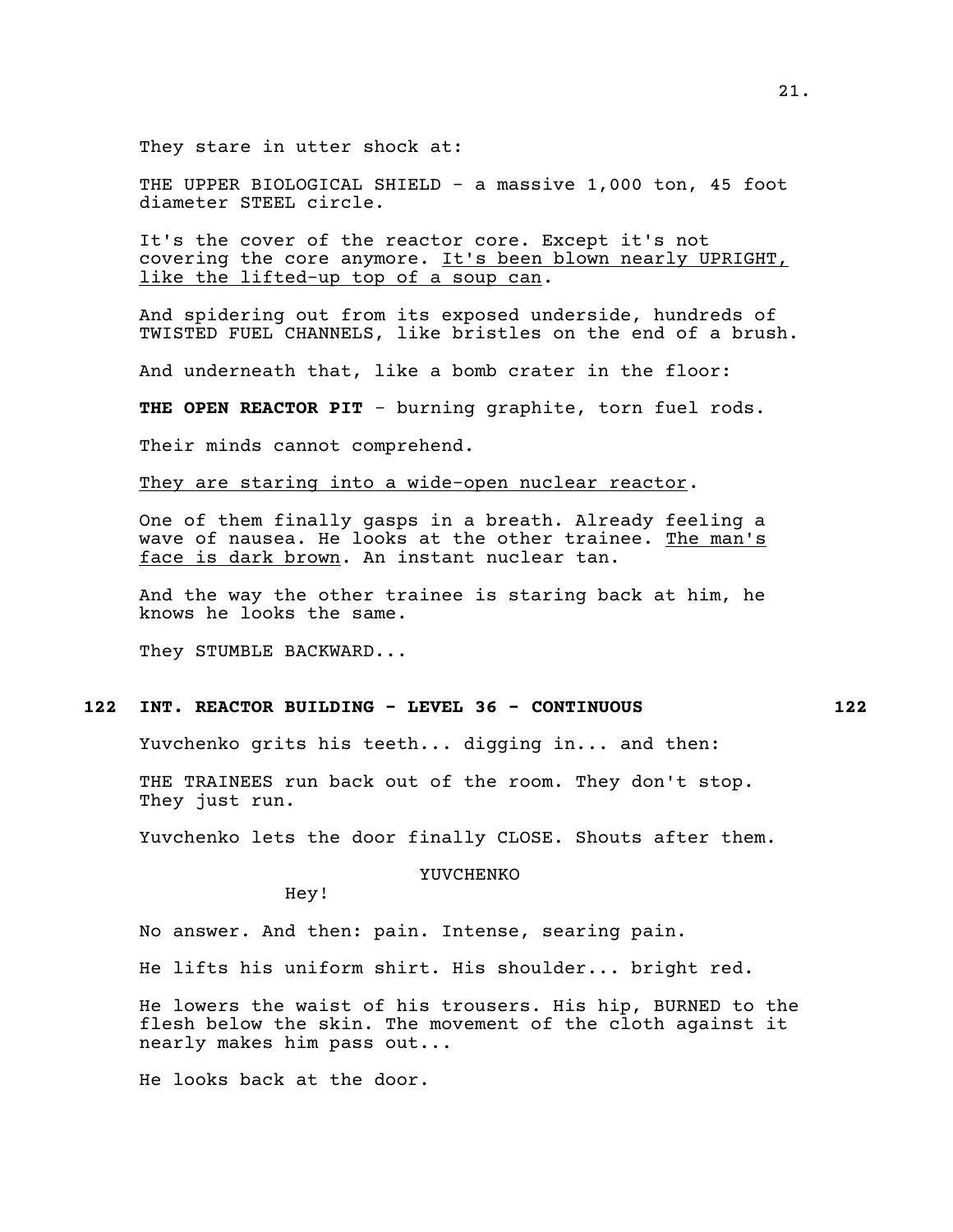They stare in utter shock at:

THE UPPER BIOLOGICAL SHIELD - a massive 1,000 ton, 45 foot diameter STEEL circle.

It's the cover of the reactor core. Except it's not covering the core anymore. <u>It's been blown nearly UPRIGHT, like the lifted-up top of a soup can</u>.

And spidering out from its exposed underside, hundreds of TWISTED FUEL CHANNELS, like bristles on the end of a brush.

And underneath that, like a bomb crater in the floor:

**THE OPEN REACTOR PIT** - burning graphite, torn fuel rods.

Their minds cannot comprehend.

<u>They are staring into a wide-open nuclear reactor</u>.

One of them finally gasps in a breath. Already feeling a wave of nausea. He looks at the other trainee. <u>The man's face is dark brown</u>. An instant nuclear tan.

And the way the other trainee is staring back at him, he knows he looks the same.

They STUMBLE BACKWARD...

**122 INT. REACTOR BUILDING - LEVEL 36 - CONTINUOUS 122**

Yuvchenko grits his teeth... digging in... and then:

THE TRAINEES run back out of the room. They don't stop. They just run.

Yuvchenko lets the door finally CLOSE. Shouts after them.

YUVCHENKO

Hey!

No answer. And then: pain. Intense, searing pain.

He lifts his uniform shirt. His shoulder... bright red.

He lowers the waist of his trousers. His hip, BURNED to the flesh below the skin. The movement of the cloth against it nearly makes him pass out...

He looks back at the door.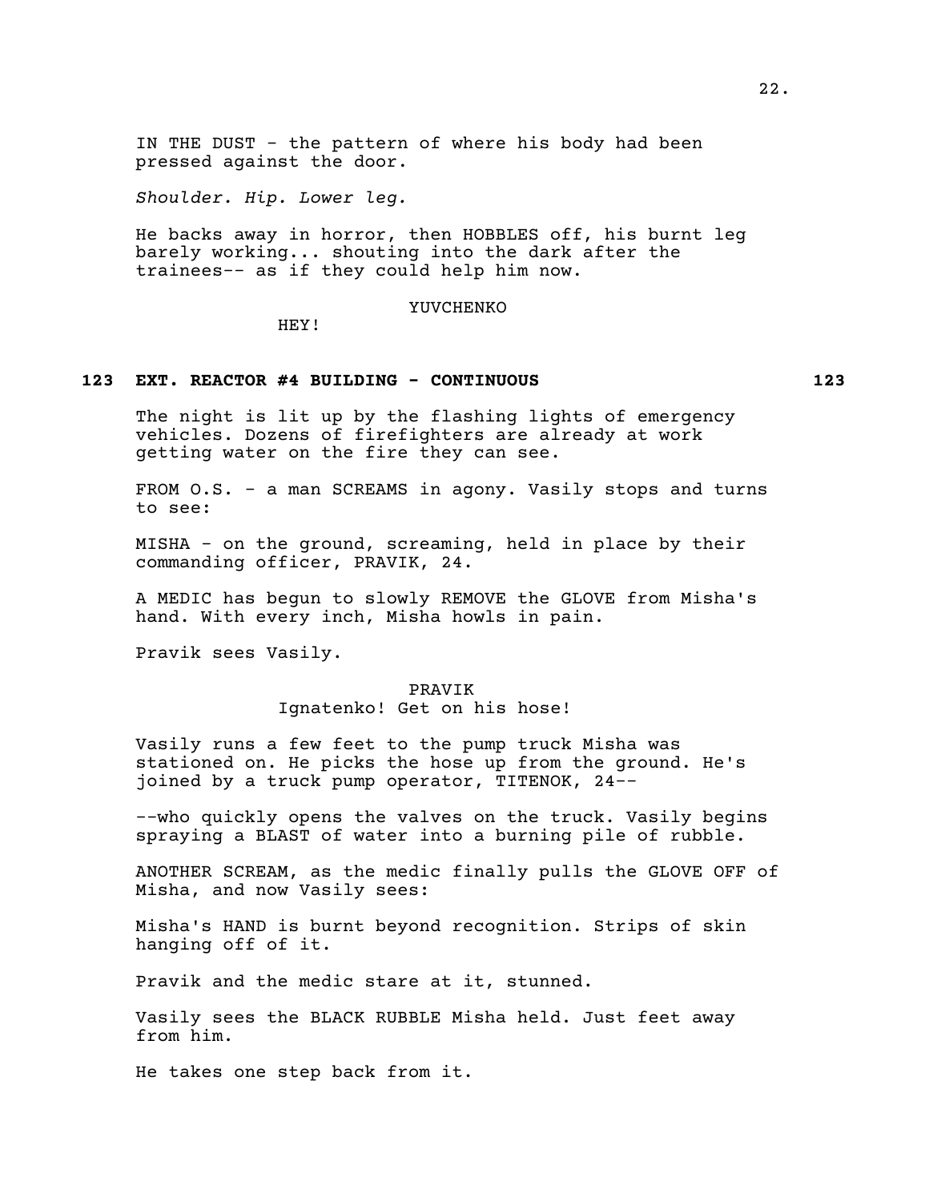IN THE DUST - the pattern of where his body had been pressed against the door.

*Shoulder. Hip. Lower leg.*

He backs away in horror, then HOBBLES off, his burnt leg barely working... shouting into the dark after the trainees-- as if they could help him now.

YUVCHENKO

HEY!

**123 EXT. REACTOR #4 BUILDING - CONTINUOUS 123**

The night is lit up by the flashing lights of emergency vehicles. Dozens of firefighters are already at work getting water on the fire they can see.

FROM O.S. - a man SCREAMS in agony. Vasily stops and turns to see:

MISHA - on the ground, screaming, held in place by their commanding officer, PRAVIK, 24.

A MEDIC has begun to slowly REMOVE the GLOVE from Misha's hand. With every inch, Misha howls in pain.

Pravik sees Vasily.

PRAVIK

Ignatenko! Get on his hose!

Vasily runs a few feet to the pump truck Misha was stationed on. He picks the hose up from the ground. He's joined by a truck pump operator, TITENOK, 24--

--who quickly opens the valves on the truck. Vasily begins spraying a BLAST of water into a burning pile of rubble.

ANOTHER SCREAM, as the medic finally pulls the GLOVE OFF of Misha, and now Vasily sees:

Misha's HAND is burnt beyond recognition. Strips of skin hanging off of it.

Pravik and the medic stare at it, stunned.

Vasily sees the BLACK RUBBLE Misha held. Just feet away from him.

He takes one step back from it.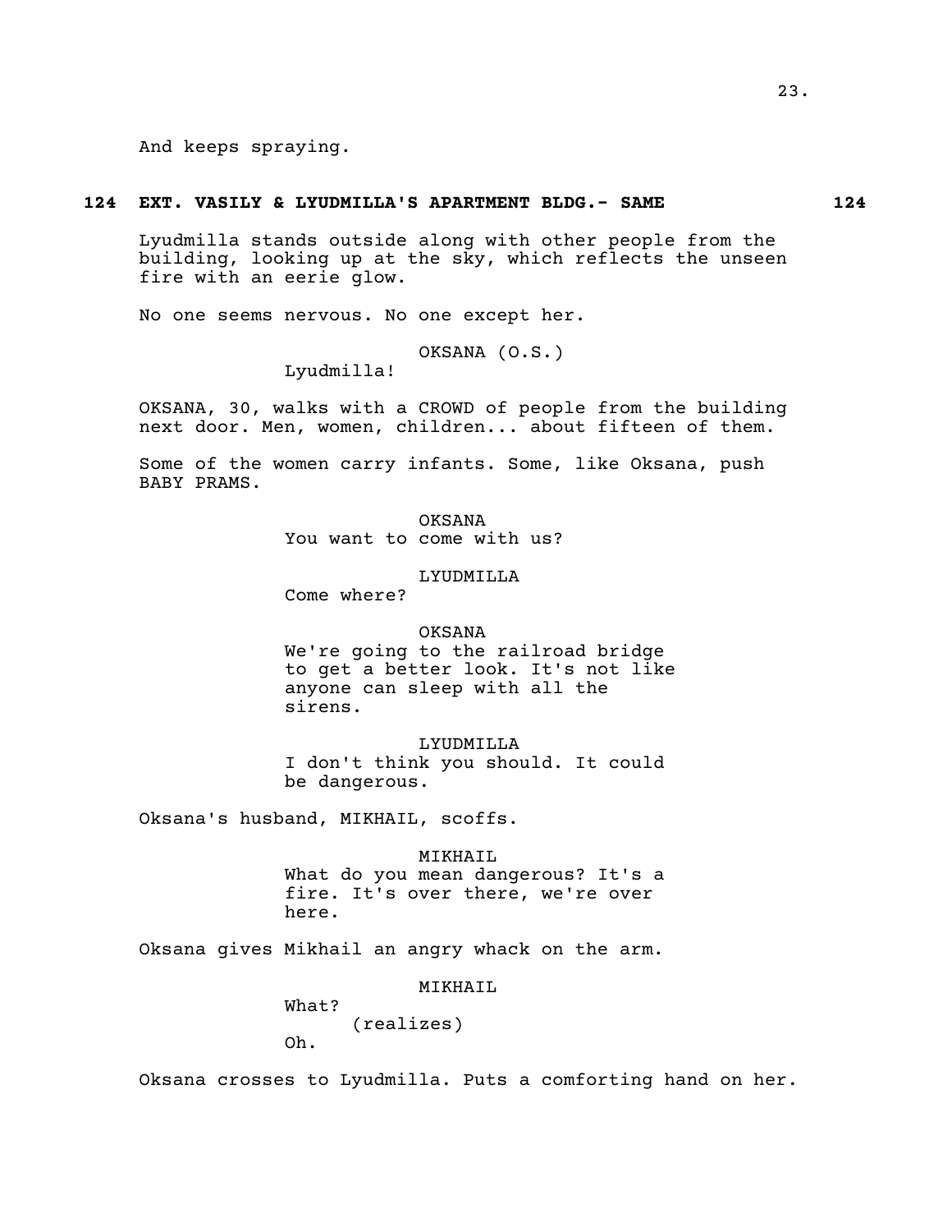And keeps spraying.

**124 EXT. VASILY & LYUDMILLA'S APARTMENT BLDG.- SAME 124**

Lyudmilla stands outside along with other people from the building, looking up at the sky, which reflects the unseen fire with an eerie glow.

No one seems nervous. No one except her.

OKSANA (O.S.)
Lyudmilla!

OKSANA, 30, walks with a CROWD of people from the building next door. Men, women, children... about fifteen of them.

Some of the women carry infants. Some, like Oksana, push BABY PRAMS.

OKSANA
You want to come with us?

LYUDMILLA
Come where?

OKSANA
We're going to the railroad bridge to get a better look. It's not like anyone can sleep with all the sirens.

LYUDMILLA
I don't think you should. It could be dangerous.

Oksana's husband, MIKHAIL, scoffs.

MIKHAIL
What do you mean dangerous? It's a fire. It's over there, we're over here.

Oksana gives Mikhail an angry whack on the arm.

MIKHAIL
What?
(realizes)
Oh.

Oksana crosses to Lyudmilla. Puts a comforting hand on her.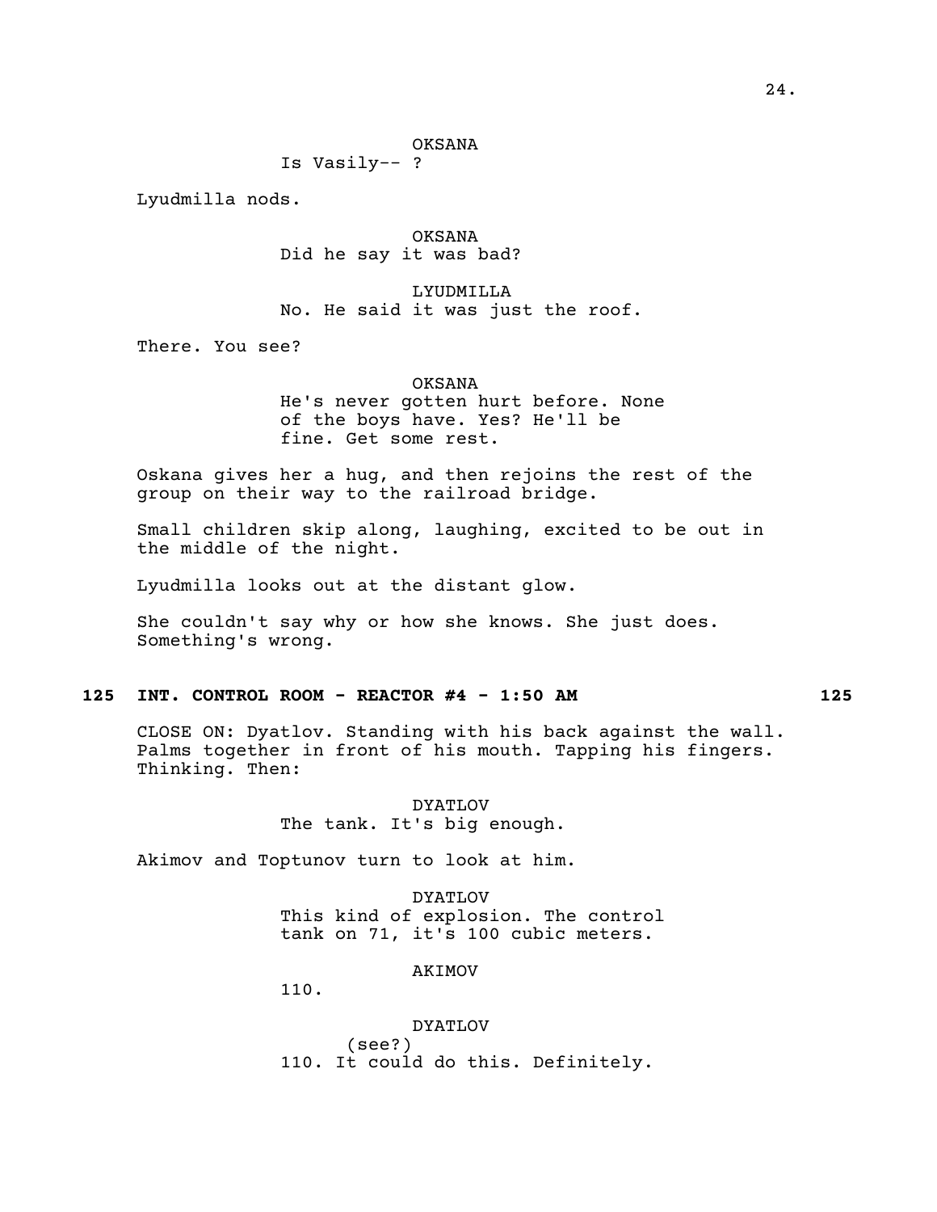OKSANA
Is Vasily-- ?

Lyudmilla nods.

OKSANA
Did he say it was bad?

LYUDMILLA
No. He said it was just the roof.

There. You see?

OKSANA
He's never gotten hurt before. None of the boys have. Yes? He'll be fine. Get some rest.

Oskana gives her a hug, and then rejoins the rest of the group on their way to the railroad bridge.

Small children skip along, laughing, excited to be out in the middle of the night.

Lyudmilla looks out at the distant glow.

She couldn't say why or how she knows. She just does. Something's wrong.

**125 INT. CONTROL ROOM - REACTOR #4 - 1:50 AM 125**

CLOSE ON: Dyatlov. Standing with his back against the wall. Palms together in front of his mouth. Tapping his fingers. Thinking. Then:

DYATLOV
The tank. It's big enough.

Akimov and Toptunov turn to look at him.

DYATLOV
This kind of explosion. The control tank on 71, it's 100 cubic meters.

AKIMOV
110.

DYATLOV
(see?)
110. It could do this. Definitely.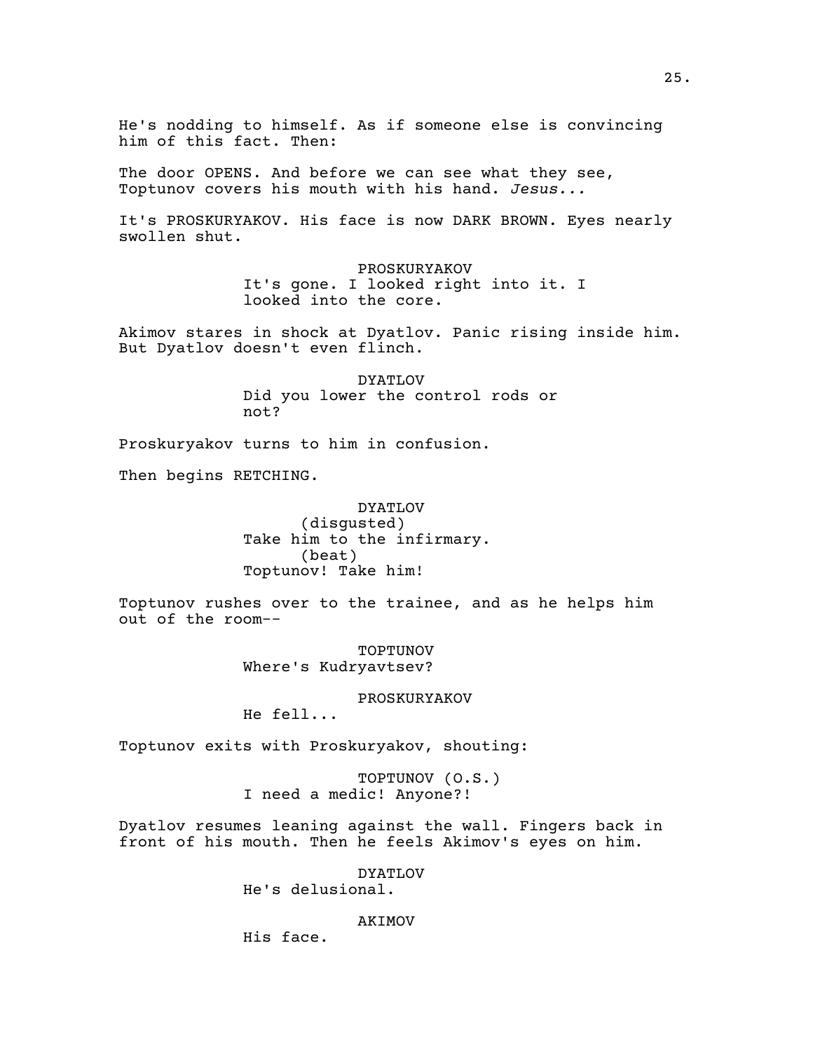He's nodding to himself. As if someone else is convincing him of this fact. Then:

The door OPENS. And before we can see what they see, Toptunov covers his mouth with his hand. *Jesus...*

It's PROSKURYAKOV. His face is now DARK BROWN. Eyes nearly swollen shut.

PROSKURYAKOV
It's gone. I looked right into it. I looked into the core.

Akimov stares in shock at Dyatlov. Panic rising inside him. But Dyatlov doesn't even flinch.

DYATLOV
Did you lower the control rods or not?

Proskuryakov turns to him in confusion.

Then begins RETCHING.

DYATLOV
(disgusted)
Take him to the infirmary.
(beat)
Toptunov! Take him!

Toptunov rushes over to the trainee, and as he helps him out of the room--

TOPTUNOV
Where's Kudryavtsev?

PROSKURYAKOV
He fell...

Toptunov exits with Proskuryakov, shouting:

TOPTUNOV (O.S.)
I need a medic! Anyone?!

Dyatlov resumes leaning against the wall. Fingers back in front of his mouth. Then he feels Akimov's eyes on him.

DYATLOV
He's delusional.

AKIMOV
His face.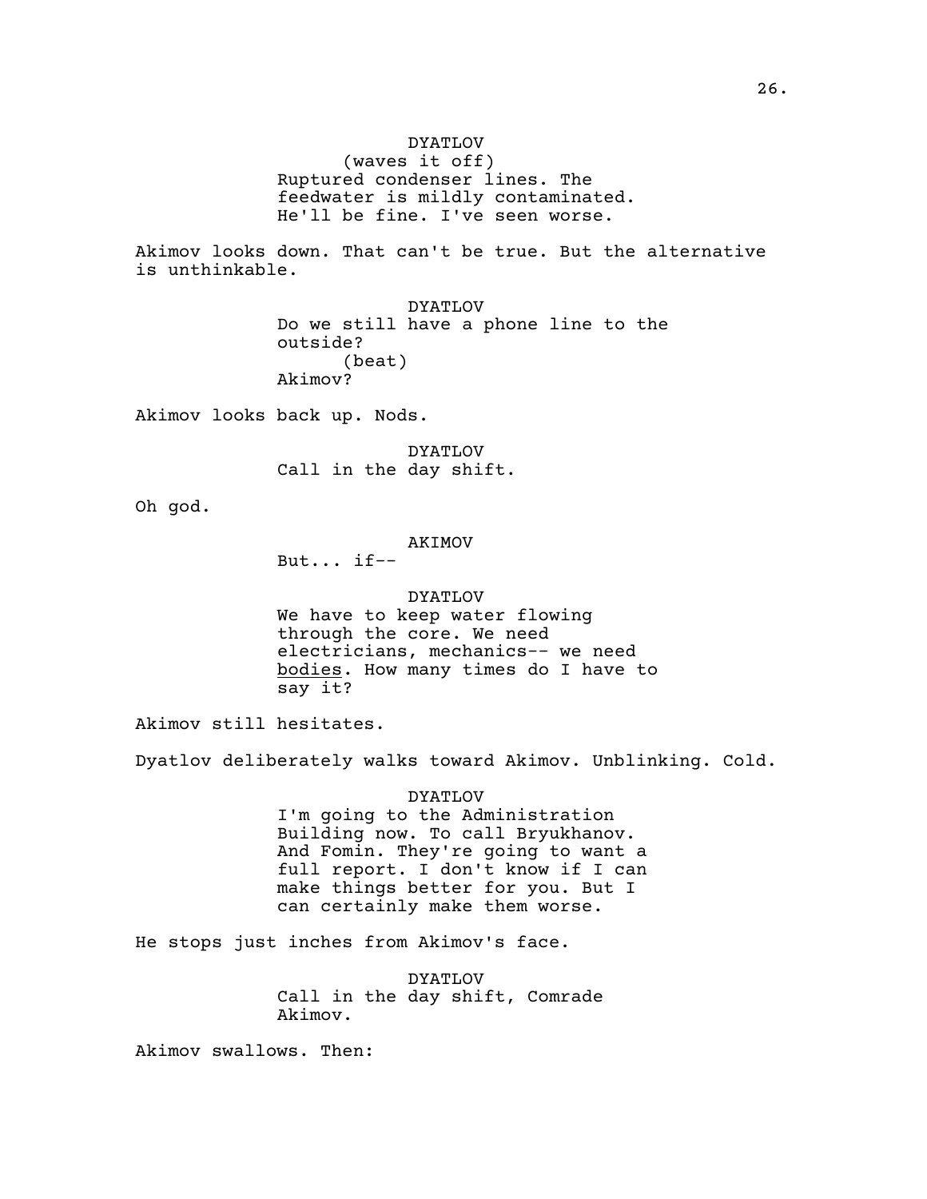DYATLOV
(waves it off)
Ruptured condenser lines. The feedwater is mildly contaminated. He'll be fine. I've seen worse.

Akimov looks down. That can't be true. But the alternative is unthinkable.

DYATLOV
Do we still have a phone line to the outside?
(beat)
Akimov?

Akimov looks back up. Nods.

DYATLOV
Call in the day shift.

Oh god.

AKIMOV
But... if--

DYATLOV
We have to keep water flowing through the core. We need electricians, mechanics-- we need <u>bodies</u>. How many times do I have to say it?

Akimov still hesitates.

Dyatlov deliberately walks toward Akimov. Unblinking. Cold.

DYATLOV
I'm going to the Administration Building now. To call Bryukhanov. And Fomin. They're going to want a full report. I don't know if I can make things better for you. But I can certainly make them worse.

He stops just inches from Akimov's face.

DYATLOV
Call in the day shift, Comrade Akimov.

Akimov swallows. Then: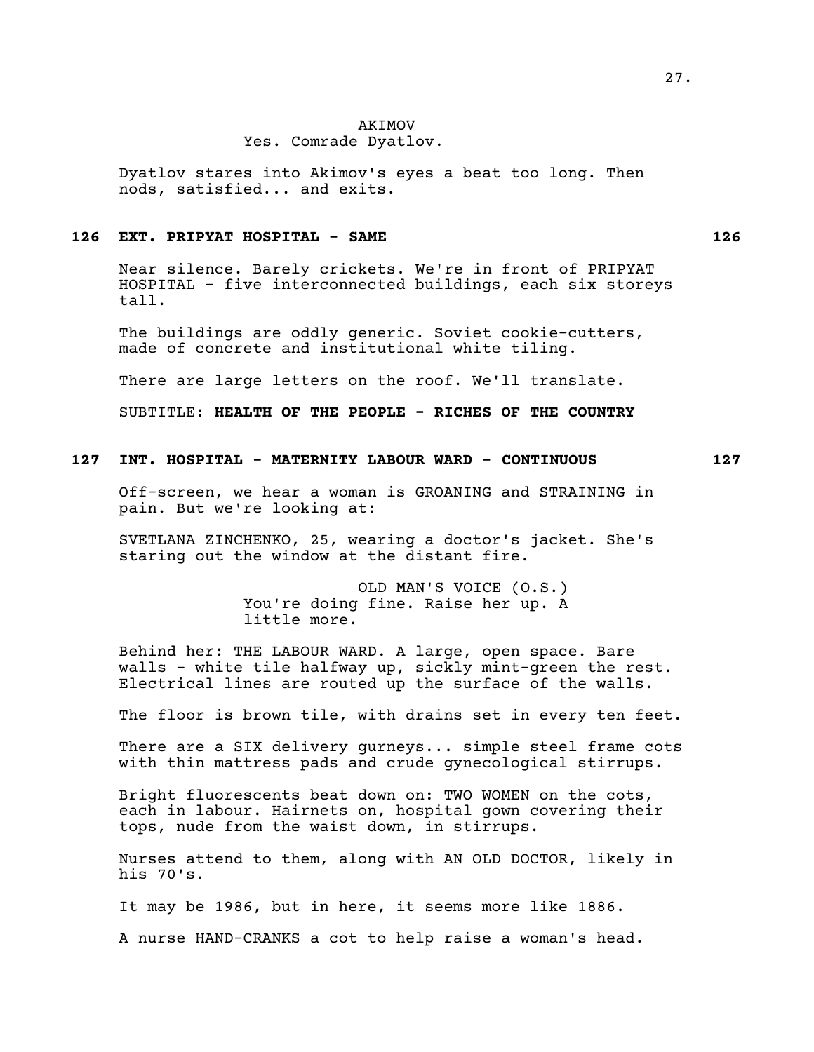AKIMOV
Yes. Comrade Dyatlov.

Dyatlov stares into Akimov's eyes a beat too long. Then nods, satisfied... and exits.

**126 EXT. PRIPYAT HOSPITAL - SAME 126**

Near silence. Barely crickets. We're in front of PRIPYAT HOSPITAL - five interconnected buildings, each six storeys tall.

The buildings are oddly generic. Soviet cookie-cutters, made of concrete and institutional white tiling.

There are large letters on the roof. We'll translate.

SUBTITLE: **HEALTH OF THE PEOPLE - RICHES OF THE COUNTRY**

**127 INT. HOSPITAL - MATERNITY LABOUR WARD - CONTINUOUS 127**

Off-screen, we hear a woman is GROANING and STRAINING in pain. But we're looking at:

SVETLANA ZINCHENKO, 25, wearing a doctor's jacket. She's staring out the window at the distant fire.

OLD MAN'S VOICE (O.S.)
You're doing fine. Raise her up. A little more.

Behind her: THE LABOUR WARD. A large, open space. Bare walls - white tile halfway up, sickly mint-green the rest. Electrical lines are routed up the surface of the walls.

The floor is brown tile, with drains set in every ten feet.

There are a SIX delivery gurneys... simple steel frame cots with thin mattress pads and crude gynecological stirrups.

Bright fluorescents beat down on: TWO WOMEN on the cots, each in labour. Hairnets on, hospital gown covering their tops, nude from the waist down, in stirrups.

Nurses attend to them, along with AN OLD DOCTOR, likely in his 70's.

It may be 1986, but in here, it seems more like 1886.

A nurse HAND-CRANKS a cot to help raise a woman's head.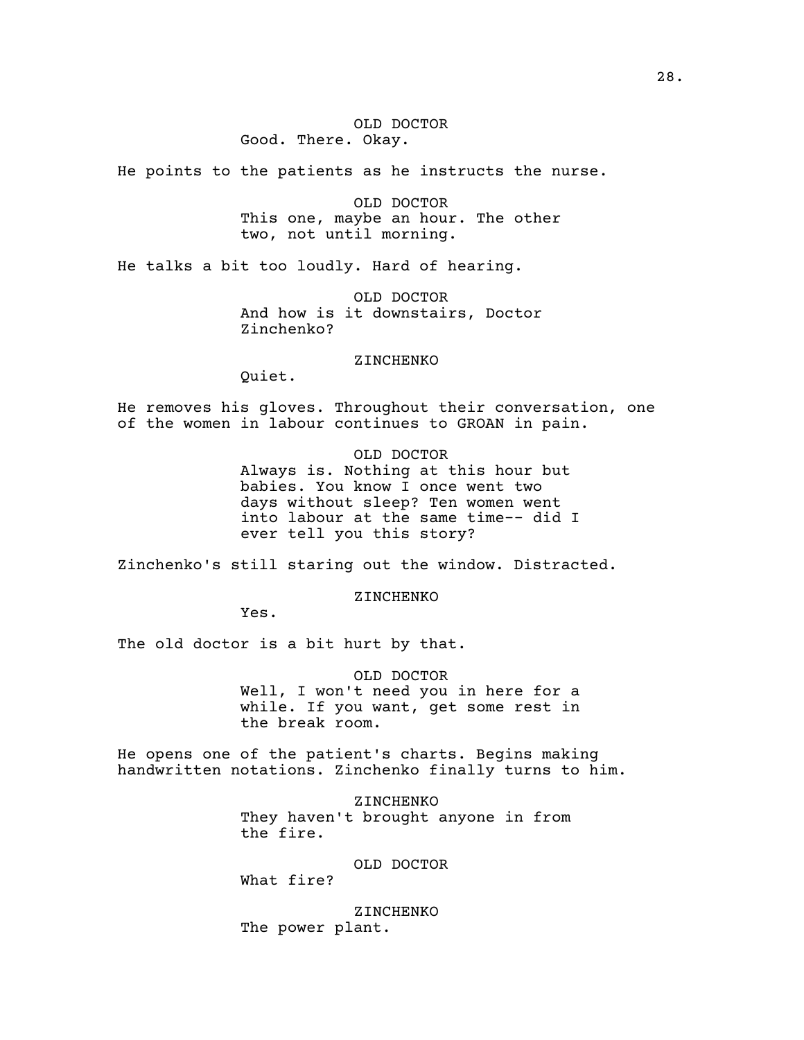OLD DOCTOR
Good. There. Okay.

He points to the patients as he instructs the nurse.

OLD DOCTOR
This one, maybe an hour. The other two, not until morning.

He talks a bit too loudly. Hard of hearing.

OLD DOCTOR
And how is it downstairs, Doctor Zinchenko?

ZINCHENKO
Quiet.

He removes his gloves. Throughout their conversation, one of the women in labour continues to GROAN in pain.

OLD DOCTOR
Always is. Nothing at this hour but babies. You know I once went two days without sleep? Ten women went into labour at the same time-- did I ever tell you this story?

Zinchenko's still staring out the window. Distracted.

ZINCHENKO
Yes.

The old doctor is a bit hurt by that.

OLD DOCTOR
Well, I won't need you in here for a while. If you want, get some rest in the break room.

He opens one of the patient's charts. Begins making handwritten notations. Zinchenko finally turns to him.

ZINCHENKO
They haven't brought anyone in from the fire.

OLD DOCTOR
What fire?

ZINCHENKO
The power plant.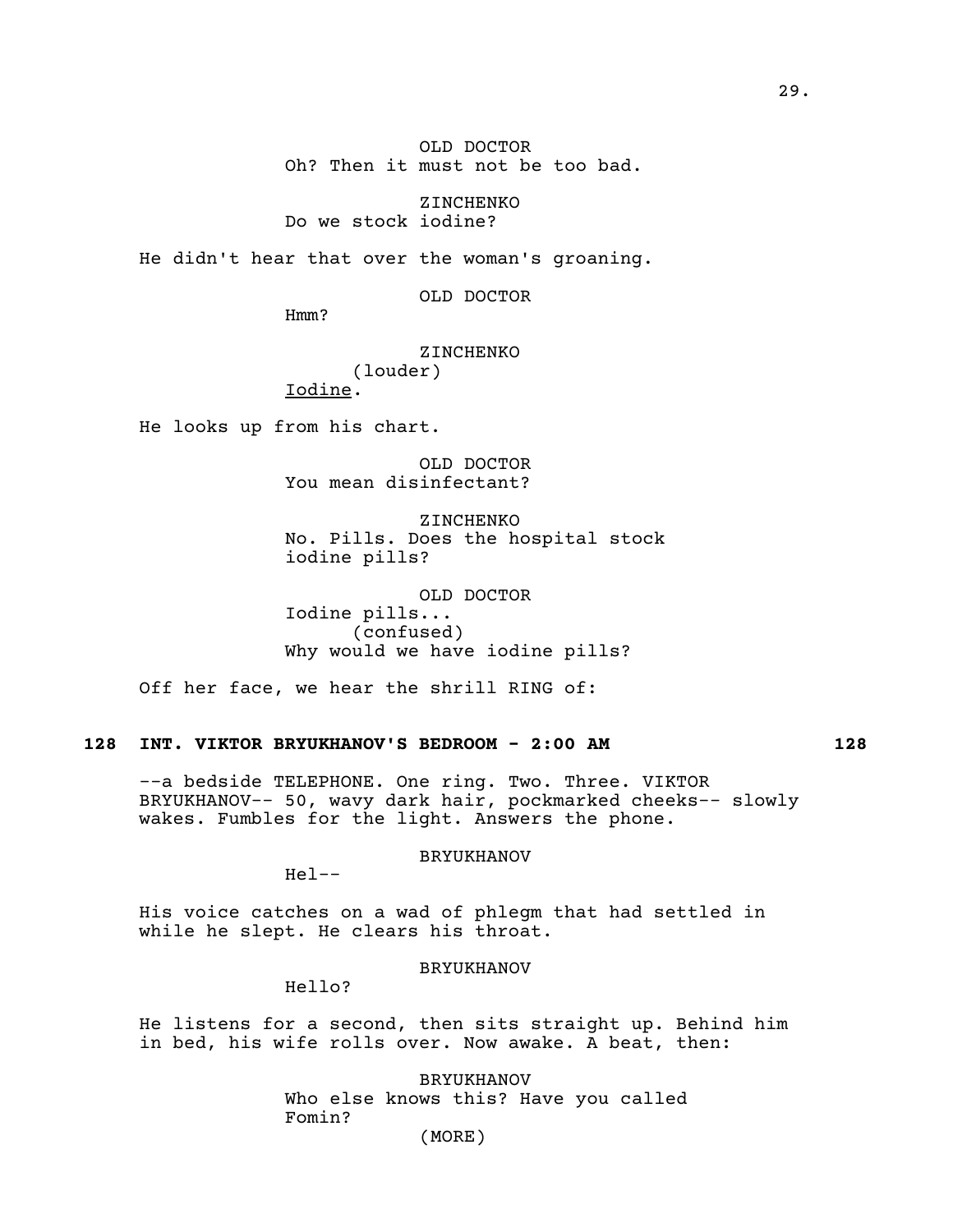OLD DOCTOR
Oh? Then it must not be too bad.

ZINCHENKO
Do we stock iodine?

He didn't hear that over the woman's groaning.

OLD DOCTOR
Hmm?

ZINCHENKO
(louder)
Iodine.

He looks up from his chart.

OLD DOCTOR
You mean disinfectant?

ZINCHENKO
No. Pills. Does the hospital stock iodine pills?

OLD DOCTOR
Iodine pills...
(confused)
Why would we have iodine pills?

Off her face, we hear the shrill RING of:

**128 INT. VIKTOR BRYUKHANOV'S BEDROOM - 2:00 AM 128**

--a bedside TELEPHONE. One ring. Two. Three. VIKTOR BRYUKHANOV-- 50, wavy dark hair, pockmarked cheeks-- slowly wakes. Fumbles for the light. Answers the phone.

BRYUKHANOV
Hel--

His voice catches on a wad of phlegm that had settled in while he slept. He clears his throat.

BRYUKHANOV
Hello?

He listens for a second, then sits straight up. Behind him in bed, his wife rolls over. Now awake. A beat, then:

BRYUKHANOV
Who else knows this? Have you called Fomin?
(MORE)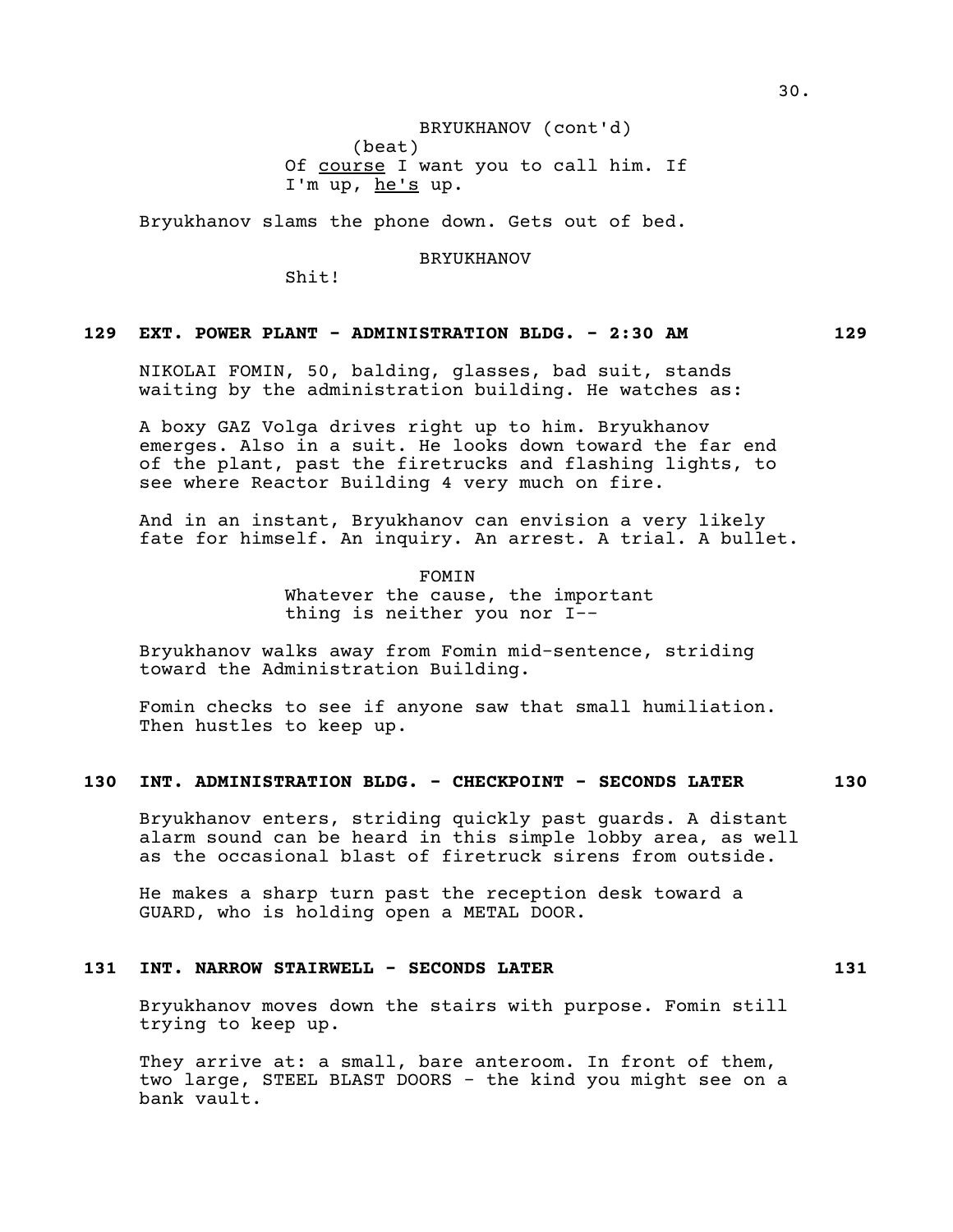BRYUKHANOV (cont'd)
(beat)
Of _course_ I want you to call him. If I'm up, _he's_ up.

Bryukhanov slams the phone down. Gets out of bed.

BRYUKHANOV
Shit!

**129 EXT. POWER PLANT - ADMINISTRATION BLDG. - 2:30 AM 129**

NIKOLAI FOMIN, 50, balding, glasses, bad suit, stands waiting by the administration building. He watches as:

A boxy GAZ Volga drives right up to him. Bryukhanov emerges. Also in a suit. He looks down toward the far end of the plant, past the firetrucks and flashing lights, to see where Reactor Building 4 very much on fire.

And in an instant, Bryukhanov can envision a very likely fate for himself. An inquiry. An arrest. A trial. A bullet.

FOMIN
Whatever the cause, the important thing is neither you nor I--

Bryukhanov walks away from Fomin mid-sentence, striding toward the Administration Building.

Fomin checks to see if anyone saw that small humiliation. Then hustles to keep up.

**130 INT. ADMINISTRATION BLDG. - CHECKPOINT - SECONDS LATER 130**

Bryukhanov enters, striding quickly past guards. A distant alarm sound can be heard in this simple lobby area, as well as the occasional blast of firetruck sirens from outside.

He makes a sharp turn past the reception desk toward a GUARD, who is holding open a METAL DOOR.

**131 INT. NARROW STAIRWELL - SECONDS LATER 131**

Bryukhanov moves down the stairs with purpose. Fomin still trying to keep up.

They arrive at: a small, bare anteroom. In front of them, two large, STEEL BLAST DOORS - the kind you might see on a bank vault.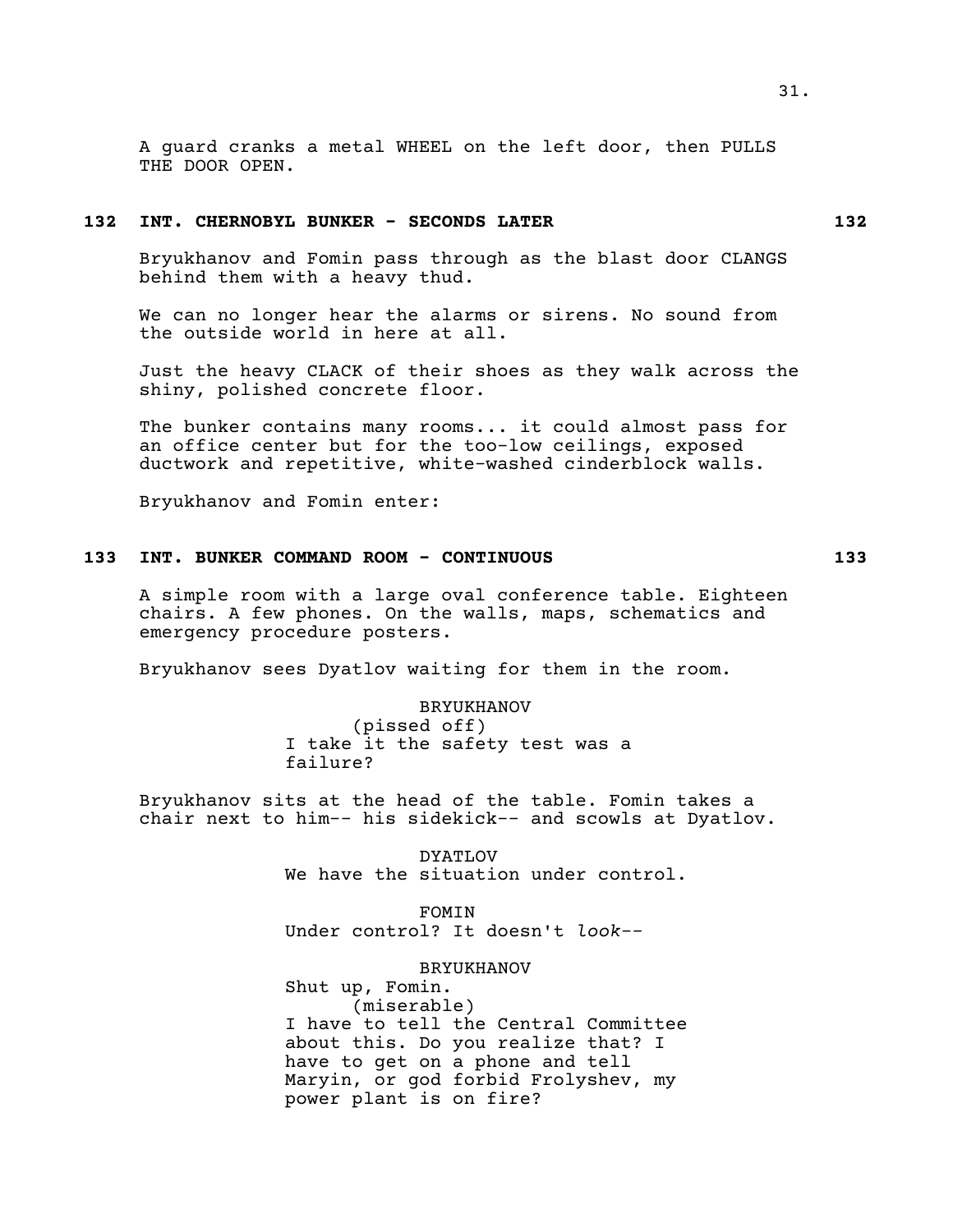A guard cranks a metal WHEEL on the left door, then PULLS THE DOOR OPEN.

### 132 INT. CHERNOBYL BUNKER - SECONDS LATER 132

Bryukhanov and Fomin pass through as the blast door CLANGS behind them with a heavy thud.

We can no longer hear the alarms or sirens. No sound from the outside world in here at all.

Just the heavy CLACK of their shoes as they walk across the shiny, polished concrete floor.

The bunker contains many rooms... it could almost pass for an office center but for the too-low ceilings, exposed ductwork and repetitive, white-washed cinderblock walls.

Bryukhanov and Fomin enter:

### 133 INT. BUNKER COMMAND ROOM - CONTINUOUS 133

A simple room with a large oval conference table. Eighteen chairs. A few phones. On the walls, maps, schematics and emergency procedure posters.

Bryukhanov sees Dyatlov waiting for them in the room.

BRYUKHANOV
(pissed off)
I take it the safety test was a failure?

Bryukhanov sits at the head of the table. Fomin takes a chair next to him-- his sidekick-- and scowls at Dyatlov.

DYATLOV
We have the situation under control.

FOMIN
Under control? It doesn't *look*--

BRYUKHANOV
Shut up, Fomin.
(miserable)
I have to tell the Central Committee about this. Do you realize that? I have to get on a phone and tell Maryin, or god forbid Frolyshev, my power plant is on fire?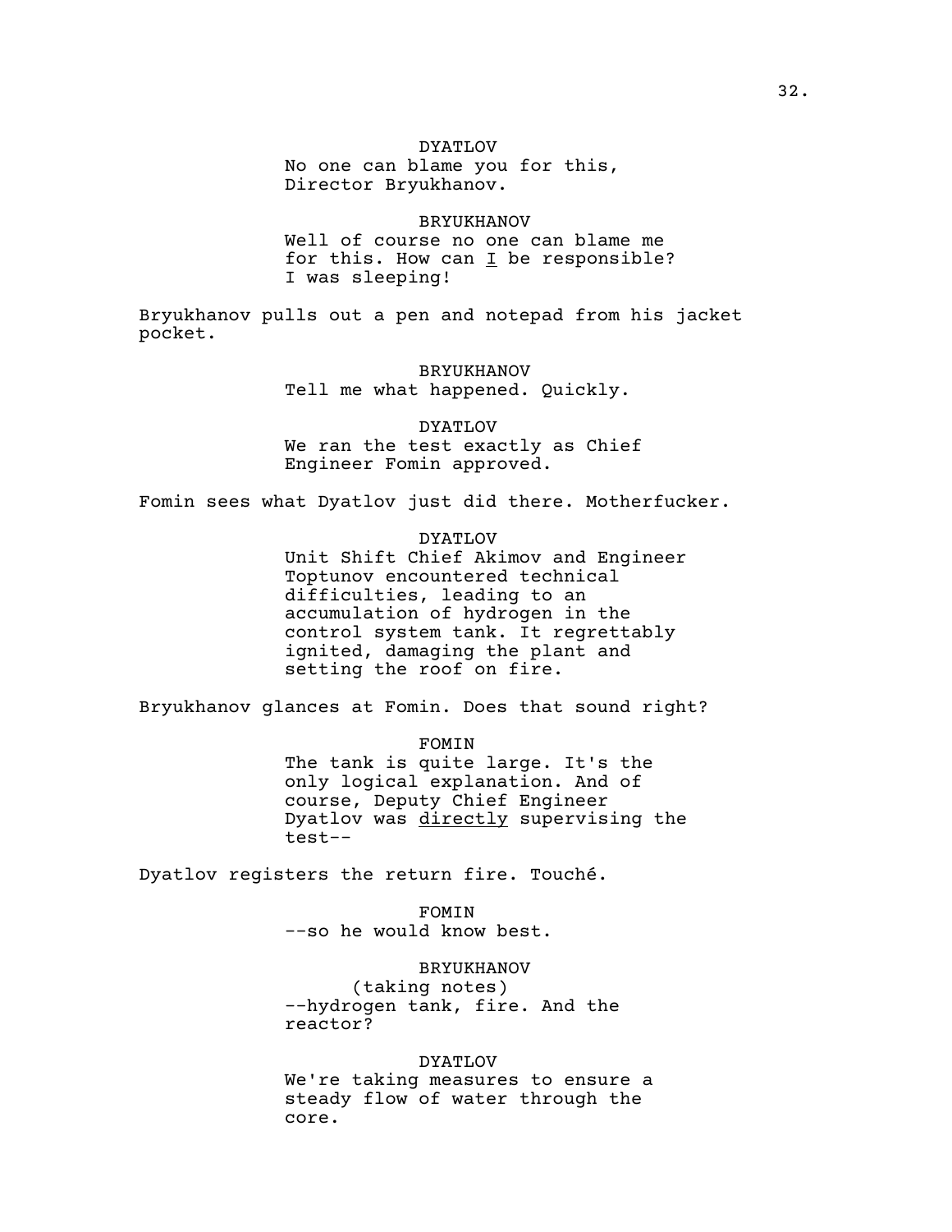DYATLOV
No one can blame you for this, Director Bryukhanov.

BRYUKHANOV
Well of course no one can blame me for this. How can _I_ be responsible? I was sleeping!

Bryukhanov pulls out a pen and notepad from his jacket pocket.

BRYUKHANOV
Tell me what happened. Quickly.

DYATLOV
We ran the test exactly as Chief Engineer Fomin approved.

Fomin sees what Dyatlov just did there. Motherfucker.

DYATLOV
Unit Shift Chief Akimov and Engineer Toptunov encountered technical difficulties, leading to an accumulation of hydrogen in the control system tank. It regrettably ignited, damaging the plant and setting the roof on fire.

Bryukhanov glances at Fomin. Does that sound right?

FOMIN
The tank is quite large. It's the only logical explanation. And of course, Deputy Chief Engineer Dyatlov was _directly_ supervising the test--

Dyatlov registers the return fire. Touché.

FOMIN
--so he would know best.

BRYUKHANOV
(taking notes)
--hydrogen tank, fire. And the reactor?

DYATLOV
We're taking measures to ensure a steady flow of water through the core.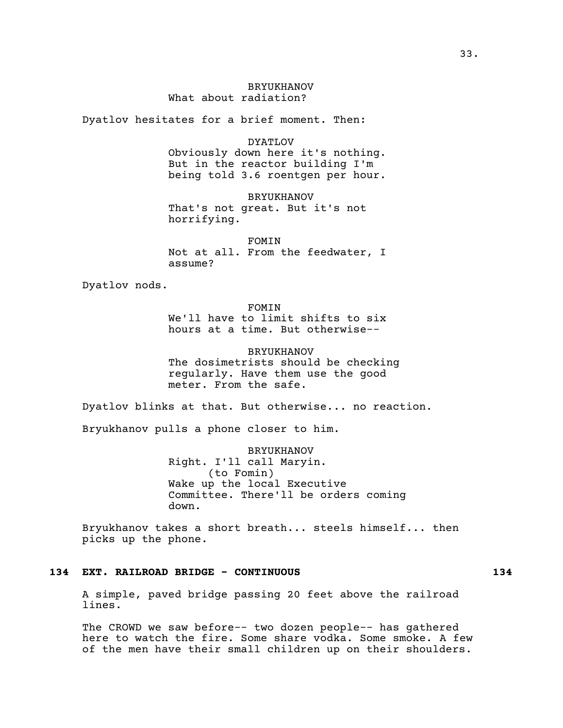BRYUKHANOV
What about radiation?

Dyatlov hesitates for a brief moment. Then:

DYATLOV
Obviously down here it's nothing. But in the reactor building I'm being told 3.6 roentgen per hour.

BRYUKHANOV
That's not great. But it's not horrifying.

FOMIN
Not at all. From the feedwater, I assume?

Dyatlov nods.

FOMIN
We'll have to limit shifts to six hours at a time. But otherwise--

BRYUKHANOV
The dosimetrists should be checking regularly. Have them use the good meter. From the safe.

Dyatlov blinks at that. But otherwise... no reaction.

Bryukhanov pulls a phone closer to him.

BRYUKHANOV
Right. I'll call Maryin.
(to Fomin)
Wake up the local Executive Committee. There'll be orders coming down.

Bryukhanov takes a short breath... steels himself... then picks up the phone.

**134 EXT. RAILROAD BRIDGE - CONTINUOUS 134**

A simple, paved bridge passing 20 feet above the railroad lines.

The CROWD we saw before-- two dozen people-- has gathered here to watch the fire. Some share vodka. Some smoke. A few of the men have their small children up on their shoulders.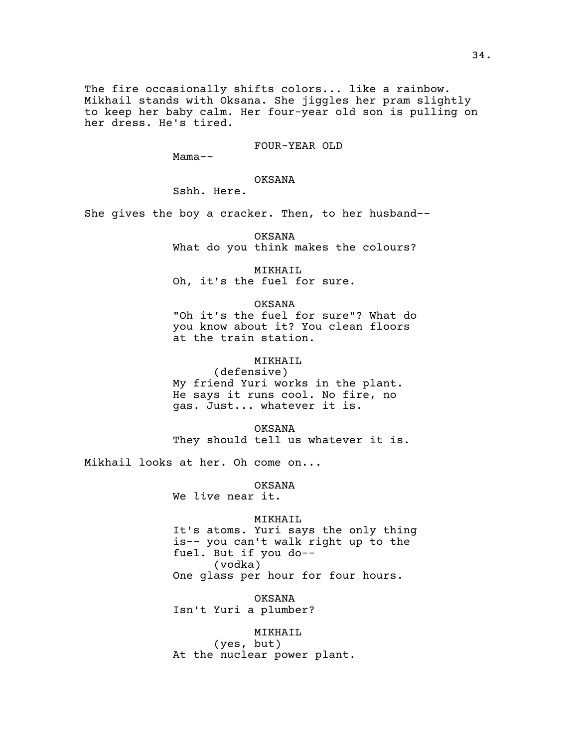The fire occasionally shifts colors... like a rainbow. Mikhail stands with Oksana. She jiggles her pram slightly to keep her baby calm. Her four-year old son is pulling on her dress. He's tired.

FOUR-YEAR OLD
Mama--

OKSANA
Sshh. Here.

She gives the boy a cracker. Then, to her husband--

OKSANA
What do you think makes the colours?

MIKHAIL
Oh, it's the fuel for sure.

OKSANA
"Oh it's the fuel for sure"? What do you know about it? You clean floors at the train station.

MIKHAIL
(defensive)
My friend Yuri works in the plant. He says it runs cool. No fire, no gas. Just... whatever it is.

OKSANA
They should tell us whatever it is.

Mikhail looks at her. Oh come on...

OKSANA
We *live* near it.

MIKHAIL
It's atoms. Yuri says the only thing is-- you can't walk right up to the fuel. But if you do--
(vodka)
One glass per hour for four hours.

OKSANA
Isn't Yuri a plumber?

MIKHAIL
(yes, but)
At the nuclear power plant.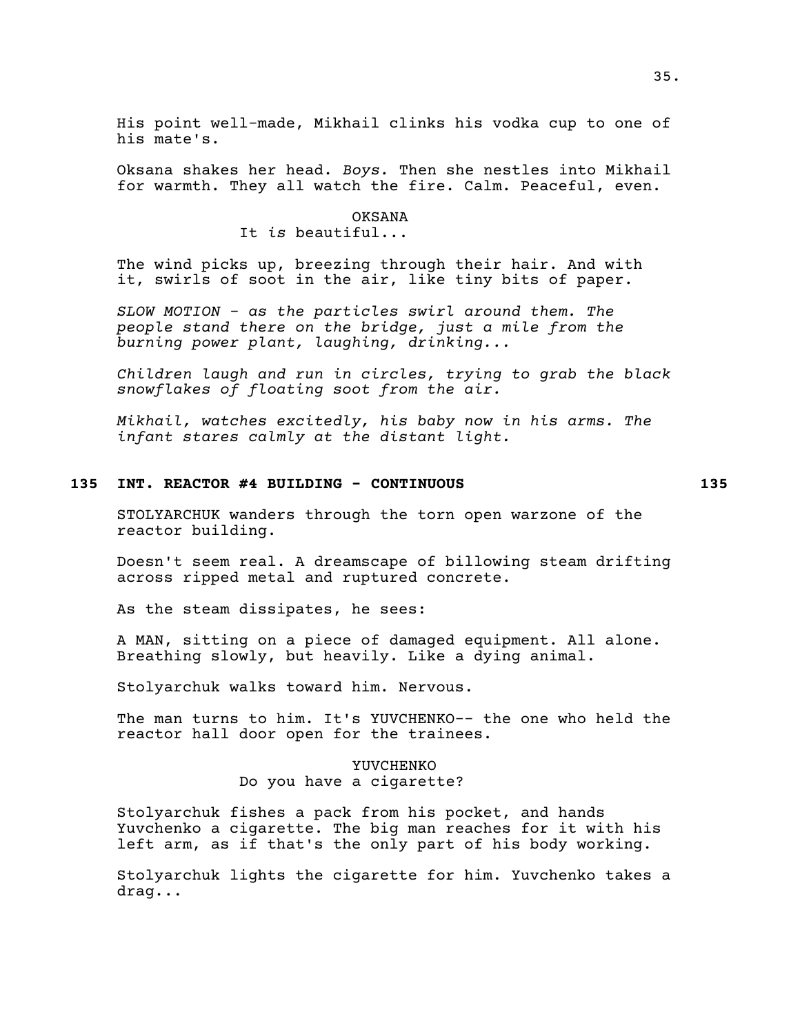His point well-made, Mikhail clinks his vodka cup to one of his mate's.

Oksana shakes her head. *Boys.* Then she nestles into Mikhail for warmth. They all watch the fire. Calm. Peaceful, even.

OKSANA
It *is* beautiful...

The wind picks up, breezing through their hair. And with it, swirls of soot in the air, like tiny bits of paper.

*SLOW MOTION - as the particles swirl around them. The people stand there on the bridge, just a mile from the burning power plant, laughing, drinking...*

*Children laugh and run in circles, trying to grab the black snowflakes of floating soot from the air.*

*Mikhail, watches excitedly, his baby now in his arms. The infant stares calmly at the distant light.*

**135 INT. REACTOR #4 BUILDING - CONTINUOUS 135**

STOLYARCHUK wanders through the torn open warzone of the reactor building.

Doesn't seem real. A dreamscape of billowing steam drifting across ripped metal and ruptured concrete.

As the steam dissipates, he sees:

A MAN, sitting on a piece of damaged equipment. All alone. Breathing slowly, but heavily. Like a dying animal.

Stolyarchuk walks toward him. Nervous.

The man turns to him. It's YUVCHENKO-- the one who held the reactor hall door open for the trainees.

YUVCHENKO
Do you have a cigarette?

Stolyarchuk fishes a pack from his pocket, and hands Yuvchenko a cigarette. The big man reaches for it with his left arm, as if that's the only part of his body working.

Stolyarchuk lights the cigarette for him. Yuvchenko takes a drag...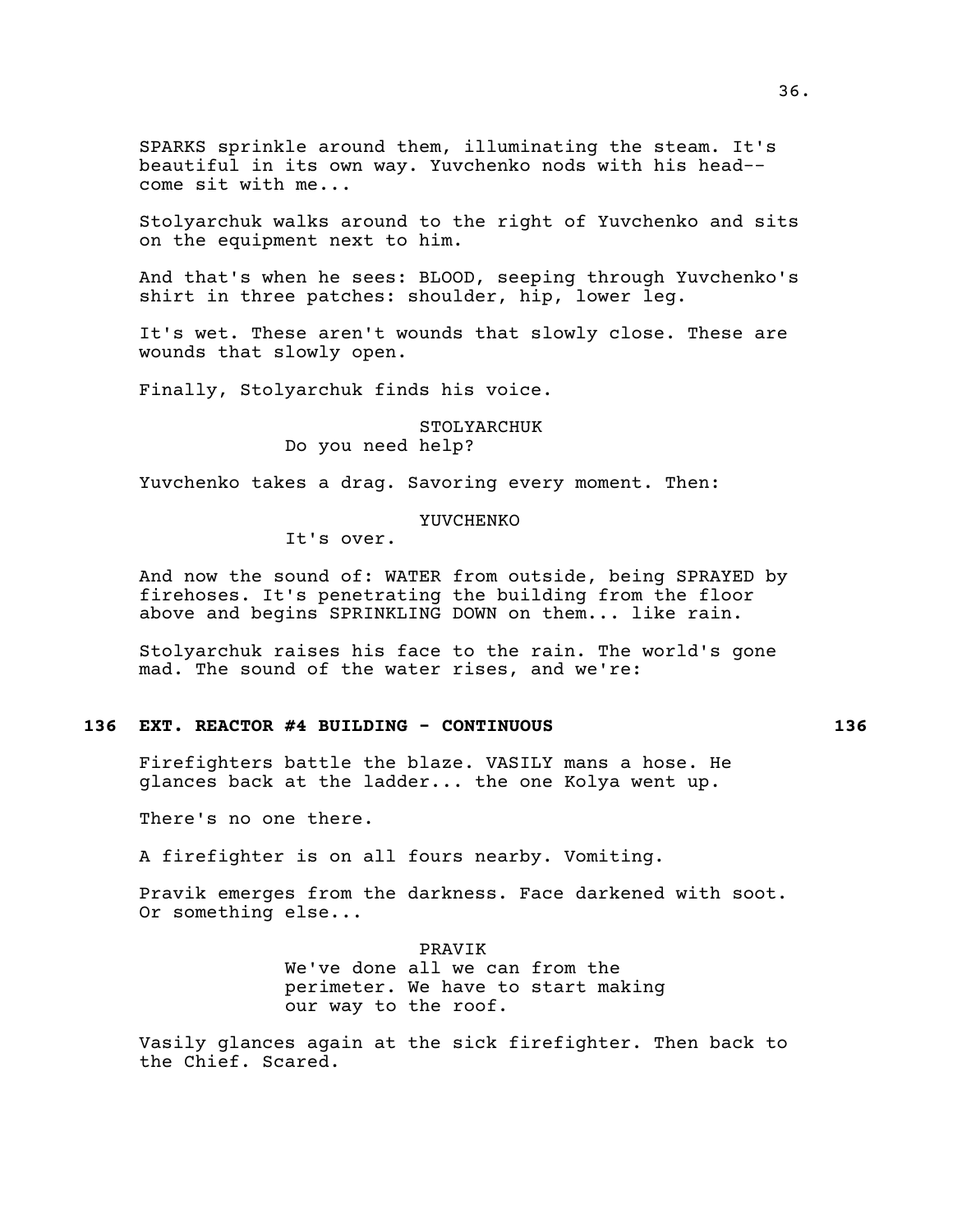SPARKS sprinkle around them, illuminating the steam. It's beautiful in its own way. Yuvchenko nods with his head-- come sit with me...

Stolyarchuk walks around to the right of Yuvchenko and sits on the equipment next to him.

And that's when he sees: BLOOD, seeping through Yuvchenko's shirt in three patches: shoulder, hip, lower leg.

It's wet. These aren't wounds that slowly close. These are wounds that slowly open.

Finally, Stolyarchuk finds his voice.

STOLYARCHUK
Do you need help?

Yuvchenko takes a drag. Savoring every moment. Then:

YUVCHENKO
It's over.

And now the sound of: WATER from outside, being SPRAYED by firehoses. It's penetrating the building from the floor above and begins SPRINKLING DOWN on them... like rain.

Stolyarchuk raises his face to the rain. The world's gone mad. The sound of the water rises, and we're:

**136 EXT. REACTOR #4 BUILDING - CONTINUOUS 136**

Firefighters battle the blaze. VASILY mans a hose. He glances back at the ladder... the one Kolya went up.

There's no one there.

A firefighter is on all fours nearby. Vomiting.

Pravik emerges from the darkness. Face darkened with soot. Or something else...

PRAVIK
We've done all we can from the perimeter. We have to start making our way to the roof.

Vasily glances again at the sick firefighter. Then back to the Chief. Scared.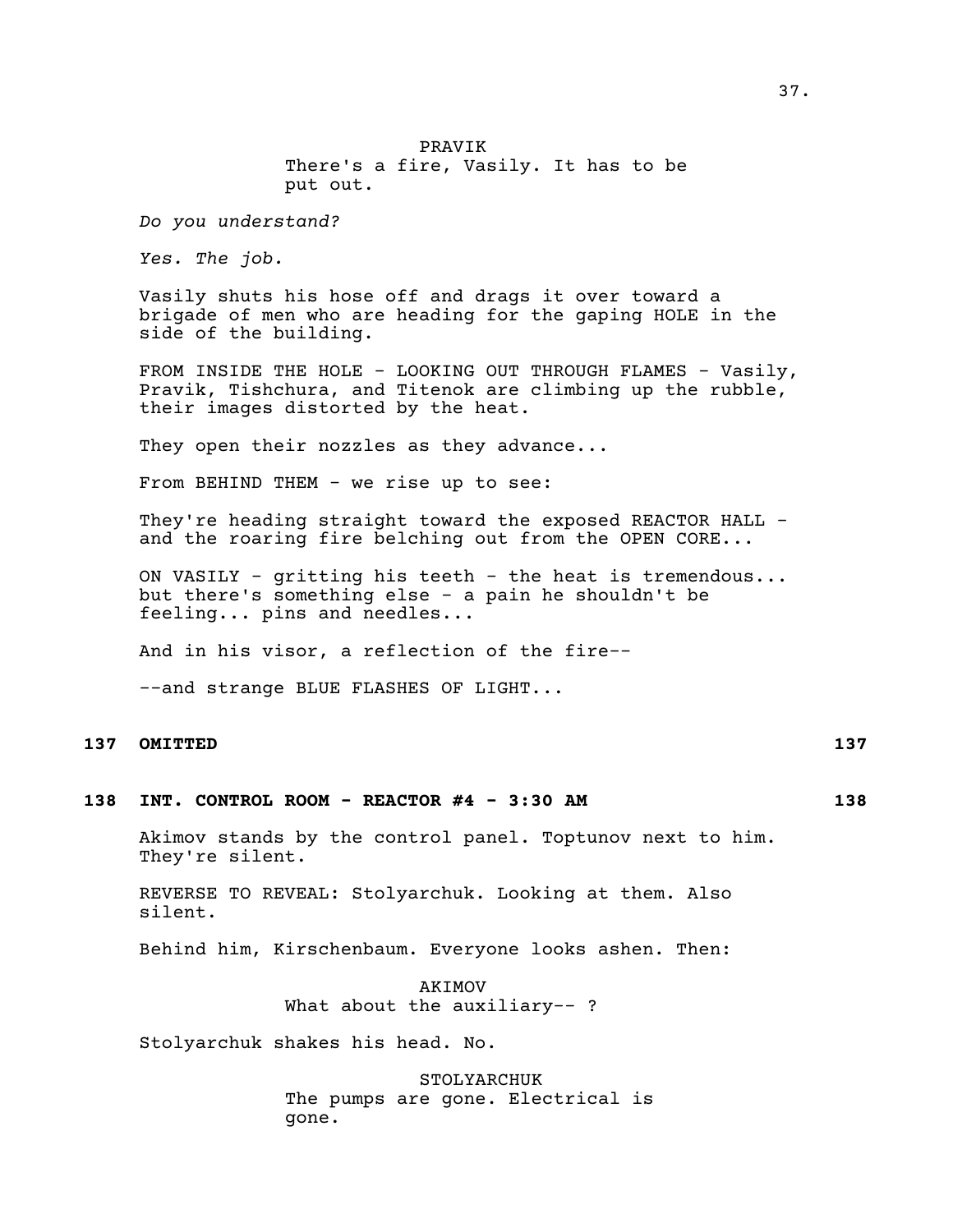PRAVIK
There's a fire, Vasily. It has to be put out.

*Do you understand?*

*Yes. The job.*

Vasily shuts his hose off and drags it over toward a brigade of men who are heading for the gaping HOLE in the side of the building.

FROM INSIDE THE HOLE - LOOKING OUT THROUGH FLAMES - Vasily, Pravik, Tishchura, and Titenok are climbing up the rubble, their images distorted by the heat.

They open their nozzles as they advance...

From BEHIND THEM - we rise up to see:

They're heading straight toward the exposed REACTOR HALL - and the roaring fire belching out from the OPEN CORE...

ON VASILY - gritting his teeth - the heat is tremendous... but there's something else - a pain he shouldn't be feeling... pins and needles...

And in his visor, a reflection of the fire--

--and strange BLUE FLASHES OF LIGHT...

**137 OMITTED 137**

**138 INT. CONTROL ROOM - REACTOR #4 - 3:30 AM 138**

Akimov stands by the control panel. Toptunov next to him. They're silent.

REVERSE TO REVEAL: Stolyarchuk. Looking at them. Also silent.

Behind him, Kirschenbaum. Everyone looks ashen. Then:

AKIMOV
What about the auxiliary-- ?

Stolyarchuk shakes his head. No.

STOLYARCHUK
The pumps are gone. Electrical is gone.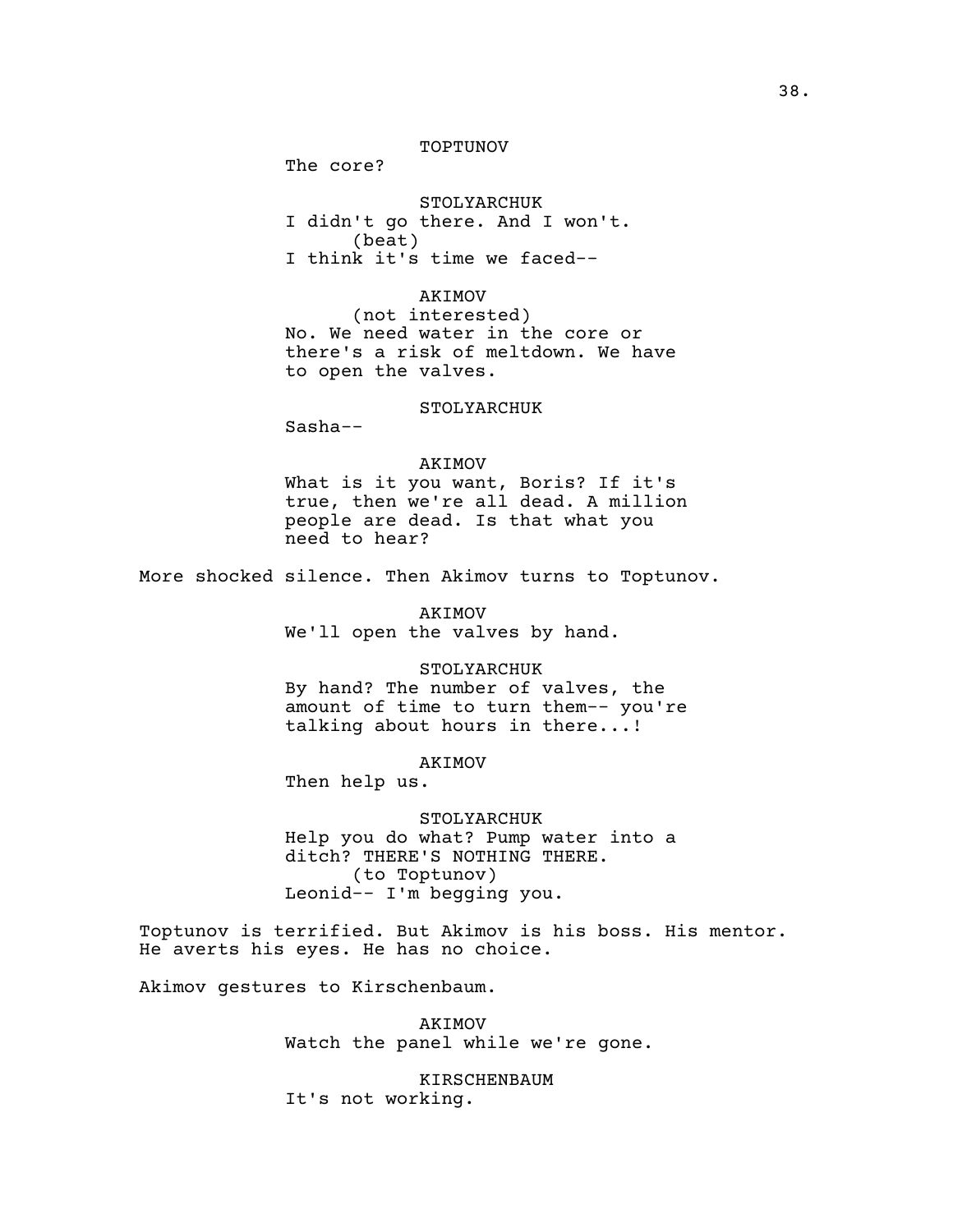TOPTUNOV
The core?

STOLYARCHUK
I didn't go there. And I won't.
(beat)
I think it's time we faced--

AKIMOV
(not interested)
No. We need water in the core or there's a risk of meltdown. We have to open the valves.

STOLYARCHUK
Sasha--

AKIMOV
What is it you want, Boris? If it's true, then we're all dead. A million people are dead. Is that what you need to hear?

More shocked silence. Then Akimov turns to Toptunov.

AKIMOV
We'll open the valves by hand.

STOLYARCHUK
By hand? The number of valves, the amount of time to turn them-- you're talking about hours in there...!

AKIMOV
Then help us.

STOLYARCHUK
Help you do what? Pump water into a ditch? THERE'S NOTHING THERE.
(to Toptunov)
Leonid-- I'm begging you.

Toptunov is terrified. But Akimov is his boss. His mentor. He averts his eyes. He has no choice.

Akimov gestures to Kirschenbaum.

AKIMOV
Watch the panel while we're gone.

KIRSCHENBAUM
It's not working.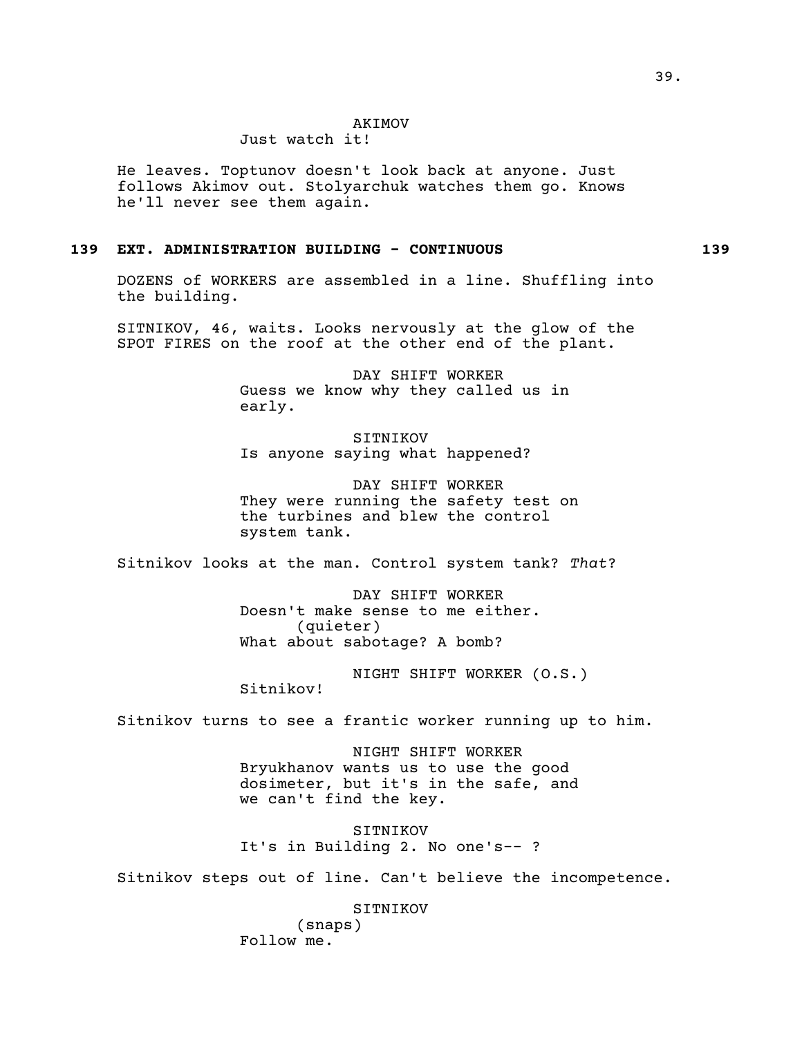AKIMOV
Just watch it!

He leaves. Toptunov doesn't look back at anyone. Just follows Akimov out. Stolyarchuk watches them go. Knows he'll never see them again.

**139 EXT. ADMINISTRATION BUILDING - CONTINUOUS 139**

DOZENS of WORKERS are assembled in a line. Shuffling into the building.

SITNIKOV, 46, waits. Looks nervously at the glow of the SPOT FIRES on the roof at the other end of the plant.

DAY SHIFT WORKER
Guess we know why they called us in early.

SITNIKOV
Is anyone saying what happened?

DAY SHIFT WORKER
They were running the safety test on the turbines and blew the control system tank.

Sitnikov looks at the man. Control system tank? *That*?

DAY SHIFT WORKER
Doesn't make sense to me either.
(quieter)
What about sabotage? A bomb?

NIGHT SHIFT WORKER (O.S.)
Sitnikov!

Sitnikov turns to see a frantic worker running up to him.

NIGHT SHIFT WORKER
Bryukhanov wants us to use the good dosimeter, but it's in the safe, and we can't find the key.

SITNIKOV
It's in Building 2. No one's-- ?

Sitnikov steps out of line. Can't believe the incompetence.

SITNIKOV
(snaps)
Follow me.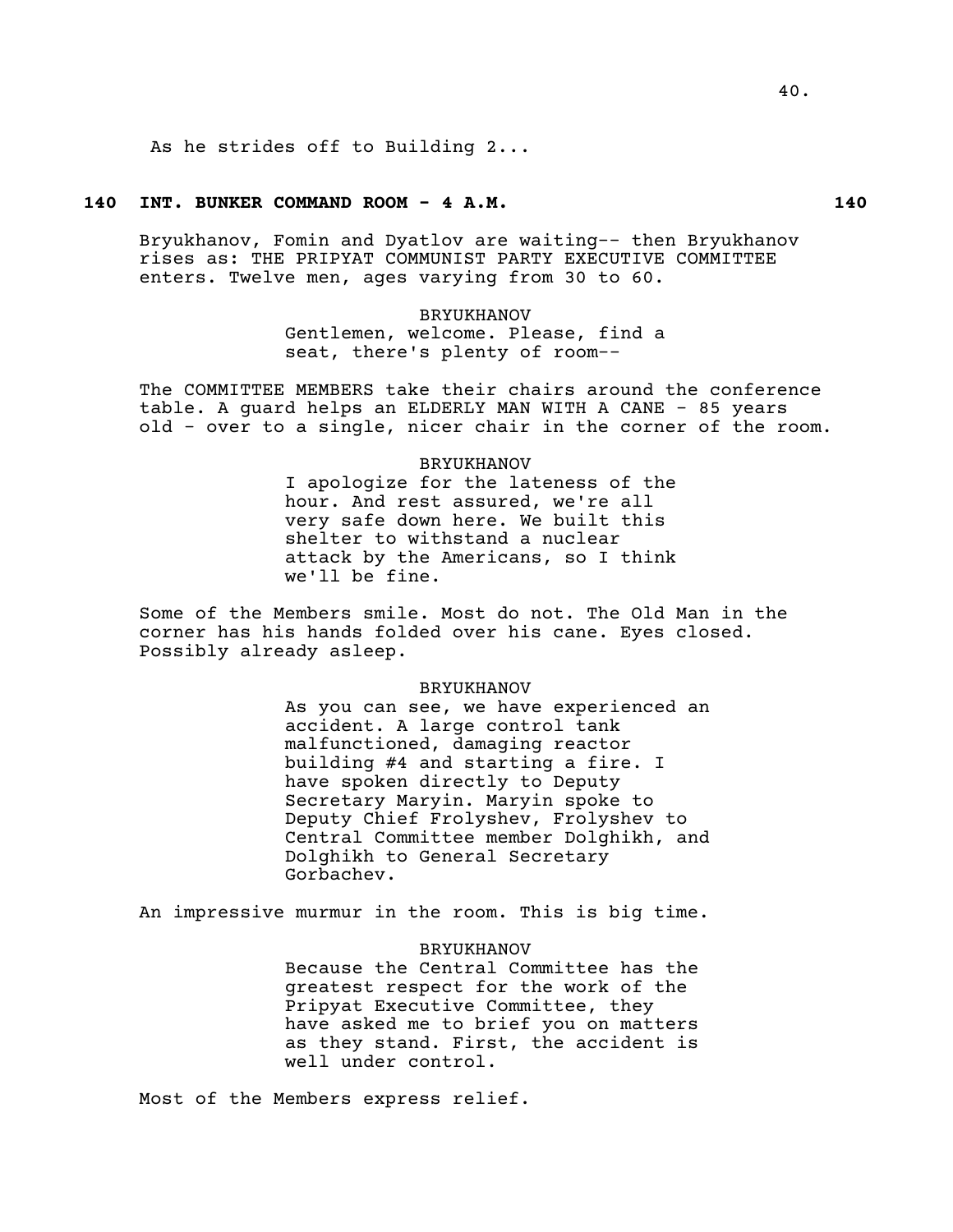As he strides off to Building 2...

**140 INT. BUNKER COMMAND ROOM - 4 A.M. 140**

Bryukhanov, Fomin and Dyatlov are waiting-- then Bryukhanov rises as: THE PRIPYAT COMMUNIST PARTY EXECUTIVE COMMITTEE enters. Twelve men, ages varying from 30 to 60.

BRYUKHANOV

Gentlemen, welcome. Please, find a seat, there's plenty of room--

The COMMITTEE MEMBERS take their chairs around the conference table. A guard helps an ELDERLY MAN WITH A CANE - 85 years old - over to a single, nicer chair in the corner of the room.

BRYUKHANOV

I apologize for the lateness of the hour. And rest assured, we're all very safe down here. We built this shelter to withstand a nuclear attack by the Americans, so I think we'll be fine.

Some of the Members smile. Most do not. The Old Man in the corner has his hands folded over his cane. Eyes closed. Possibly already asleep.

BRYUKHANOV

As you can see, we have experienced an accident. A large control tank malfunctioned, damaging reactor building #4 and starting a fire. I have spoken directly to Deputy Secretary Maryin. Maryin spoke to Deputy Chief Frolyshev, Frolyshev to Central Committee member Dolghikh, and Dolghikh to General Secretary Gorbachev.

An impressive murmur in the room. This is big time.

BRYUKHANOV

Because the Central Committee has the greatest respect for the work of the Pripyat Executive Committee, they have asked me to brief you on matters as they stand. First, the accident is well under control.

Most of the Members express relief.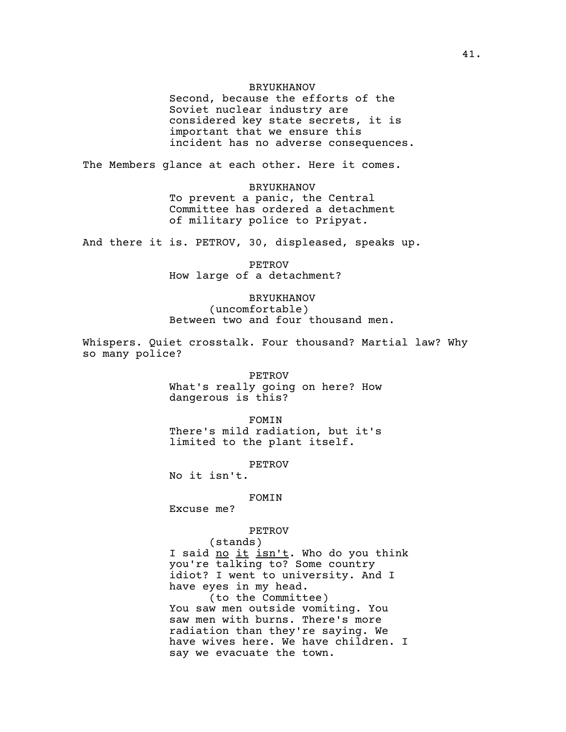BRYUKHANOV

Second, because the efforts of the Soviet nuclear industry are considered key state secrets, it is important that we ensure this incident has no adverse consequences.

The Members glance at each other. Here it comes.

BRYUKHANOV

To prevent a panic, the Central Committee has ordered a detachment of military police to Pripyat.

And there it is. PETROV, 30, displeased, speaks up.

PETROV

How large of a detachment?

BRYUKHANOV

(uncomfortable)

Between two and four thousand men.

Whispers. Quiet crosstalk. Four thousand? Martial law? Why so many police?

PETROV

What's really going on here? How dangerous is this?

FOMIN

There's mild radiation, but it's limited to the plant itself.

PETROV

No it isn't.

FOMIN

Excuse me?

PETROV

(stands)

I said <u>no it isn't</u>. Who do you think you're talking to? Some country idiot? I went to university. And I have eyes in my head.

(to the Committee)

You saw men outside vomiting. You saw men with burns. There's more radiation than they're saying. We have wives here. We have children. I say we evacuate the town.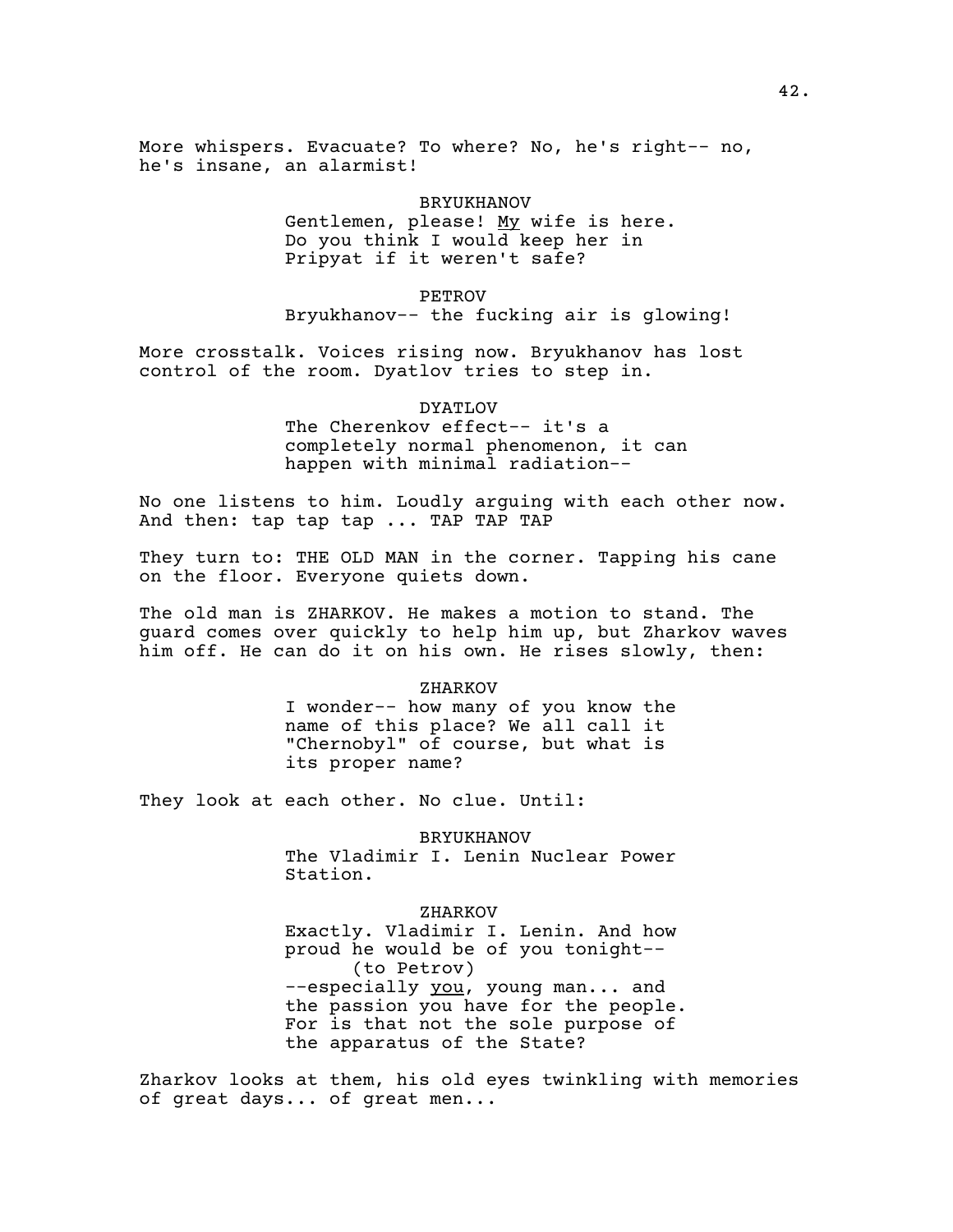More whispers. Evacuate? To where? No, he's right-- no, he's insane, an alarmist!

BRYUKHANOV
Gentlemen, please! _My_ wife is here. Do you think I would keep her in Pripyat if it weren't safe?

PETROV
Bryukhanov-- the fucking air is glowing!

More crosstalk. Voices rising now. Bryukhanov has lost control of the room. Dyatlov tries to step in.

DYATLOV
The Cherenkov effect-- it's a completely normal phenomenon, it can happen with minimal radiation--

No one listens to him. Loudly arguing with each other now. And then: tap tap tap ... TAP TAP TAP

They turn to: THE OLD MAN in the corner. Tapping his cane on the floor. Everyone quiets down.

The old man is ZHARKOV. He makes a motion to stand. The guard comes over quickly to help him up, but Zharkov waves him off. He can do it on his own. He rises slowly, then:

ZHARKOV
I wonder-- how many of you know the name of this place? We all call it "Chernobyl" of course, but what is its proper name?

They look at each other. No clue. Until:

BRYUKHANOV
The Vladimir I. Lenin Nuclear Power Station.

ZHARKOV
Exactly. Vladimir I. Lenin. And how proud he would be of you tonight--
(to Petrov)
--especially _you_, young man... and the passion you have for the people. For is that not the sole purpose of the apparatus of the State?

Zharkov looks at them, his old eyes twinkling with memories of great days... of great men...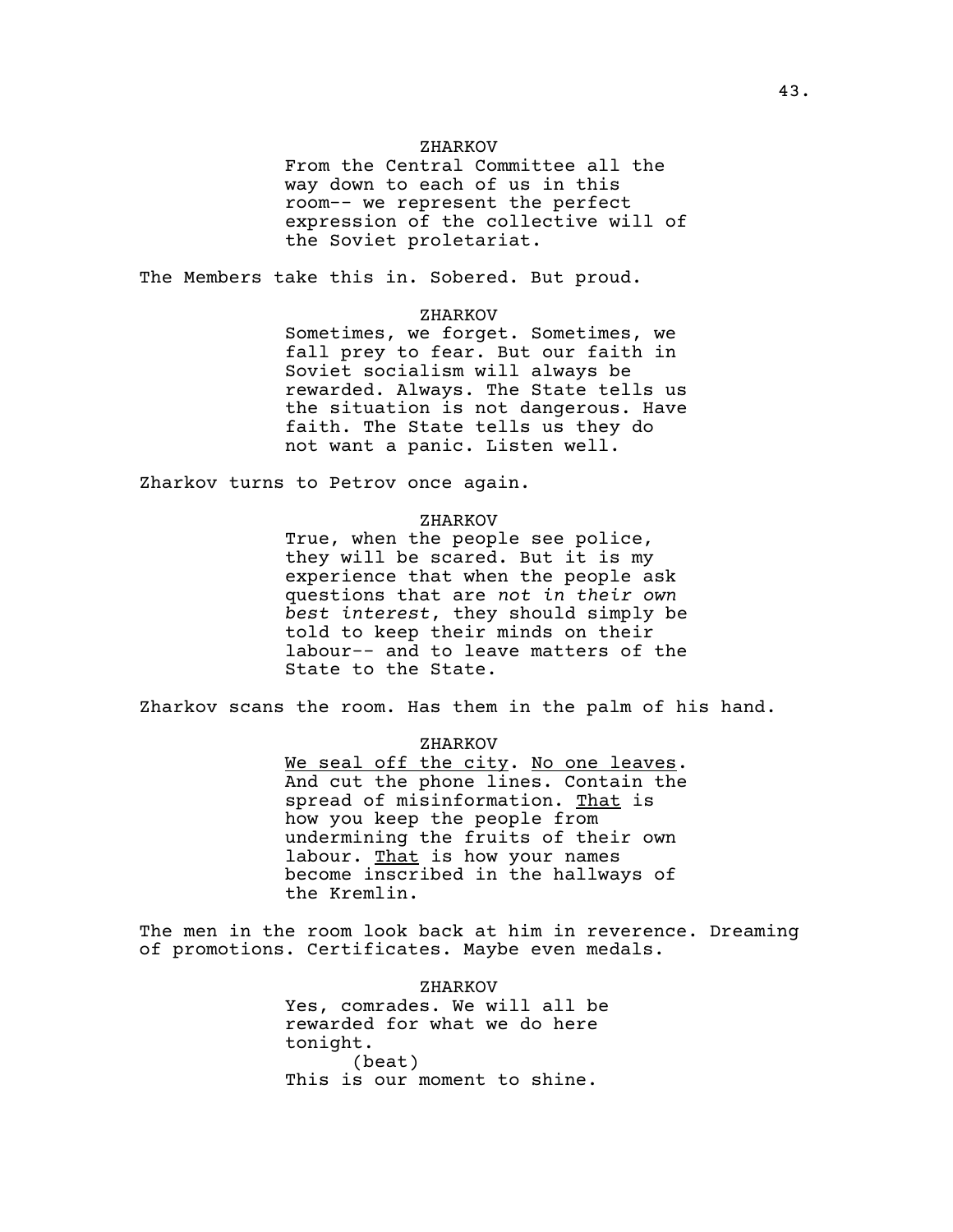ZHARKOV

From the Central Committee all the way down to each of us in this room-- we represent the perfect expression of the collective will of the Soviet proletariat.

The Members take this in. Sobered. But proud.

ZHARKOV

Sometimes, we forget. Sometimes, we fall prey to fear. But our faith in Soviet socialism will always be rewarded. Always. The State tells us the situation is not dangerous. Have faith. The State tells us they do not want a panic. Listen well.

Zharkov turns to Petrov once again.

ZHARKOV

True, when the people see police, they will be scared. But it is my experience that when the people ask questions that are *not in their own best interest*, they should simply be told to keep their minds on their labour-- and to leave matters of the State to the State.

Zharkov scans the room. Has them in the palm of his hand.

ZHARKOV

<u>We seal off the city</u>. <u>No one leaves</u>. And cut the phone lines. Contain the spread of misinformation. <u>That</u> is how you keep the people from undermining the fruits of their own labour. <u>That</u> is how your names become inscribed in the hallways of the Kremlin.

The men in the room look back at him in reverence. Dreaming of promotions. Certificates. Maybe even medals.

ZHARKOV

Yes, comrades. We will all be rewarded for what we do here tonight.

(beat)

This is our moment to shine.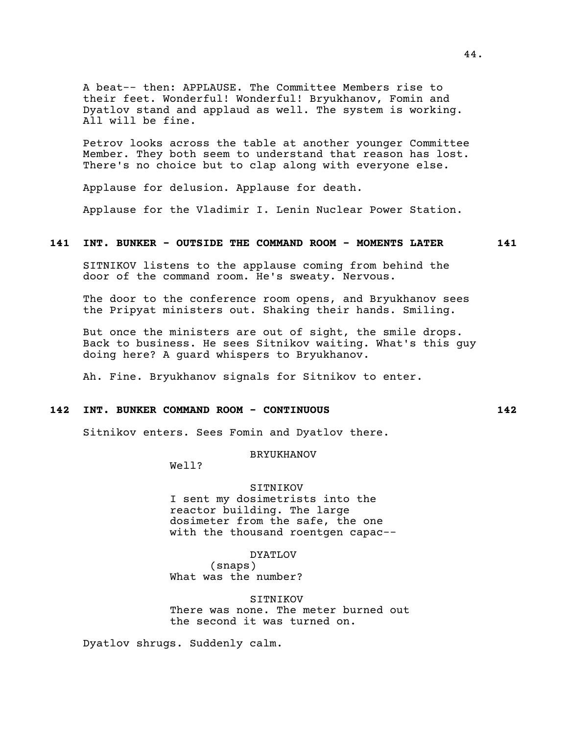A beat-- then: APPLAUSE. The Committee Members rise to their feet. Wonderful! Wonderful! Bryukhanov, Fomin and Dyatlov stand and applaud as well. The system is working. All will be fine.

Petrov looks across the table at another younger Committee Member. They both seem to understand that reason has lost. There's no choice but to clap along with everyone else.

Applause for delusion. Applause for death.

Applause for the Vladimir I. Lenin Nuclear Power Station.

**141 INT. BUNKER - OUTSIDE THE COMMAND ROOM - MOMENTS LATER 141**

SITNIKOV listens to the applause coming from behind the door of the command room. He's sweaty. Nervous.

The door to the conference room opens, and Bryukhanov sees the Pripyat ministers out. Shaking their hands. Smiling.

But once the ministers are out of sight, the smile drops. Back to business. He sees Sitnikov waiting. What's this guy doing here? A guard whispers to Bryukhanov.

Ah. Fine. Bryukhanov signals for Sitnikov to enter.

**142 INT. BUNKER COMMAND ROOM - CONTINUOUS 142**

Sitnikov enters. Sees Fomin and Dyatlov there.

BRYUKHANOV
Well?

SITNIKOV
I sent my dosimetrists into the reactor building. The large dosimeter from the safe, the one with the thousand roentgen capac--

DYATLOV
(snaps)
What was the number?

SITNIKOV
There was none. The meter burned out the second it was turned on.

Dyatlov shrugs. Suddenly calm.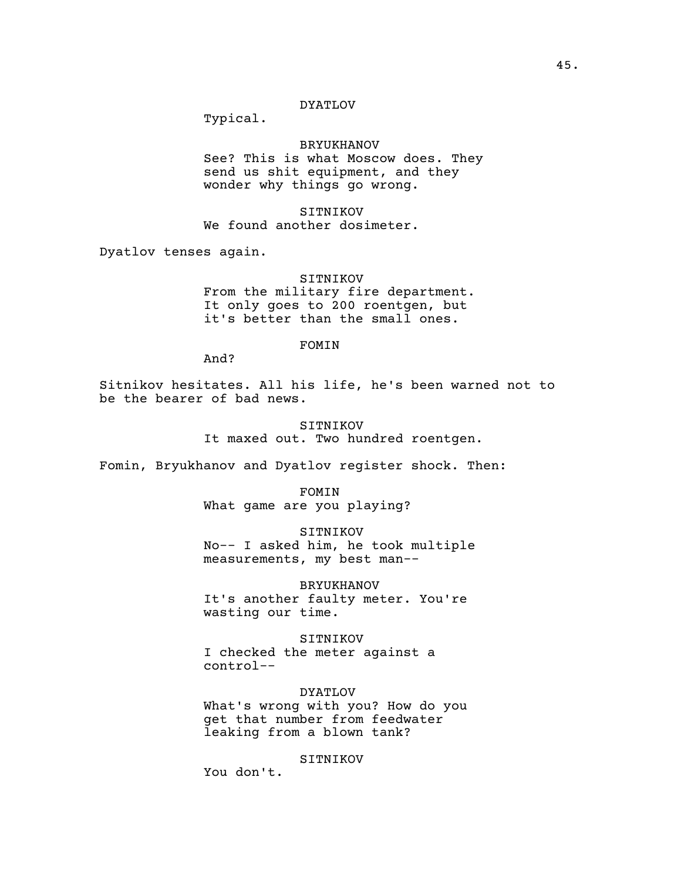DYATLOV

Typical.

BRYUKHANOV

See? This is what Moscow does. They send us shit equipment, and they wonder why things go wrong.

SITNIKOV

We found another dosimeter.

Dyatlov tenses again.

SITNIKOV

From the military fire department. It only goes to 200 roentgen, but it's better than the small ones.

FOMIN

And?

Sitnikov hesitates. All his life, he's been warned not to be the bearer of bad news.

SITNIKOV

It maxed out. Two hundred roentgen.

Fomin, Bryukhanov and Dyatlov register shock. Then:

FOMIN

What game are you playing?

SITNIKOV

No-- I asked him, he took multiple measurements, my best man--

BRYUKHANOV

It's another faulty meter. You're wasting our time.

SITNIKOV

I checked the meter against a control--

DYATLOV

What's wrong with you? How do you get that number from feedwater leaking from a blown tank?

SITNIKOV

You don't.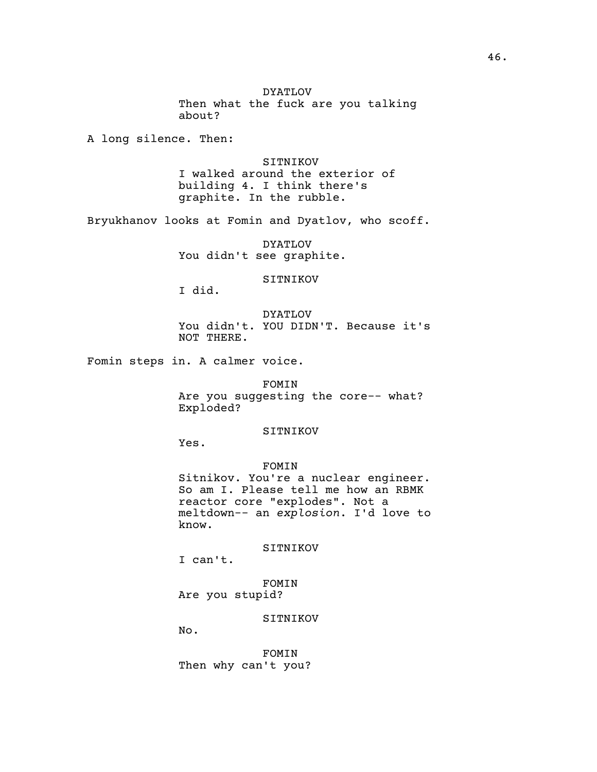DYATLOV
Then what the fuck are you talking about?

A long silence. Then:

SITNIKOV
I walked around the exterior of building 4. I think there's graphite. In the rubble.

Bryukhanov looks at Fomin and Dyatlov, who scoff.

DYATLOV
You didn't see graphite.

SITNIKOV
I did.

DYATLOV
You didn't. YOU DIDN'T. Because it's NOT THERE.

Fomin steps in. A calmer voice.

FOMIN
Are you suggesting the core-- what? Exploded?

SITNIKOV
Yes.

FOMIN
Sitnikov. You're a nuclear engineer. So am I. Please tell me how an RBMK reactor core "explodes". Not a meltdown-- an *explosion*. I'd love to know.

SITNIKOV
I can't.

FOMIN
Are you stupid?

SITNIKOV
No.

FOMIN
Then why can't you?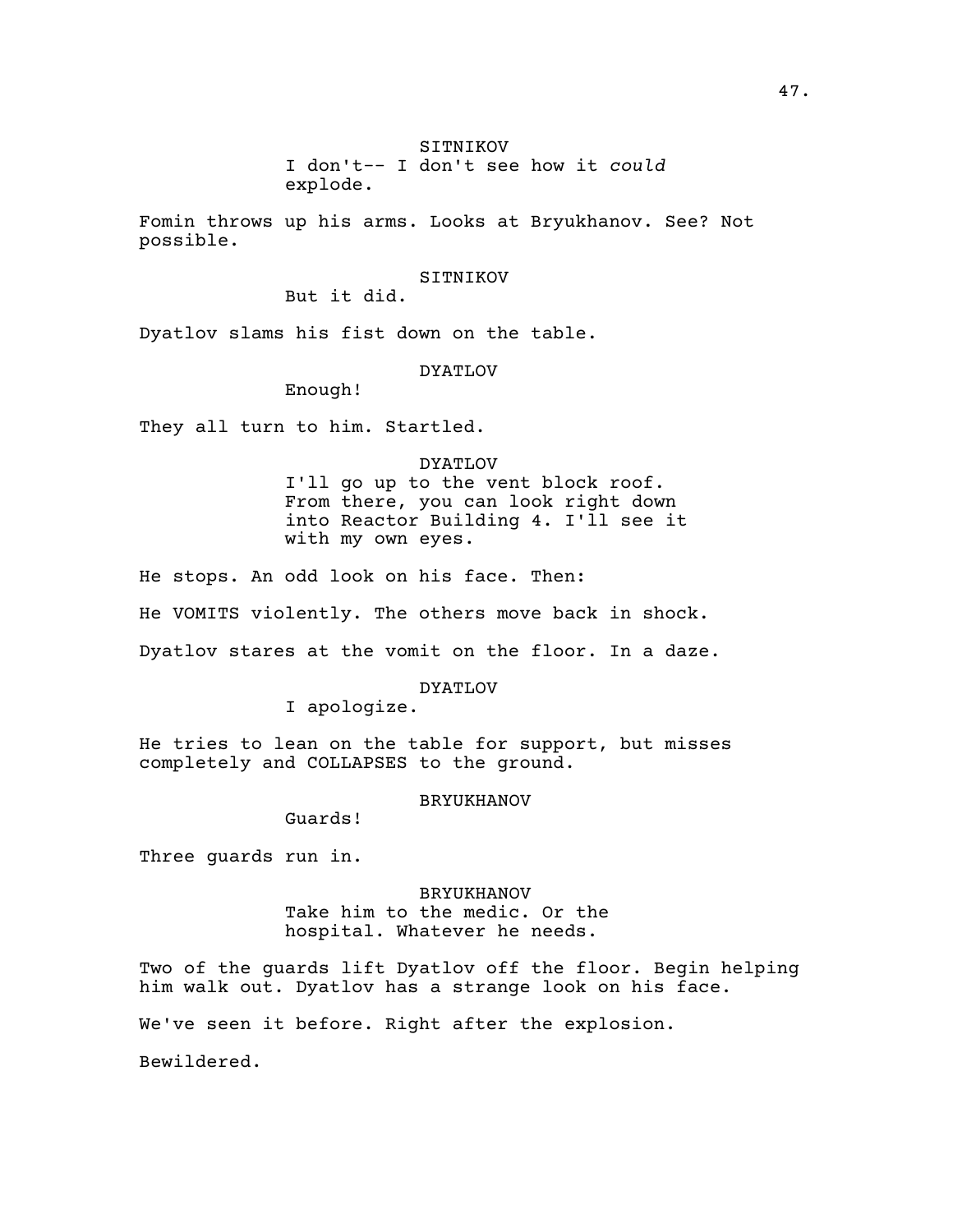SITNIKOV

I don't-- I don't see how it *could* explode.

Fomin throws up his arms. Looks at Bryukhanov. See? Not possible.

SITNIKOV

But it did.

Dyatlov slams his fist down on the table.

DYATLOV

Enough!

They all turn to him. Startled.

DYATLOV

I'll go up to the vent block roof. From there, you can look right down into Reactor Building 4. I'll see it with my own eyes.

He stops. An odd look on his face. Then:

He VOMITS violently. The others move back in shock.

Dyatlov stares at the vomit on the floor. In a daze.

DYATLOV

I apologize.

He tries to lean on the table for support, but misses completely and COLLAPSES to the ground.

BRYUKHANOV

Guards!

Three guards run in.

BRYUKHANOV

Take him to the medic. Or the hospital. Whatever he needs.

Two of the guards lift Dyatlov off the floor. Begin helping him walk out. Dyatlov has a strange look on his face.

We've seen it before. Right after the explosion.

Bewildered.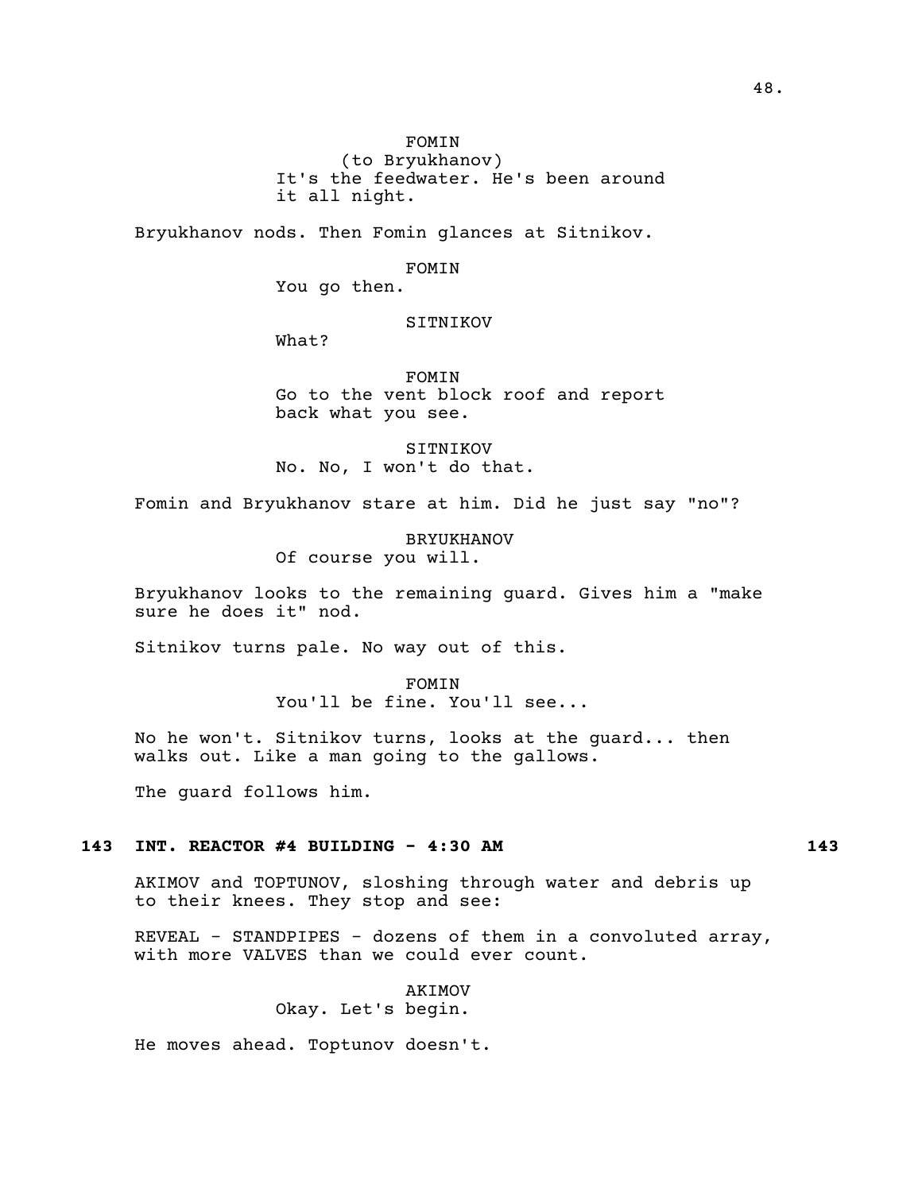FOMIN
(to Bryukhanov)
It's the feedwater. He's been around it all night.

Bryukhanov nods. Then Fomin glances at Sitnikov.

FOMIN
You go then.

SITNIKOV
What?

FOMIN
Go to the vent block roof and report back what you see.

SITNIKOV
No. No, I won't do that.

Fomin and Bryukhanov stare at him. Did he just say "no"?

BRYUKHANOV
Of course you will.

Bryukhanov looks to the remaining guard. Gives him a "make sure he does it" nod.

Sitnikov turns pale. No way out of this.

FOMIN
You'll be fine. You'll see...

No he won't. Sitnikov turns, looks at the guard... then walks out. Like a man going to the gallows.

The guard follows him.

**143 INT. REACTOR #4 BUILDING - 4:30 AM 143**

AKIMOV and TOPTUNOV, sloshing through water and debris up to their knees. They stop and see:

REVEAL - STANDPIPES - dozens of them in a convoluted array, with more VALVES than we could ever count.

AKIMOV
Okay. Let's begin.

He moves ahead. Toptunov doesn't.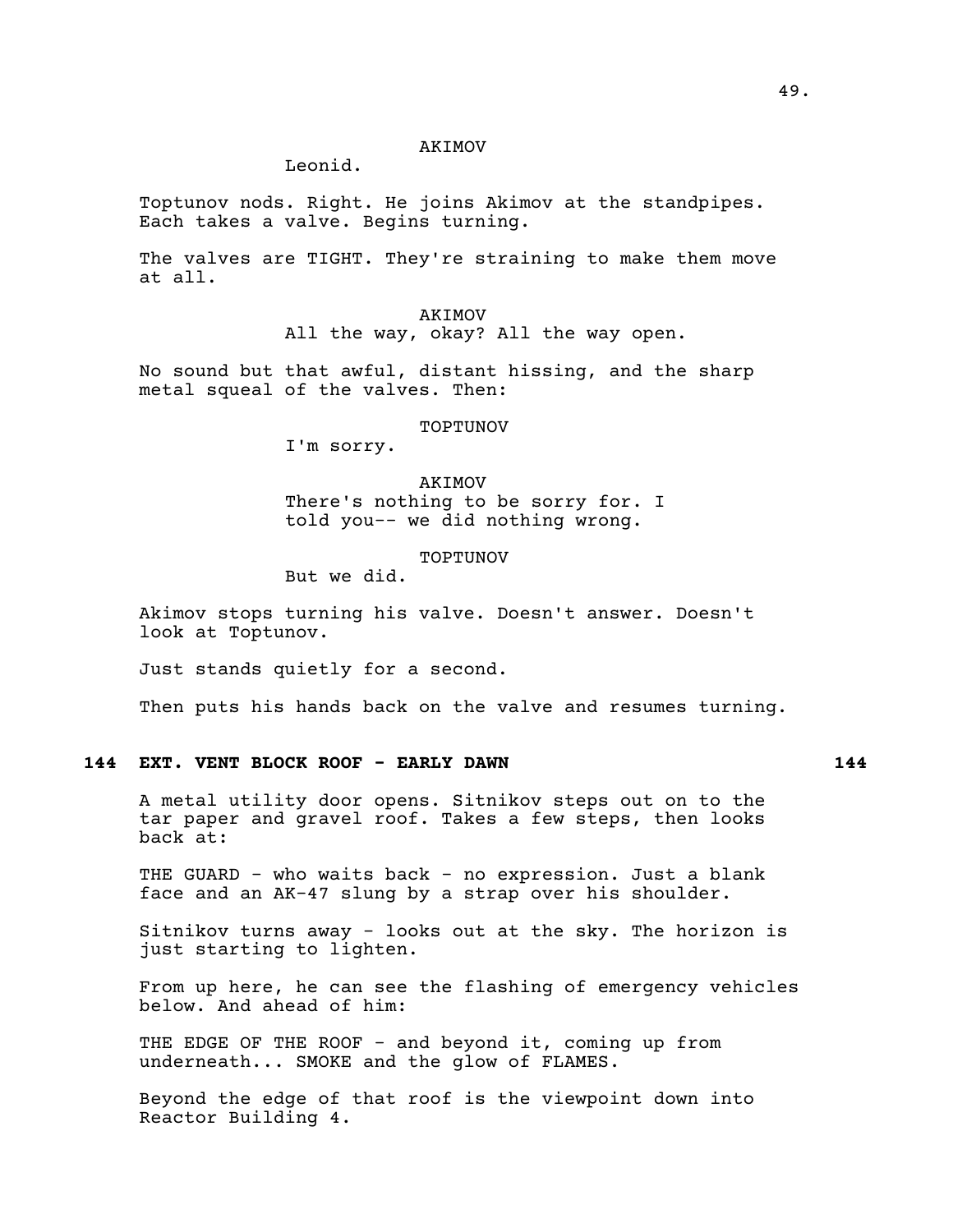AKIMOV

Leonid.

Toptunov nods. Right. He joins Akimov at the standpipes. Each takes a valve. Begins turning.

The valves are TIGHT. They're straining to make them move at all.

AKIMOV

All the way, okay? All the way open.

No sound but that awful, distant hissing, and the sharp metal squeal of the valves. Then:

TOPTUNOV

I'm sorry.

AKIMOV

There's nothing to be sorry for. I told you-- we did nothing wrong.

TOPTUNOV

But we did.

Akimov stops turning his valve. Doesn't answer. Doesn't look at Toptunov.

Just stands quietly for a second.

Then puts his hands back on the valve and resumes turning.

**144 EXT. VENT BLOCK ROOF - EARLY DAWN 144**

A metal utility door opens. Sitnikov steps out on to the tar paper and gravel roof. Takes a few steps, then looks back at:

THE GUARD - who waits back - no expression. Just a blank face and an AK-47 slung by a strap over his shoulder.

Sitnikov turns away - looks out at the sky. The horizon is just starting to lighten.

From up here, he can see the flashing of emergency vehicles below. And ahead of him:

THE EDGE OF THE ROOF - and beyond it, coming up from underneath... SMOKE and the glow of FLAMES.

Beyond the edge of that roof is the viewpoint down into Reactor Building 4.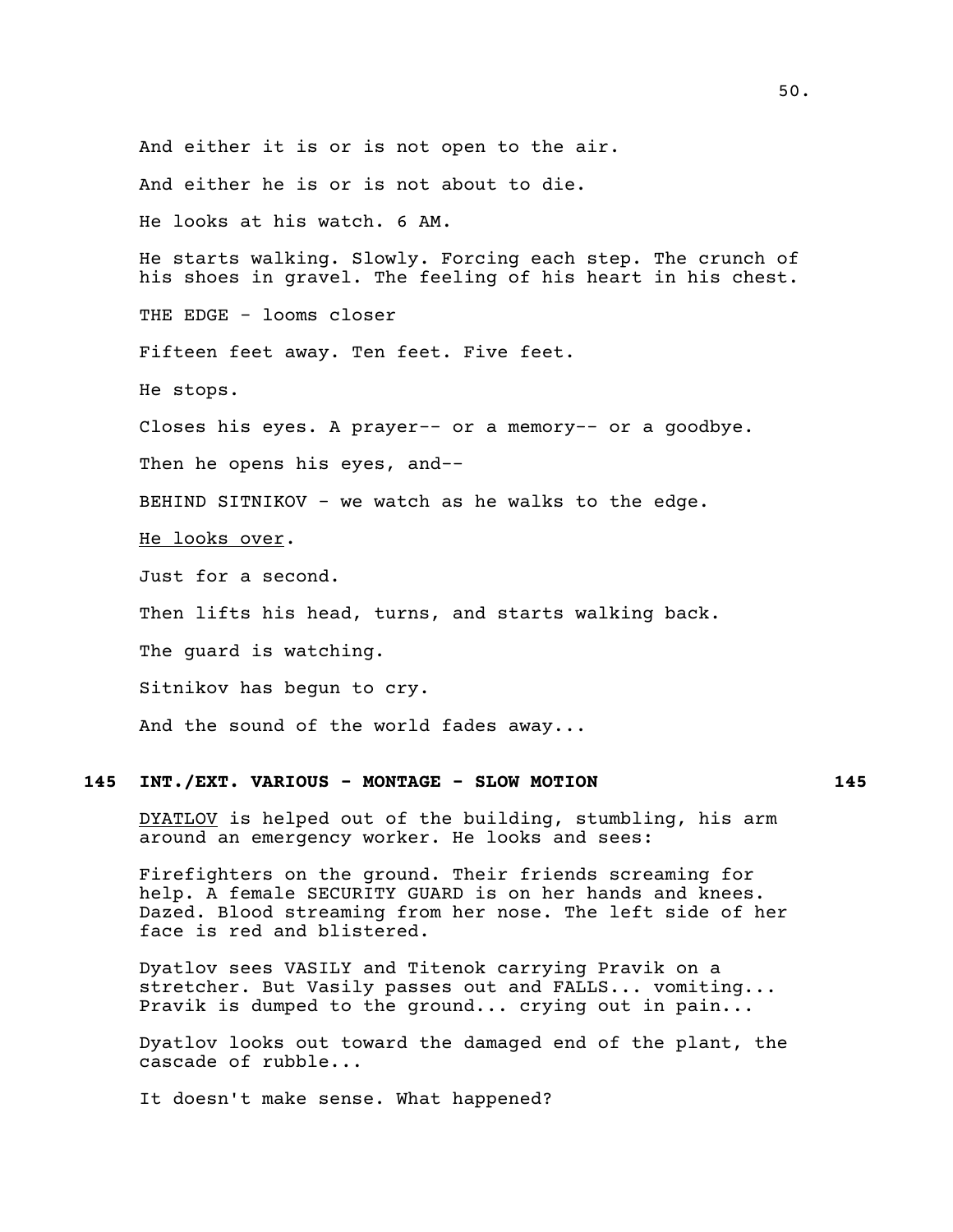And either it is or is not open to the air.

And either he is or is not about to die.

He looks at his watch. 6 AM.

He starts walking. Slowly. Forcing each step. The crunch of his shoes in gravel. The feeling of his heart in his chest.

THE EDGE - looms closer

Fifteen feet away. Ten feet. Five feet.

He stops.

Closes his eyes. A prayer-- or a memory-- or a goodbye.

Then he opens his eyes, and--

BEHIND SITNIKOV - we watch as he walks to the edge.

<u>He looks over</u>.

Just for a second.

Then lifts his head, turns, and starts walking back.

The guard is watching.

Sitnikov has begun to cry.

And the sound of the world fades away...

**145 INT./EXT. VARIOUS - MONTAGE - SLOW MOTION 145**

<u>DYATLOV</u> is helped out of the building, stumbling, his arm around an emergency worker. He looks and sees:

Firefighters on the ground. Their friends screaming for help. A female SECURITY GUARD is on her hands and knees. Dazed. Blood streaming from her nose. The left side of her face is red and blistered.

Dyatlov sees VASILY and Titenok carrying Pravik on a stretcher. But Vasily passes out and FALLS... vomiting... Pravik is dumped to the ground... crying out in pain...

Dyatlov looks out toward the damaged end of the plant, the cascade of rubble...

It doesn't make sense. What happened?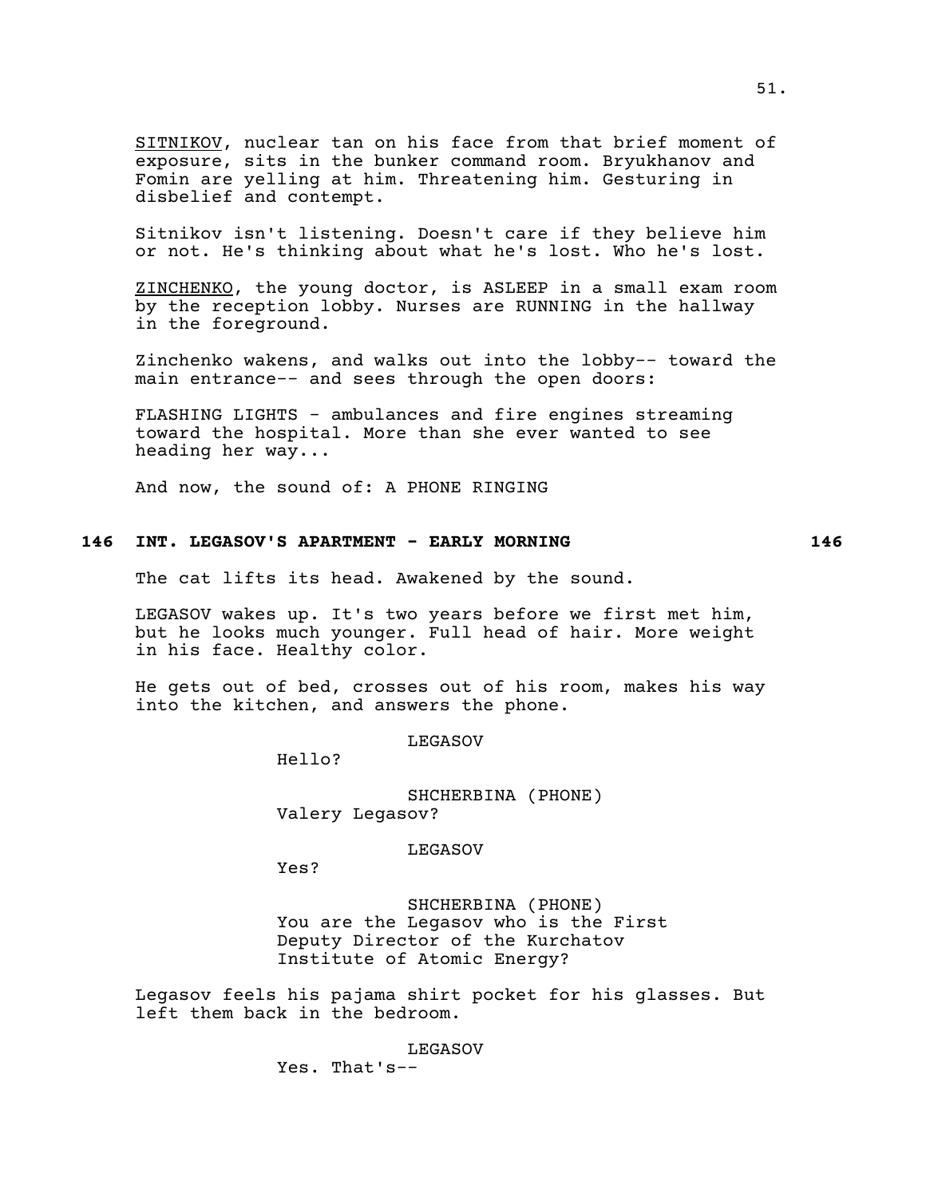<u>SITNIKOV</u>, nuclear tan on his face from that brief moment of exposure, sits in the bunker command room. Bryukhanov and Fomin are yelling at him. Threatening him. Gesturing in disbelief and contempt.

Sitnikov isn't listening. Doesn't care if they believe him or not. He's thinking about what he's lost. Who he's lost.

<u>ZINCHENKO</u>, the young doctor, is ASLEEP in a small exam room by the reception lobby. Nurses are RUNNING in the hallway in the foreground.

Zinchenko wakens, and walks out into the lobby-- toward the main entrance-- and sees through the open doors:

FLASHING LIGHTS - ambulances and fire engines streaming toward the hospital. More than she ever wanted to see heading her way...

And now, the sound of: A PHONE RINGING

**146 INT. LEGASOV'S APARTMENT - EARLY MORNING 146**

The cat lifts its head. Awakened by the sound.

LEGASOV wakes up. It's two years before we first met him, but he looks much younger. Full head of hair. More weight in his face. Healthy color.

He gets out of bed, crosses out of his room, makes his way into the kitchen, and answers the phone.

LEGASOV
Hello?

SHCHERBINA (PHONE)
Valery Legasov?

LEGASOV
Yes?

SHCHERBINA (PHONE)
You are the Legasov who is the First Deputy Director of the Kurchatov Institute of Atomic Energy?

Legasov feels his pajama shirt pocket for his glasses. But left them back in the bedroom.

LEGASOV
Yes. That's--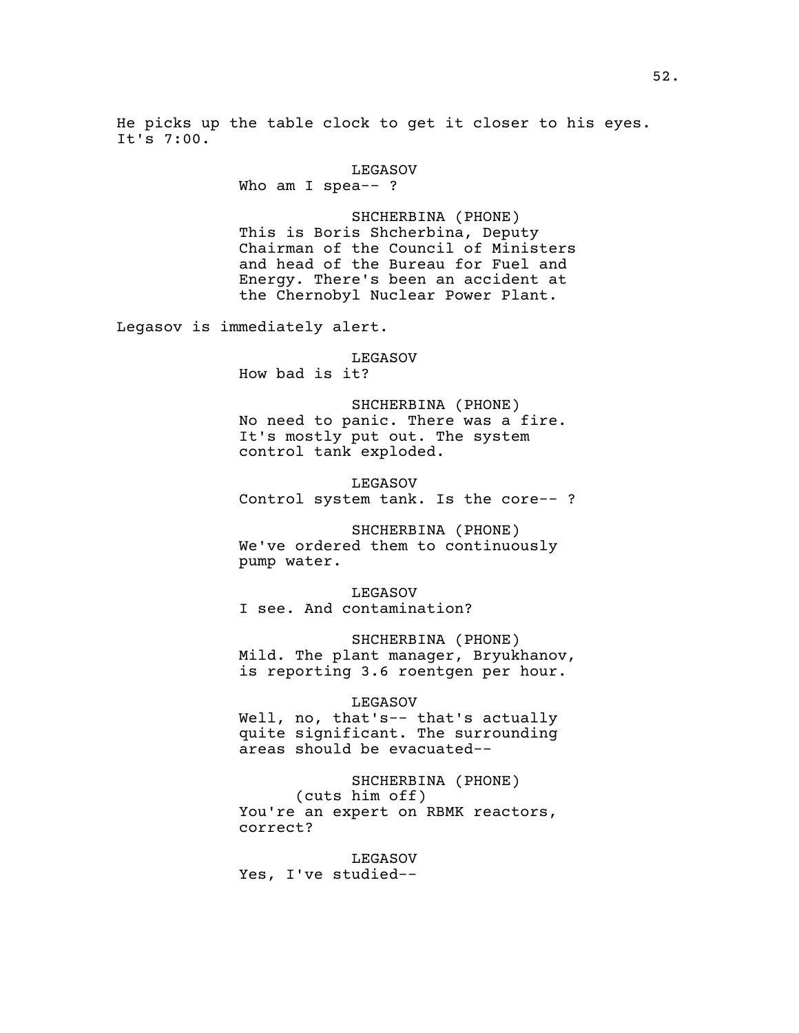He picks up the table clock to get it closer to his eyes. It's 7:00.

LEGASOV
Who am I spea-- ?

SHCHERBINA (PHONE)
This is Boris Shcherbina, Deputy Chairman of the Council of Ministers and head of the Bureau for Fuel and Energy. There's been an accident at the Chernobyl Nuclear Power Plant.

Legasov is immediately alert.

LEGASOV
How bad is it?

SHCHERBINA (PHONE)
No need to panic. There was a fire. It's mostly put out. The system control tank exploded.

LEGASOV
Control system tank. Is the core-- ?

SHCHERBINA (PHONE)
We've ordered them to continuously pump water.

LEGASOV
I see. And contamination?

SHCHERBINA (PHONE)
Mild. The plant manager, Bryukhanov, is reporting 3.6 roentgen per hour.

LEGASOV
Well, no, that's-- that's actually quite significant. The surrounding areas should be evacuated--

SHCHERBINA (PHONE)
(cuts him off)
You're an expert on RBMK reactors, correct?

LEGASOV
Yes, I've studied--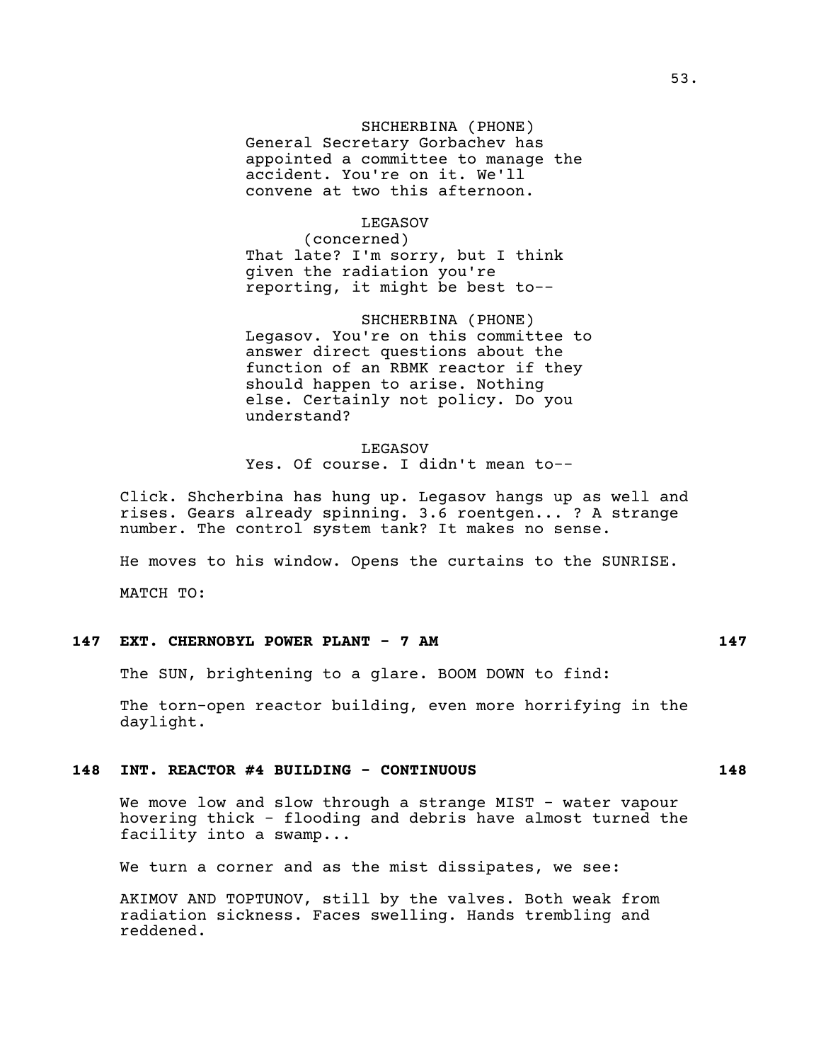SHCHERBINA (PHONE)
General Secretary Gorbachev has appointed a committee to manage the accident. You're on it. We'll convene at two this afternoon.

LEGASOV
(concerned)
That late? I'm sorry, but I think given the radiation you're reporting, it might be best to--

SHCHERBINA (PHONE)
Legasov. You're on this committee to answer direct questions about the function of an RBMK reactor if they should happen to arise. Nothing else. Certainly not policy. Do you understand?

LEGASOV
Yes. Of course. I didn't mean to--

Click. Shcherbina has hung up. Legasov hangs up as well and rises. Gears already spinning. 3.6 roentgen... ? A strange number. The control system tank? It makes no sense.

He moves to his window. Opens the curtains to the SUNRISE.

MATCH TO:

**147 EXT. CHERNOBYL POWER PLANT - 7 AM 147**

The SUN, brightening to a glare. BOOM DOWN to find:

The torn-open reactor building, even more horrifying in the daylight.

**148 INT. REACTOR #4 BUILDING - CONTINUOUS 148**

We move low and slow through a strange MIST - water vapour hovering thick - flooding and debris have almost turned the facility into a swamp...

We turn a corner and as the mist dissipates, we see:

AKIMOV AND TOPTUNOV, still by the valves. Both weak from radiation sickness. Faces swelling. Hands trembling and reddened.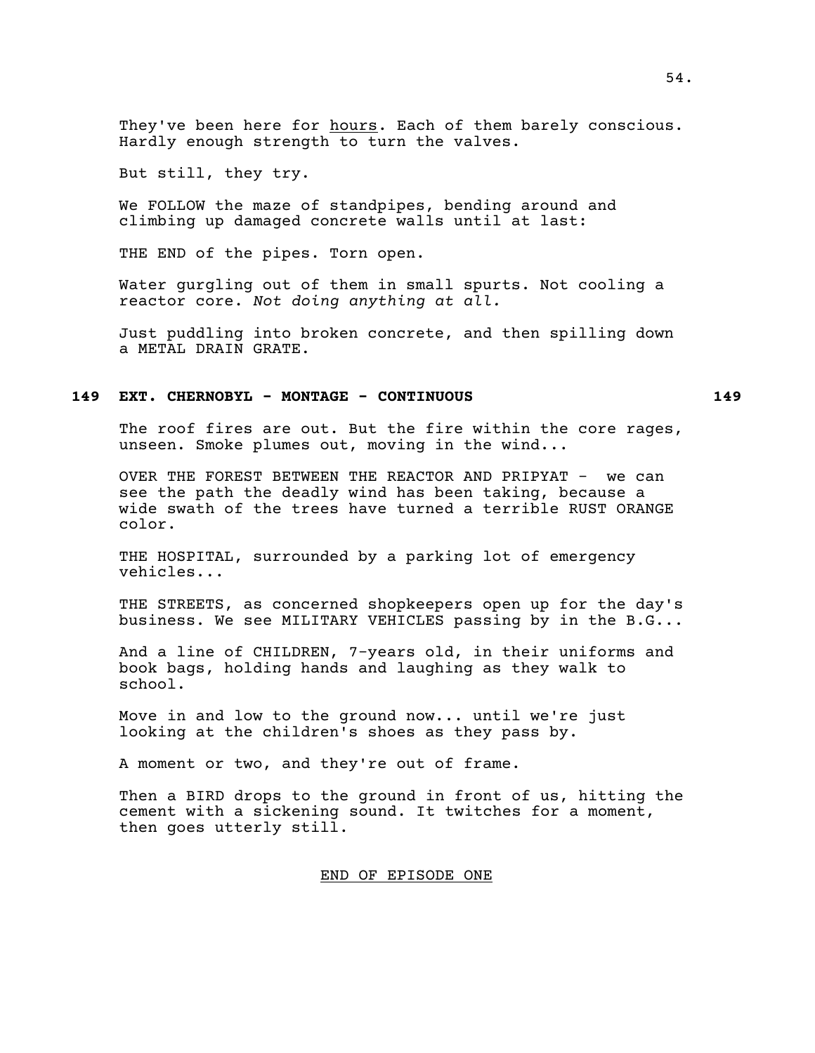They've been here for <u>hours</u>. Each of them barely conscious. Hardly enough strength to turn the valves.

But still, they try.

We FOLLOW the maze of standpipes, bending around and climbing up damaged concrete walls until at last:

THE END of the pipes. Torn open.

Water gurgling out of them in small spurts. Not cooling a reactor core. *Not doing anything at all.*

Just puddling into broken concrete, and then spilling down a METAL DRAIN GRATE.

**149 EXT. CHERNOBYL - MONTAGE - CONTINUOUS 149**

The roof fires are out. But the fire within the core rages, unseen. Smoke plumes out, moving in the wind...

OVER THE FOREST BETWEEN THE REACTOR AND PRIPYAT - we can see the path the deadly wind has been taking, because a wide swath of the trees have turned a terrible RUST ORANGE color.

THE HOSPITAL, surrounded by a parking lot of emergency vehicles...

THE STREETS, as concerned shopkeepers open up for the day's business. We see MILITARY VEHICLES passing by in the B.G...

And a line of CHILDREN, 7-years old, in their uniforms and book bags, holding hands and laughing as they walk to school.

Move in and low to the ground now... until we're just looking at the children's shoes as they pass by.

A moment or two, and they're out of frame.

Then a BIRD drops to the ground in front of us, hitting the cement with a sickening sound. It twitches for a moment, then goes utterly still.

<u>END OF EPISODE ONE</u>